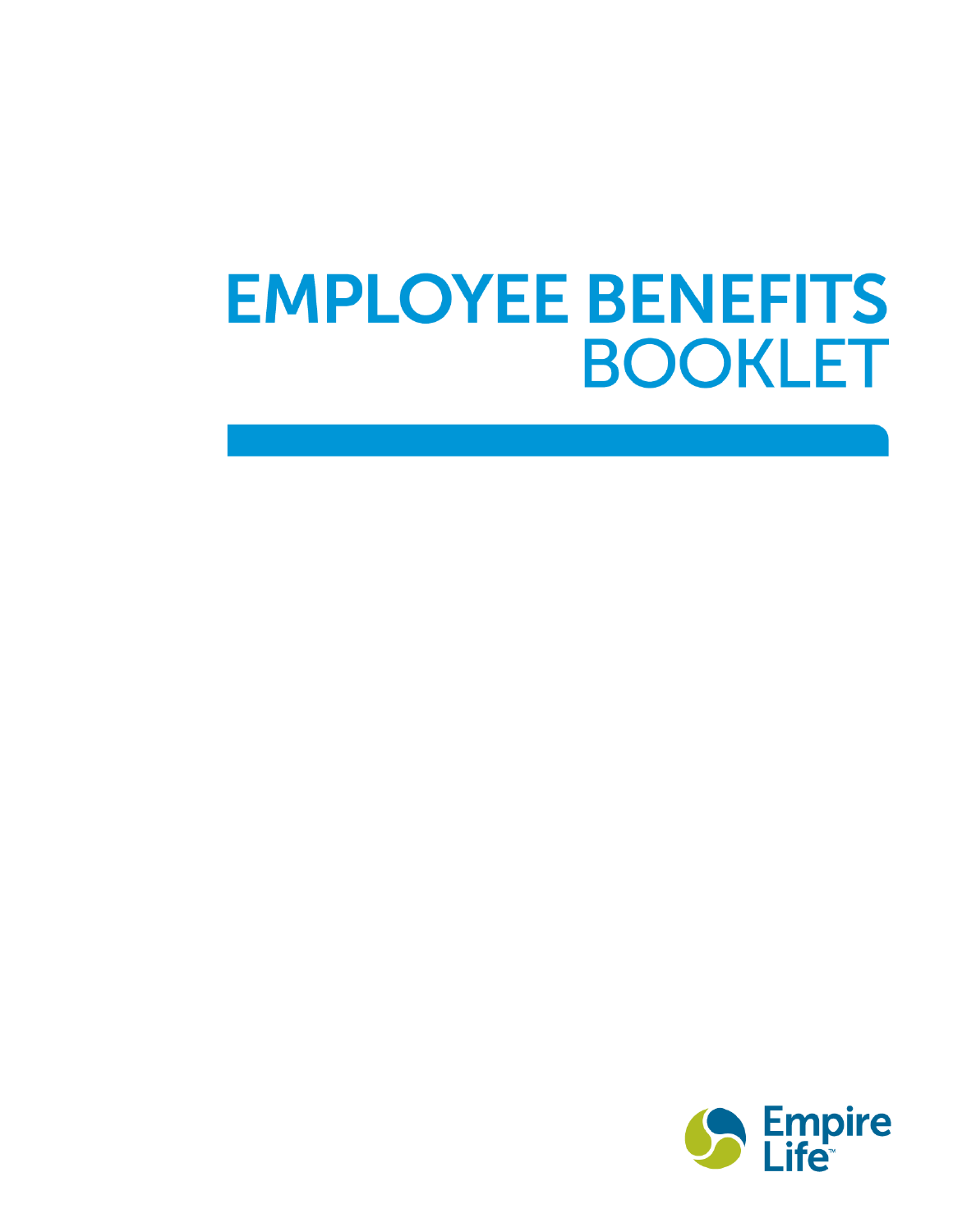# EMPLOYEE BENEFITS BOOKLET

Empire Life™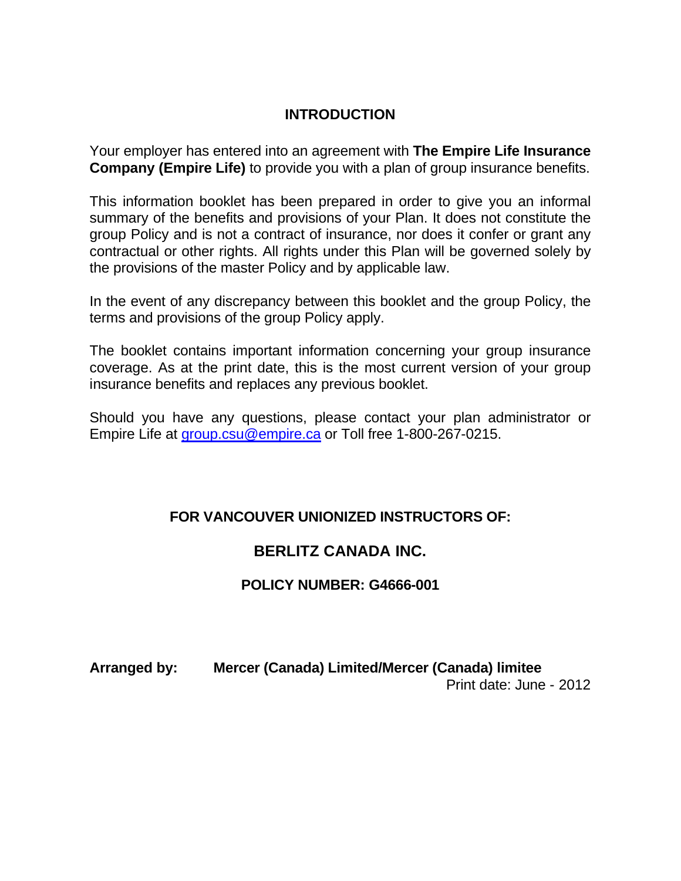# INTRODUCTION

Your employer has entered into an agreement with **The Empire Life Insurance Company (Empire Life)** to provide you with a plan of group insurance benefits.

This information booklet has been prepared in order to give you an informal summary of the benefits and provisions of your Plan. It does not constitute the group Policy and is not a contract of insurance, nor does it confer or grant any contractual or other rights. All rights under this Plan will be governed solely by the provisions of the master Policy and by applicable law.

In the event of any discrepancy between this booklet and the group Policy, the terms and provisions of the group Policy apply.

The booklet contains important information concerning your group insurance coverage. As at the print date, this is the most current version of your group insurance benefits and replaces any previous booklet.

Should you have any questions, please contact your plan administrator or Empire Life at group.csu@empire.ca or Toll free 1-800-267-0215.

**FOR VANCOUVER UNIONIZED INSTRUCTORS OF:**

## BERLITZ CANADA INC.

**POLICY NUMBER: G4666-001**

**Arranged by:** **Mercer (Canada) Limited/Mercer (Canada) limitee**

Print date: June - 2012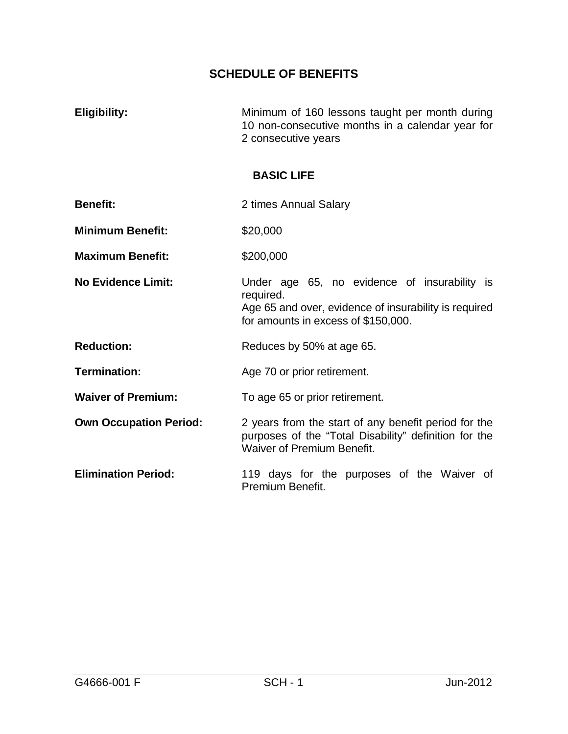# SCHEDULE OF BENEFITS

**Eligibility:** Minimum of 160 lessons taught per month during 10 non-consecutive months in a calendar year for 2 consecutive years

## BASIC LIFE

**Benefit:** 2 times Annual Salary

**Minimum Benefit:** $20,000

**Maximum Benefit:** $200,000

**No Evidence Limit:** Under age 65, no evidence of insurability is required.
Age 65 and over, evidence of insurability is required for amounts in excess of $150,000.

**Reduction:** Reduces by 50% at age 65.

**Termination:** Age 70 or prior retirement.

**Waiver of Premium:** To age 65 or prior retirement.

**Own Occupation Period:** 2 years from the start of any benefit period for the purposes of the "Total Disability" definition for the Waiver of Premium Benefit.

**Elimination Period:** 119 days for the purposes of the Waiver of Premium Benefit.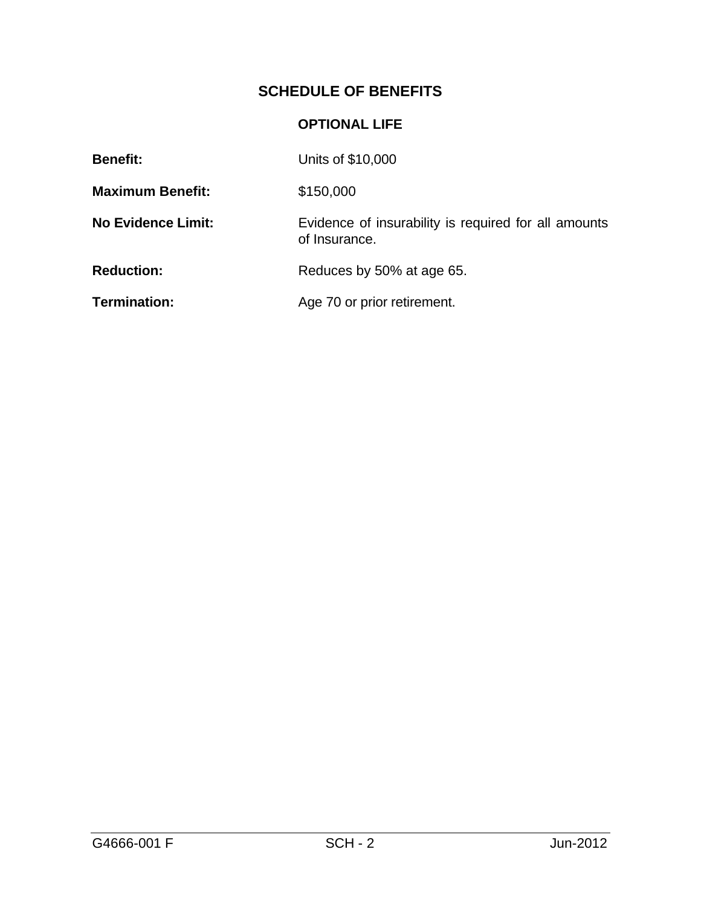# SCHEDULE OF BENEFITS

## OPTIONAL LIFE

| | |
|---|---|
| **Benefit:** | Units of $10,000 |
| **Maximum Benefit:** | $150,000 |
| **No Evidence Limit:** | Evidence of insurability is required for all amounts of Insurance. |
| **Reduction:** | Reduces by 50% at age 65. |
| **Termination:** | Age 70 or prior retirement. |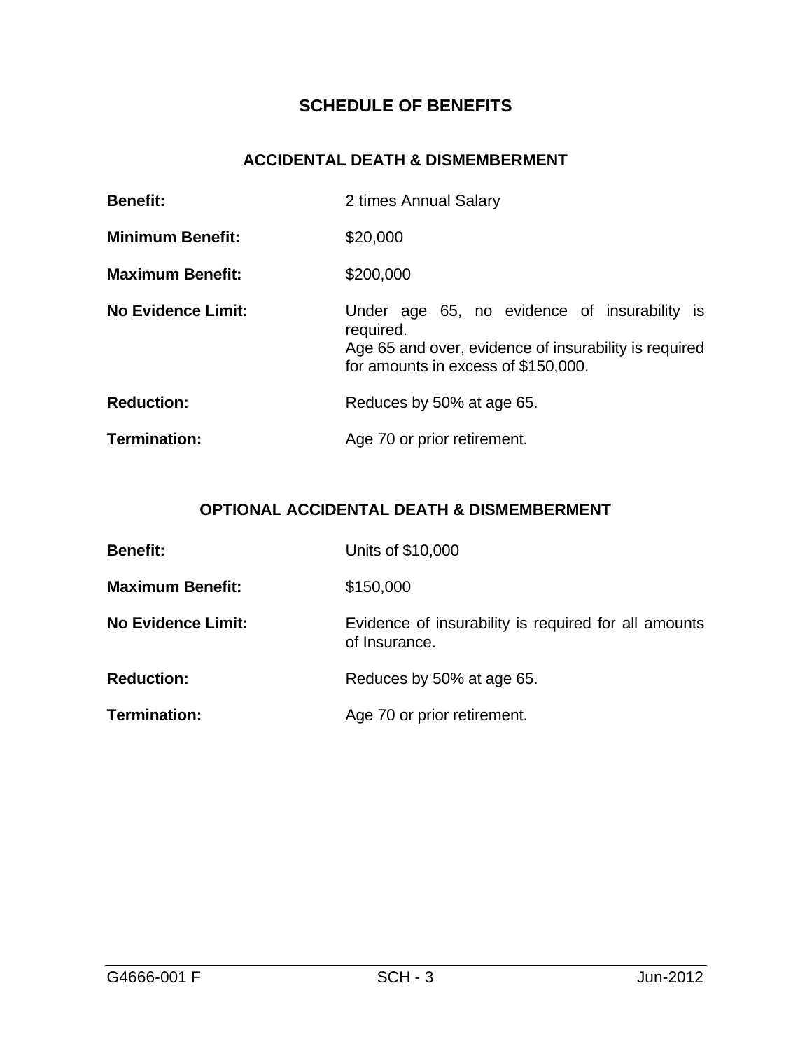# SCHEDULE OF BENEFITS

## ACCIDENTAL DEATH & DISMEMBERMENT

| | |
|---|---|
| **Benefit:** | 2 times Annual Salary |
| **Minimum Benefit:** | $20,000 |
| **Maximum Benefit:** | $200,000 |
| **No Evidence Limit:** | Under age 65, no evidence of insurability is required.<br>Age 65 and over, evidence of insurability is required for amounts in excess of $150,000. |
| **Reduction:** | Reduces by 50% at age 65. |
| **Termination:** | Age 70 or prior retirement. |

## OPTIONAL ACCIDENTAL DEATH & DISMEMBERMENT

| | |
|---|---|
| **Benefit:** | Units of $10,000 |
| **Maximum Benefit:** | $150,000 |
| **No Evidence Limit:** | Evidence of insurability is required for all amounts of Insurance. |
| **Reduction:** | Reduces by 50% at age 65. |
| **Termination:** | Age 70 or prior retirement. |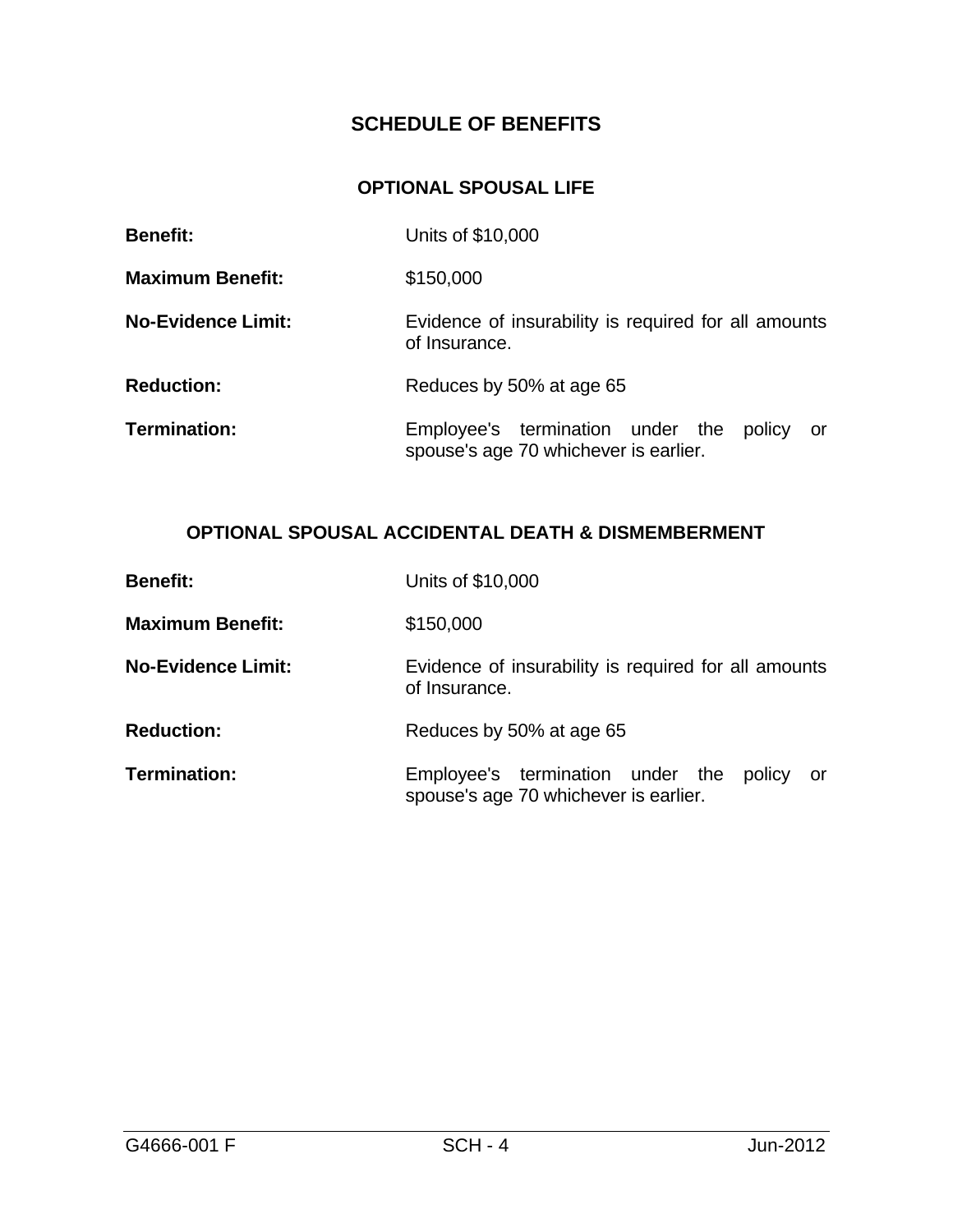# SCHEDULE OF BENEFITS

## OPTIONAL SPOUSAL LIFE

**Benefit:** Units of $10,000

**Maximum Benefit:** $150,000

**No-Evidence Limit:** Evidence of insurability is required for all amounts of Insurance.

**Reduction:** Reduces by 50% at age 65

**Termination:** Employee's termination under the policy or spouse's age 70 whichever is earlier.

## OPTIONAL SPOUSAL ACCIDENTAL DEATH & DISMEMBERMENT

**Benefit:** Units of $10,000

**Maximum Benefit:** $150,000

**No-Evidence Limit:** Evidence of insurability is required for all amounts of Insurance.

**Reduction:** Reduces by 50% at age 65

**Termination:** Employee's termination under the policy or spouse's age 70 whichever is earlier.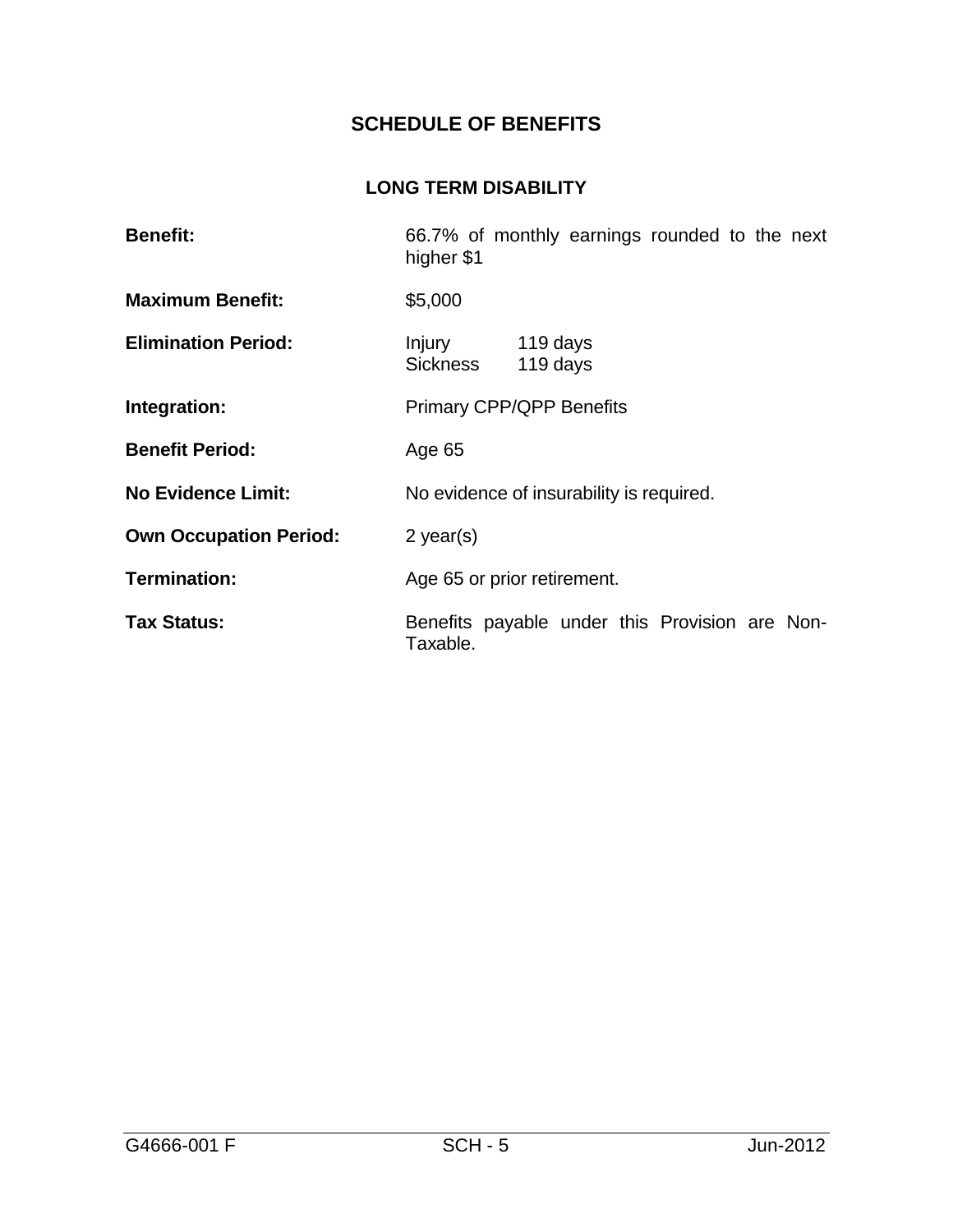# SCHEDULE OF BENEFITS

## LONG TERM DISABILITY

| | |
|---|---|
| **Benefit:** | 66.7% of monthly earnings rounded to the next higher $1 |
| **Maximum Benefit:** | $5,000 |
| **Elimination Period:** | Injury 119 days<br>Sickness 119 days |
| **Integration:** | Primary CPP/QPP Benefits |
| **Benefit Period:** | Age 65 |
| **No Evidence Limit:** | No evidence of insurability is required. |
| **Own Occupation Period:** | 2 year(s) |
| **Termination:** | Age 65 or prior retirement. |
| **Tax Status:** | Benefits payable under this Provision are Non-Taxable. |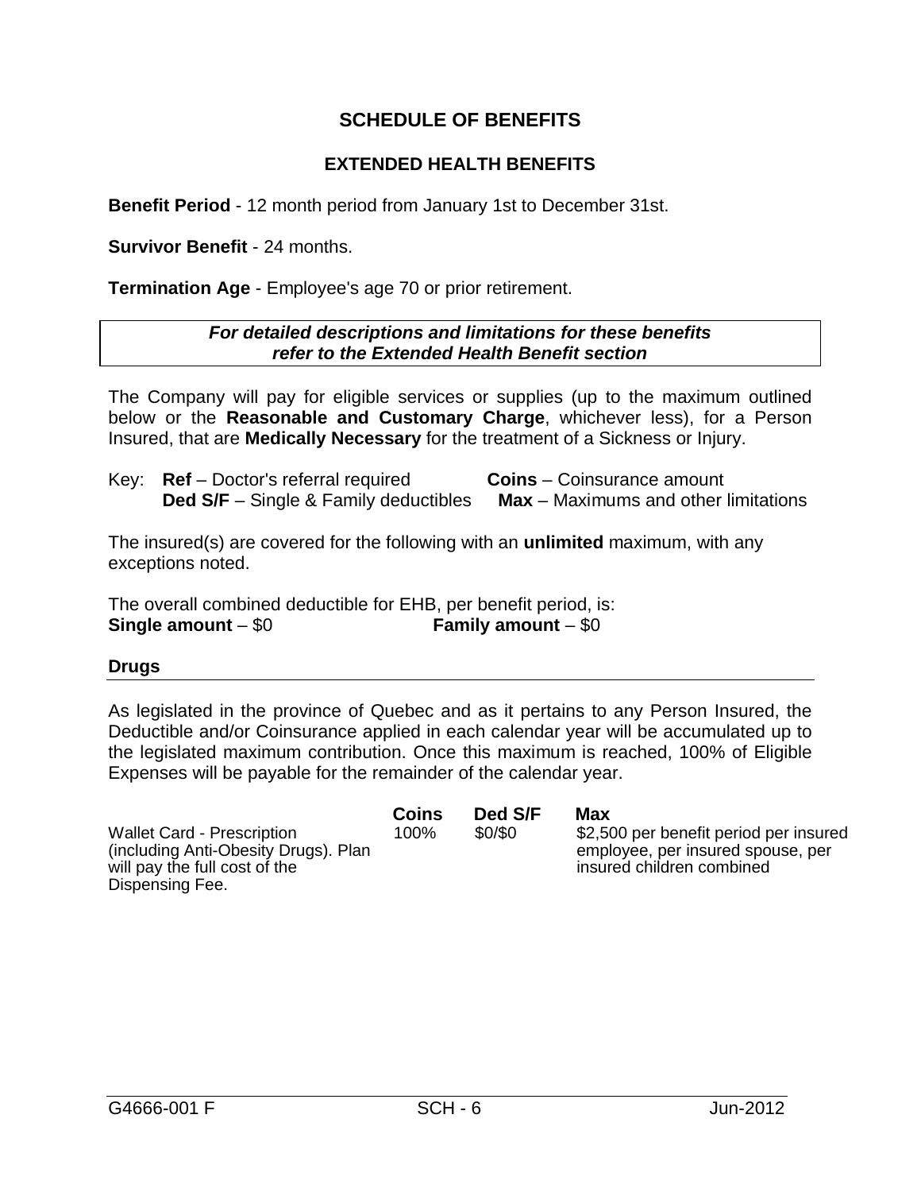# SCHEDULE OF BENEFITS

## EXTENDED HEALTH BENEFITS

**Benefit Period** - 12 month period from January 1st to December 31st.

**Survivor Benefit** - 24 months.

**Termination Age** - Employee's age 70 or prior retirement.

> ***For detailed descriptions and limitations for these benefits refer to the Extended Health Benefit section***

The Company will pay for eligible services or supplies (up to the maximum outlined below or the **Reasonable and Customary Charge**, whichever less), for a Person Insured, that are **Medically Necessary** for the treatment of a Sickness or Injury.

Key: **Ref** – Doctor's referral required  **Coins** – Coinsurance amount
**Ded S/F** – Single & Family deductibles  **Max** – Maximums and other limitations

The insured(s) are covered for the following with an **unlimited** maximum, with any exceptions noted.

The overall combined deductible for EHB, per benefit period, is:
**Single amount** – $0  **Family amount** – $0

### Drugs

As legislated in the province of Quebec and as it pertains to any Person Insured, the Deductible and/or Coinsurance applied in each calendar year will be accumulated up to the legislated maximum contribution. Once this maximum is reached, 100% of Eligible Expenses will be payable for the remainder of the calendar year.

| | Coins | Ded S/F | Max |
|---|---|---|---|
| Wallet Card - Prescription (including Anti-Obesity Drugs). Plan will pay the full cost of the Dispensing Fee. | 100% | $0/$0 | $2,500 per benefit period per insured employee, per insured spouse, per insured children combined |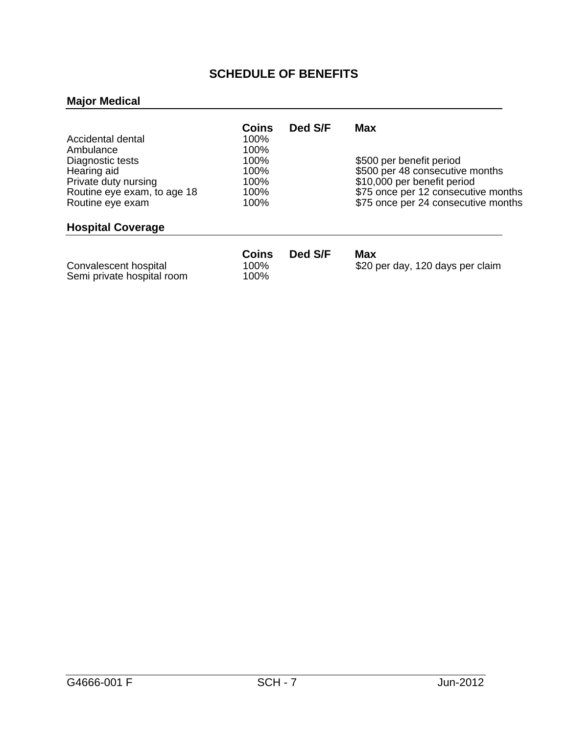# SCHEDULE OF BENEFITS

## Major Medical

| | Coins | Ded S/F | Max |
|---|---|---|---|
| Accidental dental | 100% | | |
| Ambulance | 100% | | |
| Diagnostic tests | 100% | | $500 per benefit period |
| Hearing aid | 100% | | $500 per 48 consecutive months |
| Private duty nursing | 100% | | $10,000 per benefit period |
| Routine eye exam, to age 18 | 100% | | $75 once per 12 consecutive months |
| Routine eye exam | 100% | | $75 once per 24 consecutive months |

## Hospital Coverage

| | Coins | Ded S/F | Max |
|---|---|---|---|
| Convalescent hospital | 100% | | $20 per day, 120 days per claim |
| Semi private hospital room | 100% | | |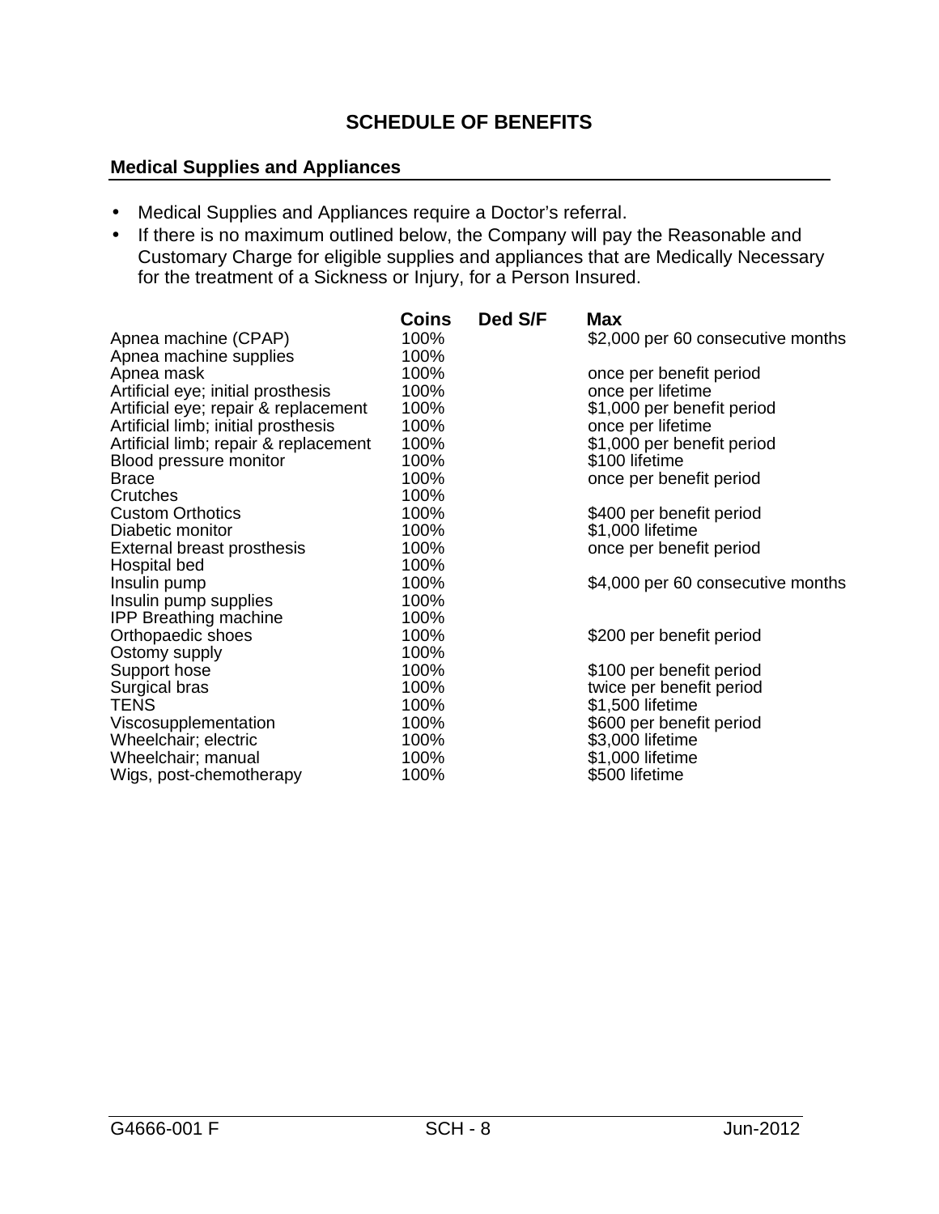# SCHEDULE OF BENEFITS

## Medical Supplies and Appliances

- Medical Supplies and Appliances require a Doctor's referral.
- If there is no maximum outlined below, the Company will pay the Reasonable and Customary Charge for eligible supplies and appliances that are Medically Necessary for the treatment of a Sickness or Injury, for a Person Insured.

| | Coins | Ded S/F | Max |
|---|---|---|---|
| Apnea machine (CPAP) | 100% | | $2,000 per 60 consecutive months |
| Apnea machine supplies | 100% | | |
| Apnea mask | 100% | | once per benefit period |
| Artificial eye; initial prosthesis | 100% | | once per lifetime |
| Artificial eye; repair & replacement | 100% | | $1,000 per benefit period |
| Artificial limb; initial prosthesis | 100% | | once per lifetime |
| Artificial limb; repair & replacement | 100% | | $1,000 per benefit period |
| Blood pressure monitor | 100% | | $100 lifetime |
| Brace | 100% | | once per benefit period |
| Crutches | 100% | | |
| Custom Orthotics | 100% | | $400 per benefit period |
| Diabetic monitor | 100% | | $1,000 lifetime |
| External breast prosthesis | 100% | | once per benefit period |
| Hospital bed | 100% | | |
| Insulin pump | 100% | | $4,000 per 60 consecutive months |
| Insulin pump supplies | 100% | | |
| IPP Breathing machine | 100% | | |
| Orthopaedic shoes | 100% | | $200 per benefit period |
| Ostomy supply | 100% | | |
| Support hose | 100% | | $100 per benefit period |
| Surgical bras | 100% | | twice per benefit period |
| TENS | 100% | | $1,500 lifetime |
| Viscosupplementation | 100% | | $600 per benefit period |
| Wheelchair; electric | 100% | | $3,000 lifetime |
| Wheelchair; manual | 100% | | $1,000 lifetime |
| Wigs, post-chemotherapy | 100% | | $500 lifetime |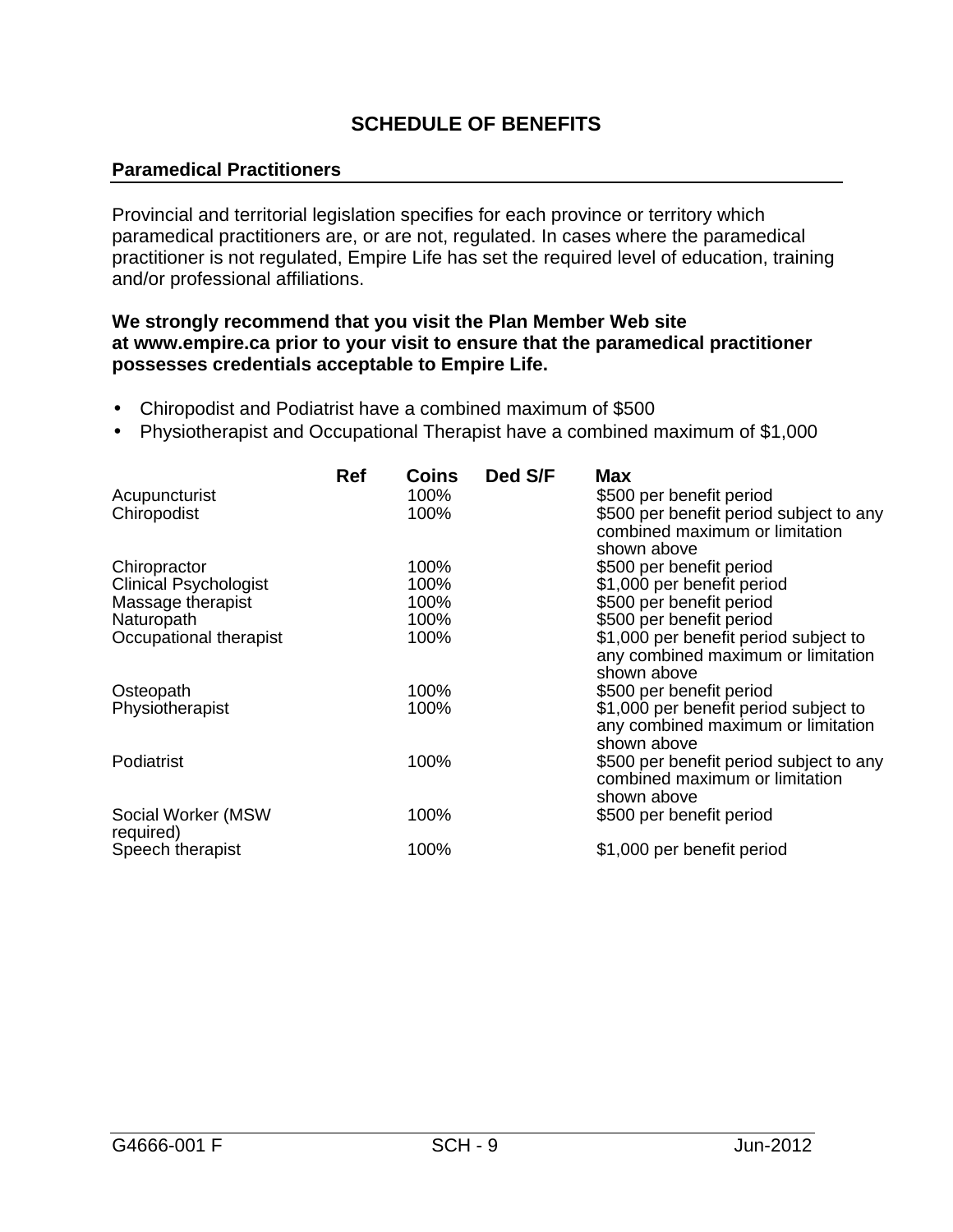# SCHEDULE OF BENEFITS

## Paramedical Practitioners

Provincial and territorial legislation specifies for each province or territory which paramedical practitioners are, or are not, regulated. In cases where the paramedical practitioner is not regulated, Empire Life has set the required level of education, training and/or professional affiliations.

**We strongly recommend that you visit the Plan Member Web site at www.empire.ca prior to your visit to ensure that the paramedical practitioner possesses credentials acceptable to Empire Life.**

- Chiropodist and Podiatrist have a combined maximum of $500
- Physiotherapist and Occupational Therapist have a combined maximum of $1,000

| | Ref | Coins | Ded S/F | Max |
|---|---|---|---|---|
| Acupuncturist | | 100% | | $500 per benefit period |
| Chiropodist | | 100% | | $500 per benefit period subject to any combined maximum or limitation shown above |
| Chiropractor | | 100% | | $500 per benefit period |
| Clinical Psychologist | | 100% | | $1,000 per benefit period |
| Massage therapist | | 100% | | $500 per benefit period |
| Naturopath | | 100% | | $500 per benefit period |
| Occupational therapist | | 100% | | $1,000 per benefit period subject to any combined maximum or limitation shown above |
| Osteopath | | 100% | | $500 per benefit period |
| Physiotherapist | | 100% | | $1,000 per benefit period subject to any combined maximum or limitation shown above |
| Podiatrist | | 100% | | $500 per benefit period subject to any combined maximum or limitation shown above |
| Social Worker (MSW required) | | 100% | | $500 per benefit period |
| Speech therapist | | 100% | | $1,000 per benefit period |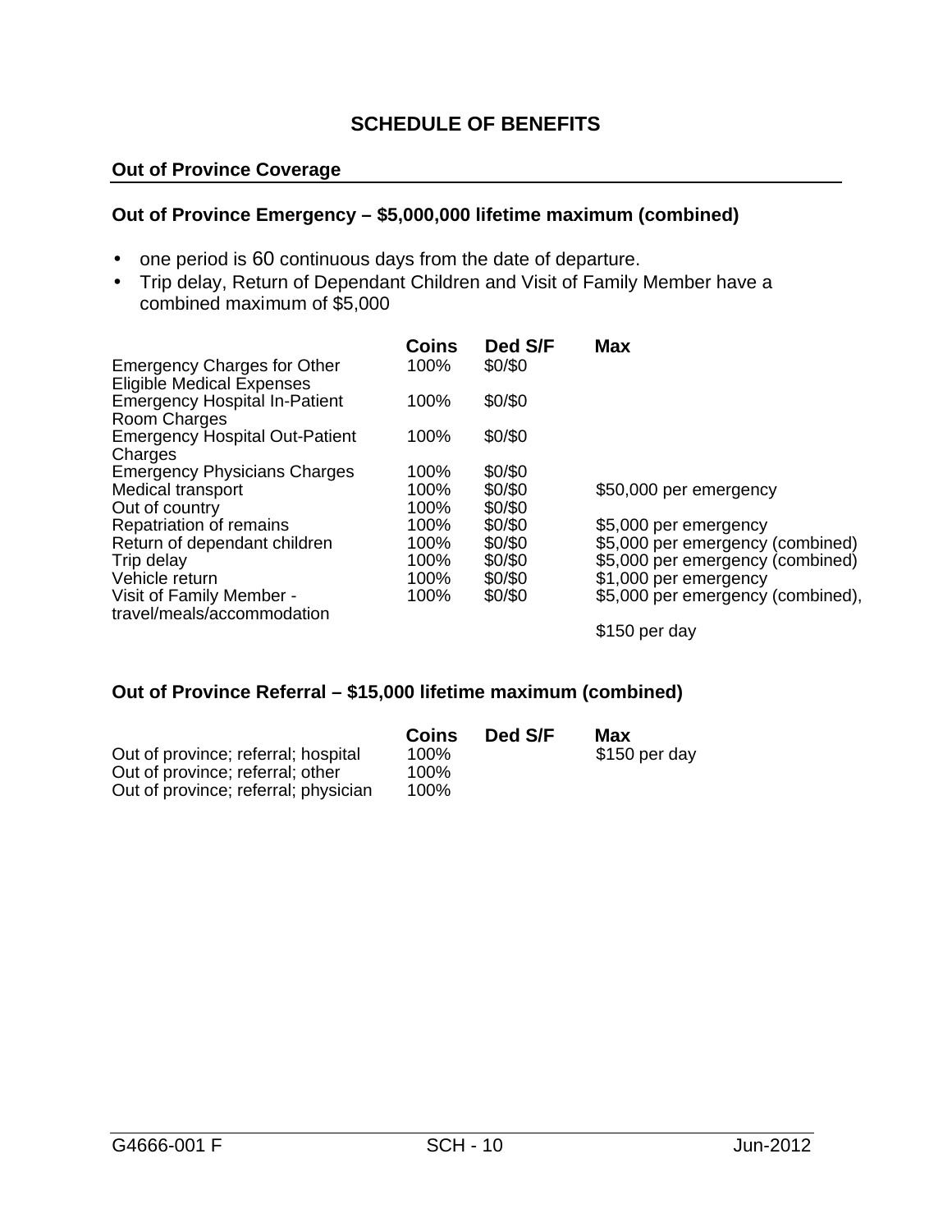# SCHEDULE OF BENEFITS

## Out of Province Coverage

### Out of Province Emergency – $5,000,000 lifetime maximum (combined)

- one period is 60 continuous days from the date of departure.
- Trip delay, Return of Dependant Children and Visit of Family Member have a combined maximum of $5,000

| | Coins | Ded S/F | Max |
|---|---|---|---|
| Emergency Charges for Other Eligible Medical Expenses | 100% | $0/$0 | |
| Emergency Hospital In-Patient Room Charges | 100% | $0/$0 | |
| Emergency Hospital Out-Patient Charges | 100% | $0/$0 | |
| Emergency Physicians Charges | 100% | $0/$0 | |
| Medical transport | 100% | $0/$0 | $50,000 per emergency |
| Out of country | 100% | $0/$0 | |
| Repatriation of remains | 100% | $0/$0 | $5,000 per emergency |
| Return of dependant children | 100% | $0/$0 | $5,000 per emergency (combined) |
| Trip delay | 100% | $0/$0 | $5,000 per emergency (combined) |
| Vehicle return | 100% | $0/$0 | $1,000 per emergency |
| Visit of Family Member - travel/meals/accommodation | 100% | $0/$0 | $5,000 per emergency (combined), $150 per day |

### Out of Province Referral – $15,000 lifetime maximum (combined)

| | Coins | Ded S/F | Max |
|---|---|---|---|
| Out of province; referral; hospital | 100% | | $150 per day |
| Out of province; referral; other | 100% | | |
| Out of province; referral; physician | 100% | | |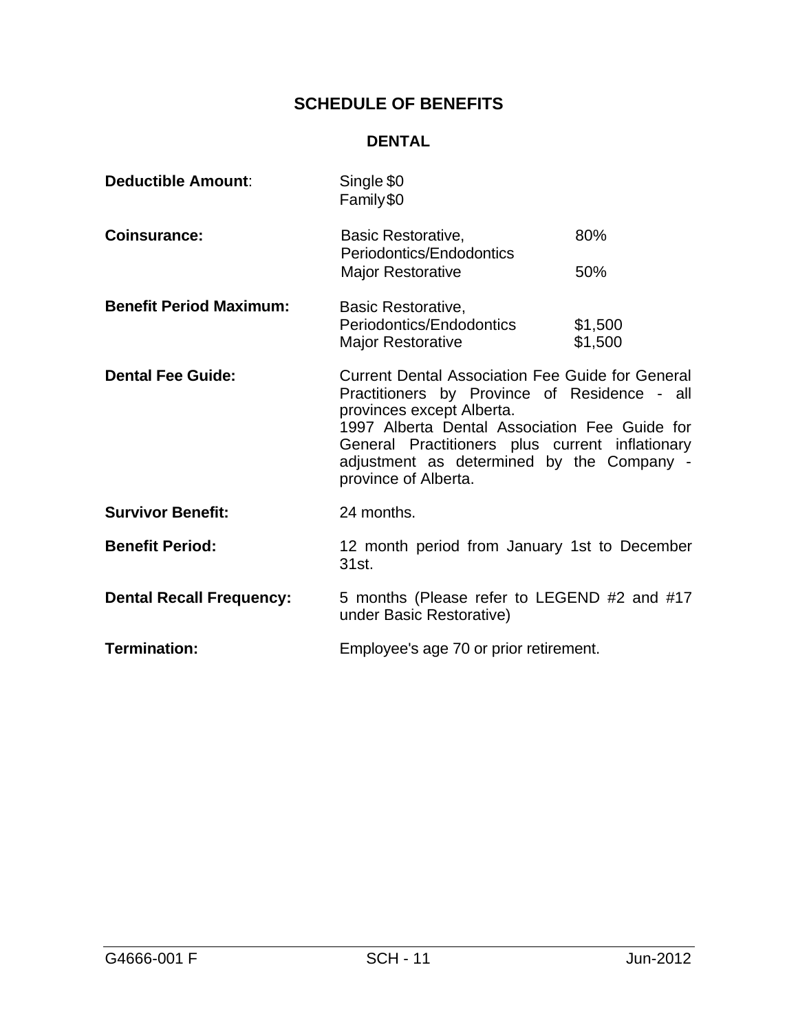## SCHEDULE OF BENEFITS

### DENTAL

| | | |
|---|---|---|
| **Deductible Amount**: | Single $0<br>Family $0 | |
| **Coinsurance:** | Basic Restorative, Periodontics/Endodontics | 80% |
| | Major Restorative | 50% |
| **Benefit Period Maximum:** | Basic Restorative, Periodontics/Endodontics | $1,500 |
| | Major Restorative | $1,500 |
| **Dental Fee Guide:** | Current Dental Association Fee Guide for General Practitioners by Province of Residence - all provinces except Alberta.<br>1997 Alberta Dental Association Fee Guide for General Practitioners plus current inflationary adjustment as determined by the Company - province of Alberta. | |
| **Survivor Benefit:** | 24 months. | |
| **Benefit Period:** | 12 month period from January 1st to December 31st. | |
| **Dental Recall Frequency:** | 5 months (Please refer to LEGEND #2 and #17 under Basic Restorative) | |
| **Termination:** | Employee's age 70 or prior retirement. | |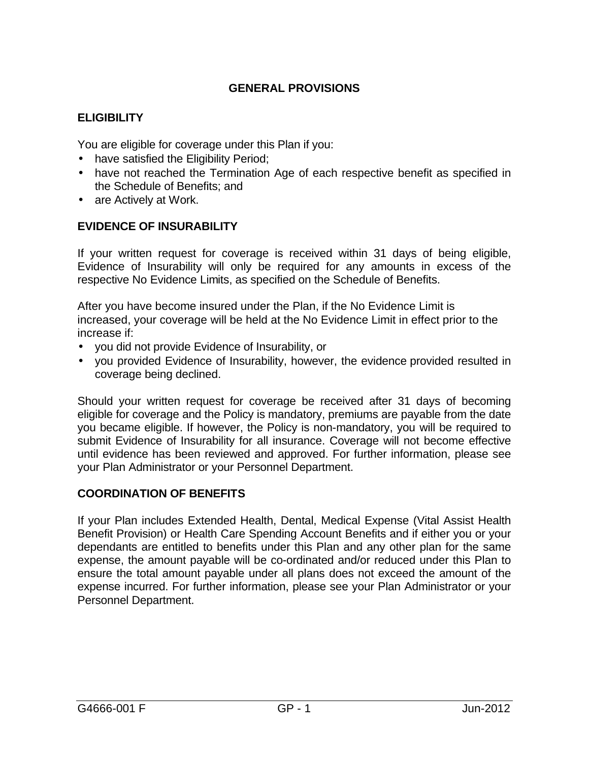# GENERAL PROVISIONS

## ELIGIBILITY

You are eligible for coverage under this Plan if you:

- have satisfied the Eligibility Period;
- have not reached the Termination Age of each respective benefit as specified in the Schedule of Benefits; and
- are Actively at Work.

## EVIDENCE OF INSURABILITY

If your written request for coverage is received within 31 days of being eligible, Evidence of Insurability will only be required for any amounts in excess of the respective No Evidence Limits, as specified on the Schedule of Benefits.

After you have become insured under the Plan, if the No Evidence Limit is increased, your coverage will be held at the No Evidence Limit in effect prior to the increase if:

- you did not provide Evidence of Insurability, or
- you provided Evidence of Insurability, however, the evidence provided resulted in coverage being declined.

Should your written request for coverage be received after 31 days of becoming eligible for coverage and the Policy is mandatory, premiums are payable from the date you became eligible. If however, the Policy is non-mandatory, you will be required to submit Evidence of Insurability for all insurance. Coverage will not become effective until evidence has been reviewed and approved. For further information, please see your Plan Administrator or your Personnel Department.

## COORDINATION OF BENEFITS

If your Plan includes Extended Health, Dental, Medical Expense (Vital Assist Health Benefit Provision) or Health Care Spending Account Benefits and if either you or your dependants are entitled to benefits under this Plan and any other plan for the same expense, the amount payable will be co-ordinated and/or reduced under this Plan to ensure the total amount payable under all plans does not exceed the amount of the expense incurred. For further information, please see your Plan Administrator or your Personnel Department.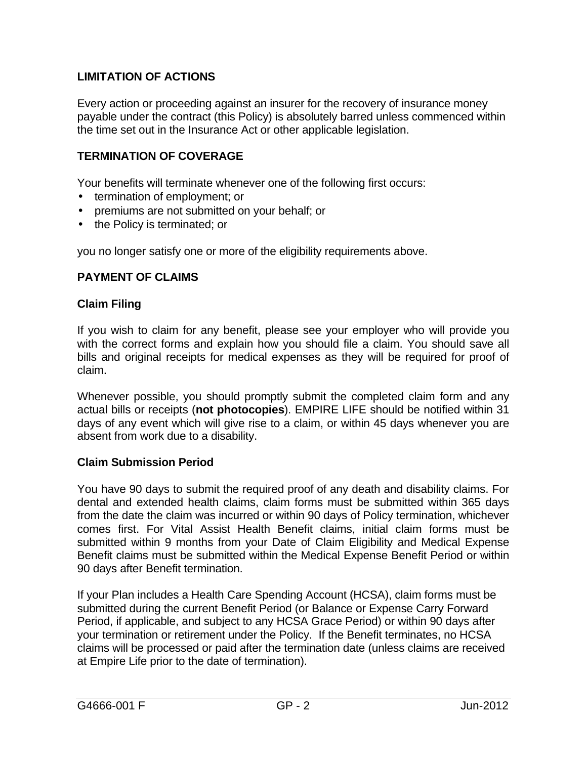## LIMITATION OF ACTIONS

Every action or proceeding against an insurer for the recovery of insurance money payable under the contract (this Policy) is absolutely barred unless commenced within the time set out in the Insurance Act or other applicable legislation.

## TERMINATION OF COVERAGE

Your benefits will terminate whenever one of the following first occurs:

- termination of employment; or
- premiums are not submitted on your behalf; or
- the Policy is terminated; or

you no longer satisfy one or more of the eligibility requirements above.

## PAYMENT OF CLAIMS

### Claim Filing

If you wish to claim for any benefit, please see your employer who will provide you with the correct forms and explain how you should file a claim. You should save all bills and original receipts for medical expenses as they will be required for proof of claim.

Whenever possible, you should promptly submit the completed claim form and any actual bills or receipts (**not photocopies**). EMPIRE LIFE should be notified within 31 days of any event which will give rise to a claim, or within 45 days whenever you are absent from work due to a disability.

### Claim Submission Period

You have 90 days to submit the required proof of any death and disability claims. For dental and extended health claims, claim forms must be submitted within 365 days from the date the claim was incurred or within 90 days of Policy termination, whichever comes first. For Vital Assist Health Benefit claims, initial claim forms must be submitted within 9 months from your Date of Claim Eligibility and Medical Expense Benefit claims must be submitted within the Medical Expense Benefit Period or within 90 days after Benefit termination.

If your Plan includes a Health Care Spending Account (HCSA), claim forms must be submitted during the current Benefit Period (or Balance or Expense Carry Forward Period, if applicable, and subject to any HCSA Grace Period) or within 90 days after your termination or retirement under the Policy. If the Benefit terminates, no HCSA claims will be processed or paid after the termination date (unless claims are received at Empire Life prior to the date of termination).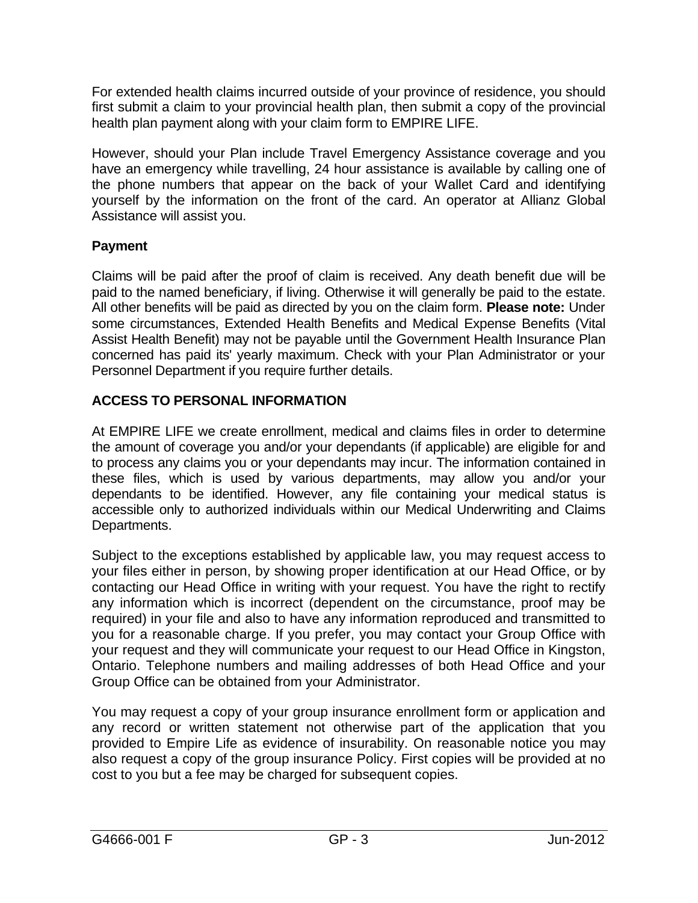For extended health claims incurred outside of your province of residence, you should first submit a claim to your provincial health plan, then submit a copy of the provincial health plan payment along with your claim form to EMPIRE LIFE.

However, should your Plan include Travel Emergency Assistance coverage and you have an emergency while travelling, 24 hour assistance is available by calling one of the phone numbers that appear on the back of your Wallet Card and identifying yourself by the information on the front of the card. An operator at Allianz Global Assistance will assist you.

### Payment

Claims will be paid after the proof of claim is received. Any death benefit due will be paid to the named beneficiary, if living. Otherwise it will generally be paid to the estate. All other benefits will be paid as directed by you on the claim form. **Please note:** Under some circumstances, Extended Health Benefits and Medical Expense Benefits (Vital Assist Health Benefit) may not be payable until the Government Health Insurance Plan concerned has paid its' yearly maximum. Check with your Plan Administrator or your Personnel Department if you require further details.

## ACCESS TO PERSONAL INFORMATION

At EMPIRE LIFE we create enrollment, medical and claims files in order to determine the amount of coverage you and/or your dependants (if applicable) are eligible for and to process any claims you or your dependants may incur. The information contained in these files, which is used by various departments, may allow you and/or your dependants to be identified. However, any file containing your medical status is accessible only to authorized individuals within our Medical Underwriting and Claims Departments.

Subject to the exceptions established by applicable law, you may request access to your files either in person, by showing proper identification at our Head Office, or by contacting our Head Office in writing with your request. You have the right to rectify any information which is incorrect (dependent on the circumstance, proof may be required) in your file and also to have any information reproduced and transmitted to you for a reasonable charge. If you prefer, you may contact your Group Office with your request and they will communicate your request to our Head Office in Kingston, Ontario. Telephone numbers and mailing addresses of both Head Office and your Group Office can be obtained from your Administrator.

You may request a copy of your group insurance enrollment form or application and any record or written statement not otherwise part of the application that you provided to Empire Life as evidence of insurability. On reasonable notice you may also request a copy of the group insurance Policy. First copies will be provided at no cost to you but a fee may be charged for subsequent copies.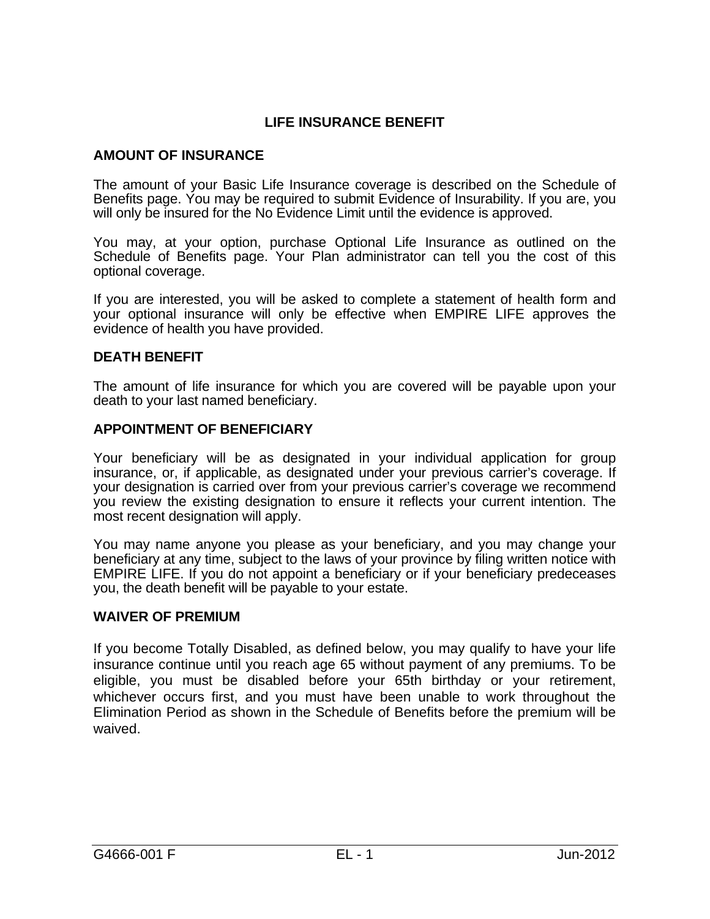# LIFE INSURANCE BENEFIT

## AMOUNT OF INSURANCE

The amount of your Basic Life Insurance coverage is described on the Schedule of Benefits page. You may be required to submit Evidence of Insurability. If you are, you will only be insured for the No Evidence Limit until the evidence is approved.

You may, at your option, purchase Optional Life Insurance as outlined on the Schedule of Benefits page. Your Plan administrator can tell you the cost of this optional coverage.

If you are interested, you will be asked to complete a statement of health form and your optional insurance will only be effective when EMPIRE LIFE approves the evidence of health you have provided.

## DEATH BENEFIT

The amount of life insurance for which you are covered will be payable upon your death to your last named beneficiary.

## APPOINTMENT OF BENEFICIARY

Your beneficiary will be as designated in your individual application for group insurance, or, if applicable, as designated under your previous carrier's coverage. If your designation is carried over from your previous carrier's coverage we recommend you review the existing designation to ensure it reflects your current intention. The most recent designation will apply.

You may name anyone you please as your beneficiary, and you may change your beneficiary at any time, subject to the laws of your province by filing written notice with EMPIRE LIFE. If you do not appoint a beneficiary or if your beneficiary predeceases you, the death benefit will be payable to your estate.

## WAIVER OF PREMIUM

If you become Totally Disabled, as defined below, you may qualify to have your life insurance continue until you reach age 65 without payment of any premiums. To be eligible, you must be disabled before your 65th birthday or your retirement, whichever occurs first, and you must have been unable to work throughout the Elimination Period as shown in the Schedule of Benefits before the premium will be waived.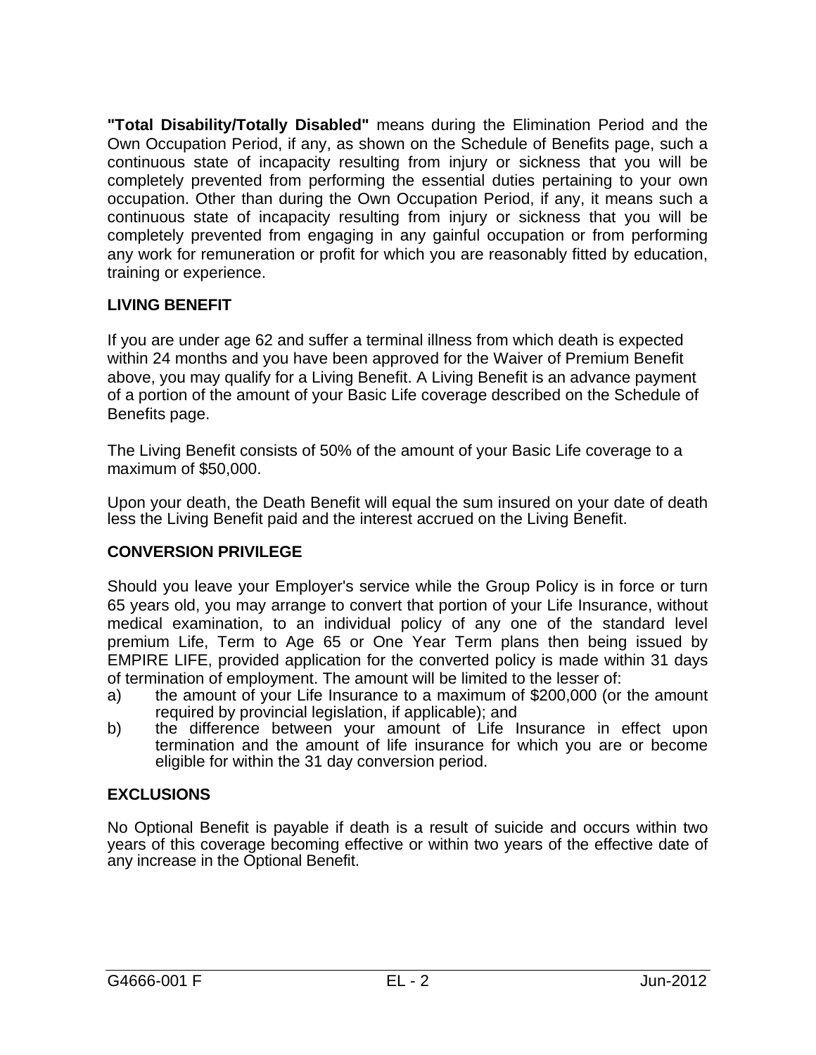**"Total Disability/Totally Disabled"** means during the Elimination Period and the Own Occupation Period, if any, as shown on the Schedule of Benefits page, such a continuous state of incapacity resulting from injury or sickness that you will be completely prevented from performing the essential duties pertaining to your own occupation. Other than during the Own Occupation Period, if any, it means such a continuous state of incapacity resulting from injury or sickness that you will be completely prevented from engaging in any gainful occupation or from performing any work for remuneration or profit for which you are reasonably fitted by education, training or experience.

### LIVING BENEFIT

If you are under age 62 and suffer a terminal illness from which death is expected within 24 months and you have been approved for the Waiver of Premium Benefit above, you may qualify for a Living Benefit. A Living Benefit is an advance payment of a portion of the amount of your Basic Life coverage described on the Schedule of Benefits page.

The Living Benefit consists of 50% of the amount of your Basic Life coverage to a maximum of $50,000.

Upon your death, the Death Benefit will equal the sum insured on your date of death less the Living Benefit paid and the interest accrued on the Living Benefit.

### CONVERSION PRIVILEGE

Should you leave your Employer's service while the Group Policy is in force or turn 65 years old, you may arrange to convert that portion of your Life Insurance, without medical examination, to an individual policy of any one of the standard level premium Life, Term to Age 65 or One Year Term plans then being issued by EMPIRE LIFE, provided application for the converted policy is made within 31 days of termination of employment. The amount will be limited to the lesser of:

a) the amount of your Life Insurance to a maximum of $200,000 (or the amount required by provincial legislation, if applicable); and
b) the difference between your amount of Life Insurance in effect upon termination and the amount of life insurance for which you are or become eligible for within the 31 day conversion period.

### EXCLUSIONS

No Optional Benefit is payable if death is a result of suicide and occurs within two years of this coverage becoming effective or within two years of the effective date of any increase in the Optional Benefit.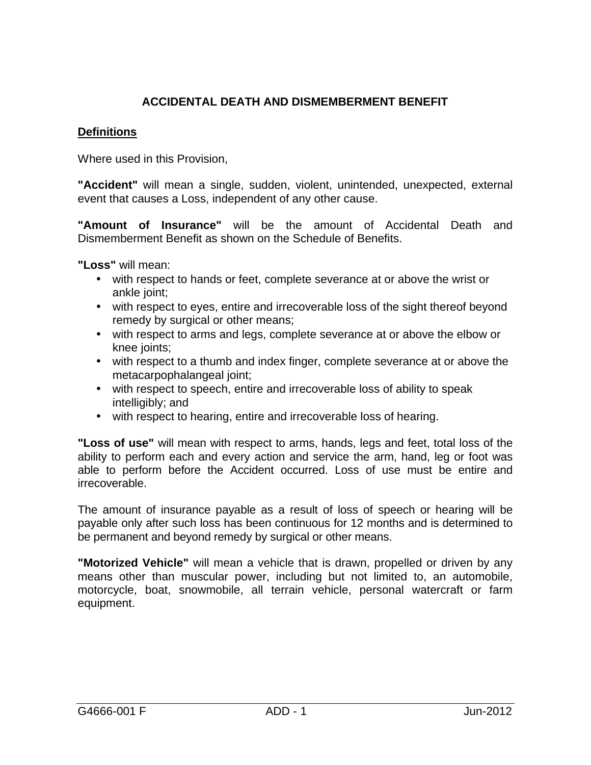# ACCIDENTAL DEATH AND DISMEMBERMENT BENEFIT

## Definitions

Where used in this Provision,

**"Accident"** will mean a single, sudden, violent, unintended, unexpected, external event that causes a Loss, independent of any other cause.

**"Amount of Insurance"** will be the amount of Accidental Death and Dismemberment Benefit as shown on the Schedule of Benefits.

**"Loss"** will mean:

- with respect to hands or feet, complete severance at or above the wrist or ankle joint;
- with respect to eyes, entire and irrecoverable loss of the sight thereof beyond remedy by surgical or other means;
- with respect to arms and legs, complete severance at or above the elbow or knee joints;
- with respect to a thumb and index finger, complete severance at or above the metacarpophalangeal joint;
- with respect to speech, entire and irrecoverable loss of ability to speak intelligibly; and
- with respect to hearing, entire and irrecoverable loss of hearing.

**"Loss of use"** will mean with respect to arms, hands, legs and feet, total loss of the ability to perform each and every action and service the arm, hand, leg or foot was able to perform before the Accident occurred. Loss of use must be entire and irrecoverable.

The amount of insurance payable as a result of loss of speech or hearing will be payable only after such loss has been continuous for 12 months and is determined to be permanent and beyond remedy by surgical or other means.

**"Motorized Vehicle"** will mean a vehicle that is drawn, propelled or driven by any means other than muscular power, including but not limited to, an automobile, motorcycle, boat, snowmobile, all terrain vehicle, personal watercraft or farm equipment.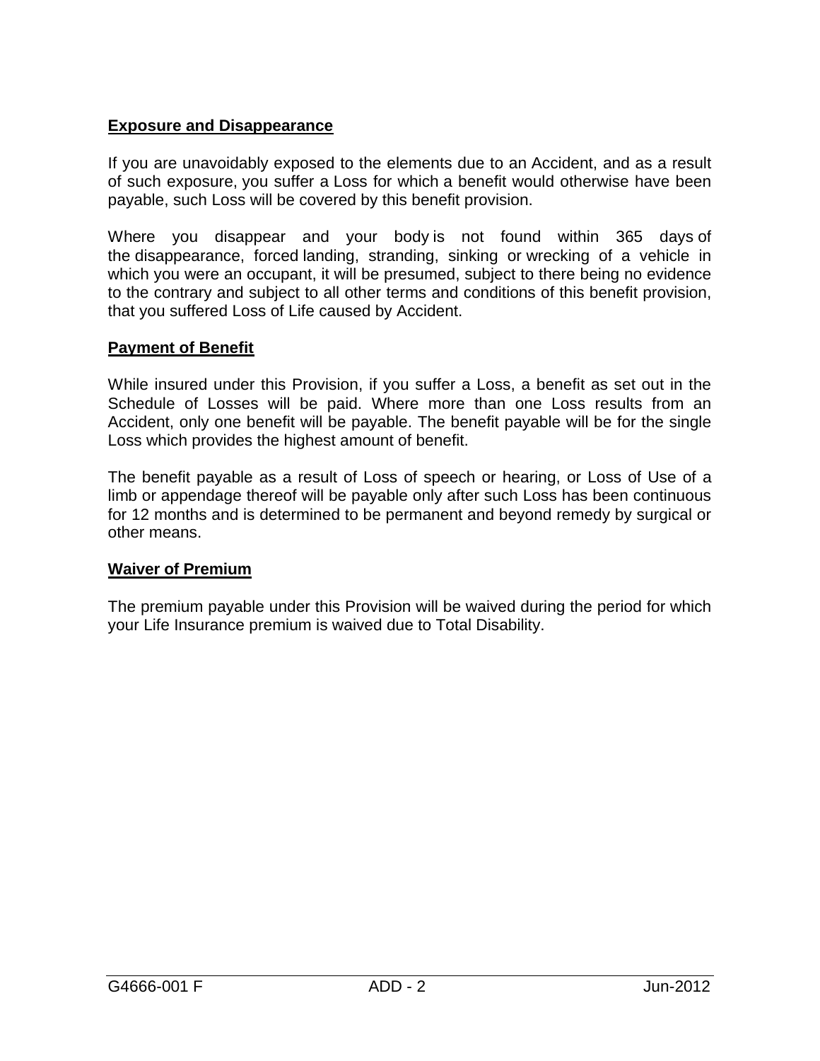**Exposure and Disappearance**

If you are unavoidably exposed to the elements due to an Accident, and as a result of such exposure, you suffer a Loss for which a benefit would otherwise have been payable, such Loss will be covered by this benefit provision.

Where you disappear and your body is not found within 365 days of the disappearance, forced landing, stranding, sinking or wrecking of a vehicle in which you were an occupant, it will be presumed, subject to there being no evidence to the contrary and subject to all other terms and conditions of this benefit provision, that you suffered Loss of Life caused by Accident.

**Payment of Benefit**

While insured under this Provision, if you suffer a Loss, a benefit as set out in the Schedule of Losses will be paid. Where more than one Loss results from an Accident, only one benefit will be payable. The benefit payable will be for the single Loss which provides the highest amount of benefit.

The benefit payable as a result of Loss of speech or hearing, or Loss of Use of a limb or appendage thereof will be payable only after such Loss has been continuous for 12 months and is determined to be permanent and beyond remedy by surgical or other means.

**Waiver of Premium**

The premium payable under this Provision will be waived during the period for which your Life Insurance premium is waived due to Total Disability.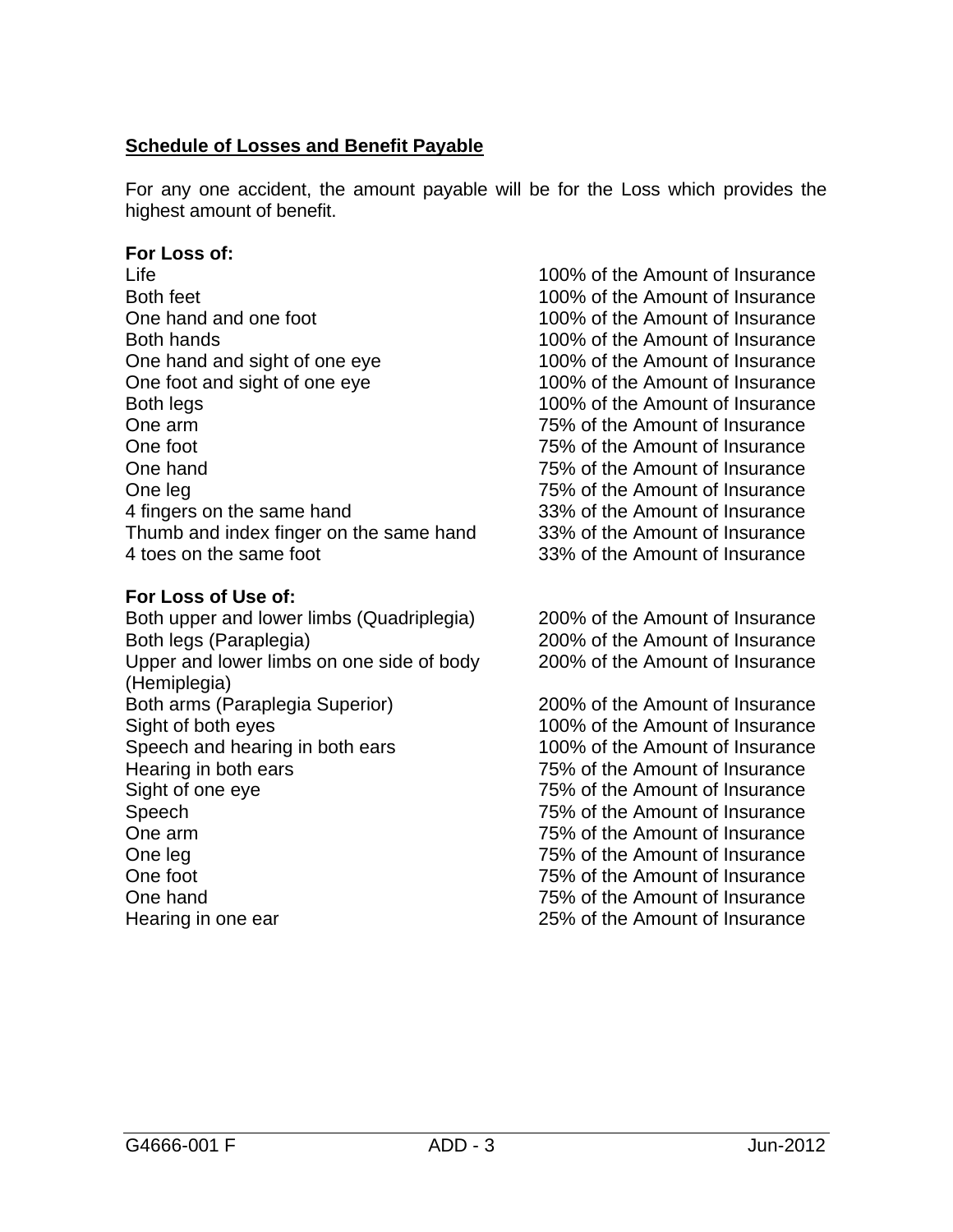**Schedule of Losses and Benefit Payable**

For any one accident, the amount payable will be for the Loss which provides the highest amount of benefit.

| **For Loss of:** | |
|---|---|
| Life | 100% of the Amount of Insurance |
| Both feet | 100% of the Amount of Insurance |
| One hand and one foot | 100% of the Amount of Insurance |
| Both hands | 100% of the Amount of Insurance |
| One hand and sight of one eye | 100% of the Amount of Insurance |
| One foot and sight of one eye | 100% of the Amount of Insurance |
| Both legs | 100% of the Amount of Insurance |
| One arm | 75% of the Amount of Insurance |
| One foot | 75% of the Amount of Insurance |
| One hand | 75% of the Amount of Insurance |
| One leg | 75% of the Amount of Insurance |
| 4 fingers on the same hand | 33% of the Amount of Insurance |
| Thumb and index finger on the same hand | 33% of the Amount of Insurance |
| 4 toes on the same foot | 33% of the Amount of Insurance |

| **For Loss of Use of:** | |
|---|---|
| Both upper and lower limbs (Quadriplegia) | 200% of the Amount of Insurance |
| Both legs (Paraplegia) | 200% of the Amount of Insurance |
| Upper and lower limbs on one side of body (Hemiplegia) | 200% of the Amount of Insurance |
| Both arms (Paraplegia Superior) | 200% of the Amount of Insurance |
| Sight of both eyes | 100% of the Amount of Insurance |
| Speech and hearing in both ears | 100% of the Amount of Insurance |
| Hearing in both ears | 75% of the Amount of Insurance |
| Sight of one eye | 75% of the Amount of Insurance |
| Speech | 75% of the Amount of Insurance |
| One arm | 75% of the Amount of Insurance |
| One leg | 75% of the Amount of Insurance |
| One foot | 75% of the Amount of Insurance |
| One hand | 75% of the Amount of Insurance |
| Hearing in one ear | 25% of the Amount of Insurance |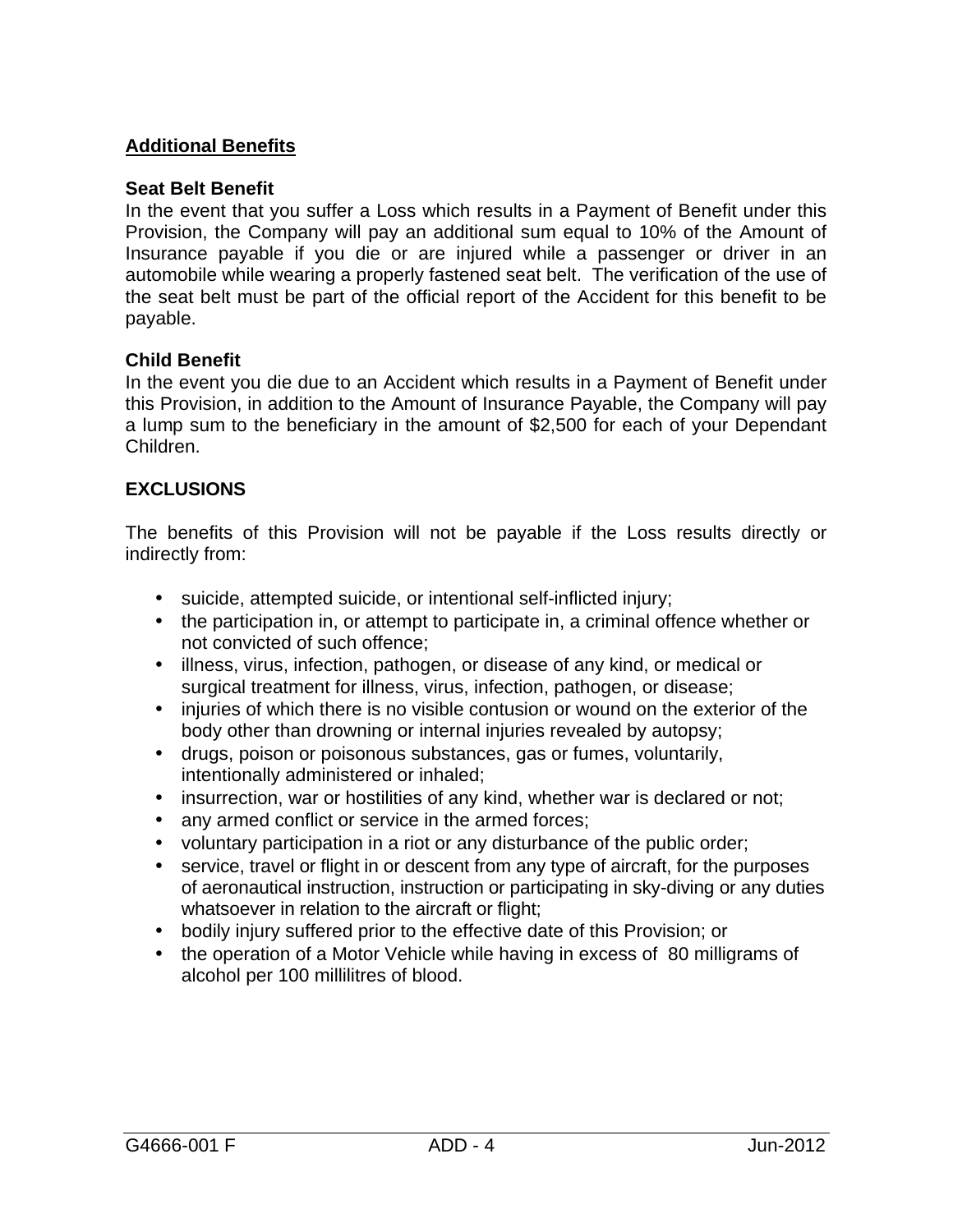## Additional Benefits

**Seat Belt Benefit**

In the event that you suffer a Loss which results in a Payment of Benefit under this Provision, the Company will pay an additional sum equal to 10% of the Amount of Insurance payable if you die or are injured while a passenger or driver in an automobile while wearing a properly fastened seat belt. The verification of the use of the seat belt must be part of the official report of the Accident for this benefit to be payable.

**Child Benefit**

In the event you die due to an Accident which results in a Payment of Benefit under this Provision, in addition to the Amount of Insurance Payable, the Company will pay a lump sum to the beneficiary in the amount of $2,500 for each of your Dependant Children.

**EXCLUSIONS**

The benefits of this Provision will not be payable if the Loss results directly or indirectly from:

- suicide, attempted suicide, or intentional self-inflicted injury;
- the participation in, or attempt to participate in, a criminal offence whether or not convicted of such offence;
- illness, virus, infection, pathogen, or disease of any kind, or medical or surgical treatment for illness, virus, infection, pathogen, or disease;
- injuries of which there is no visible contusion or wound on the exterior of the body other than drowning or internal injuries revealed by autopsy;
- drugs, poison or poisonous substances, gas or fumes, voluntarily, intentionally administered or inhaled;
- insurrection, war or hostilities of any kind, whether war is declared or not;
- any armed conflict or service in the armed forces;
- voluntary participation in a riot or any disturbance of the public order;
- service, travel or flight in or descent from any type of aircraft, for the purposes of aeronautical instruction, instruction or participating in sky-diving or any duties whatsoever in relation to the aircraft or flight;
- bodily injury suffered prior to the effective date of this Provision; or
- the operation of a Motor Vehicle while having in excess of 80 milligrams of alcohol per 100 millilitres of blood.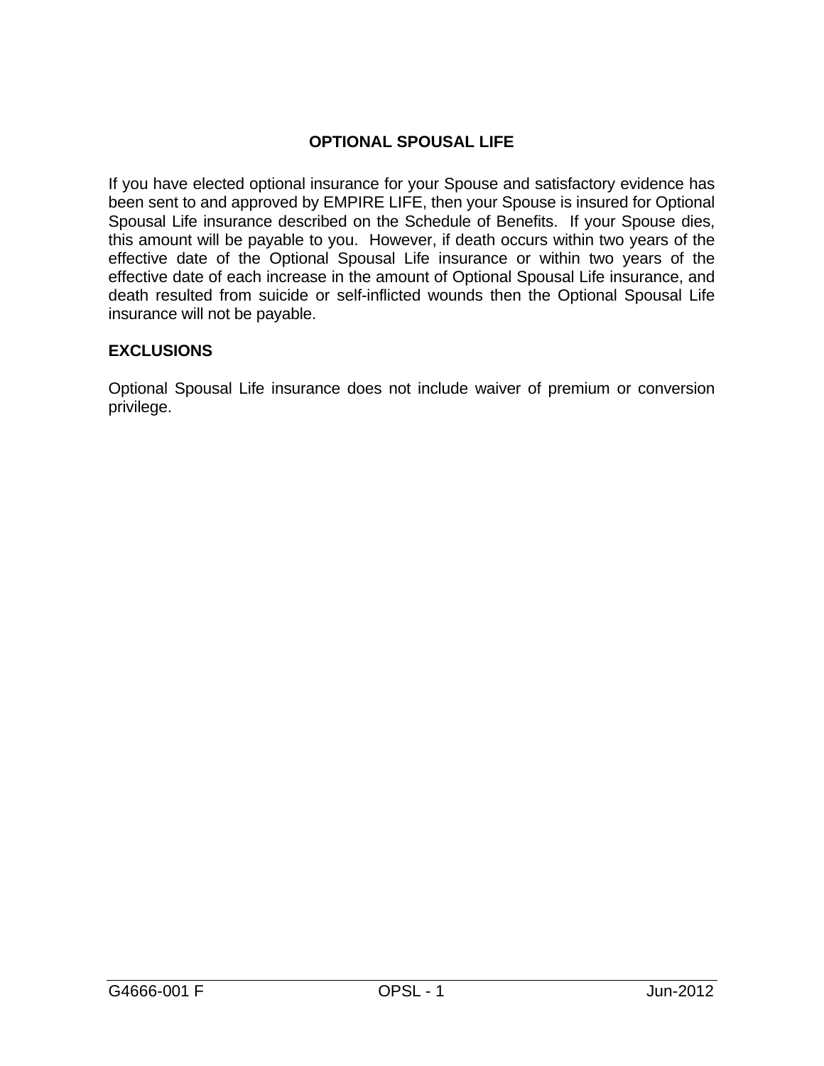# OPTIONAL SPOUSAL LIFE

If you have elected optional insurance for your Spouse and satisfactory evidence has been sent to and approved by EMPIRE LIFE, then your Spouse is insured for Optional Spousal Life insurance described on the Schedule of Benefits. If your Spouse dies, this amount will be payable to you. However, if death occurs within two years of the effective date of the Optional Spousal Life insurance or within two years of the effective date of each increase in the amount of Optional Spousal Life insurance, and death resulted from suicide or self-inflicted wounds then the Optional Spousal Life insurance will not be payable.

## EXCLUSIONS

Optional Spousal Life insurance does not include waiver of premium or conversion privilege.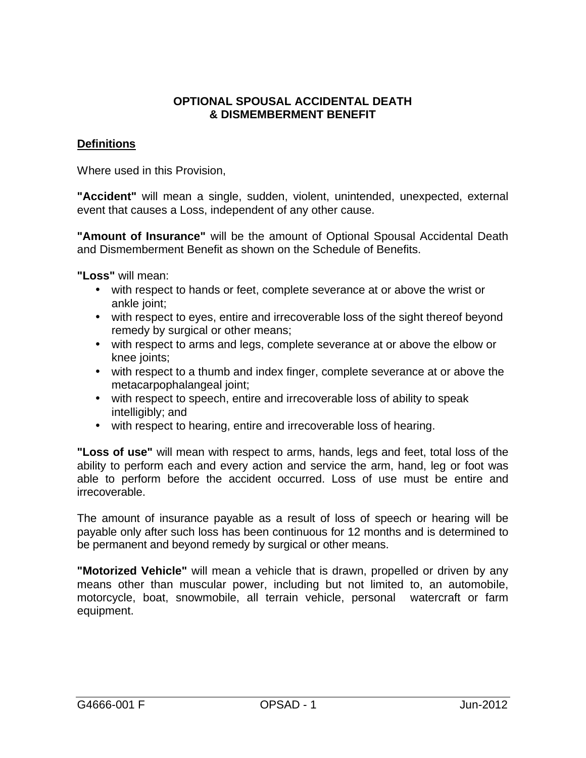# OPTIONAL SPOUSAL ACCIDENTAL DEATH & DISMEMBERMENT BENEFIT

## Definitions

Where used in this Provision,

**"Accident"** will mean a single, sudden, violent, unintended, unexpected, external event that causes a Loss, independent of any other cause.

**"Amount of Insurance"** will be the amount of Optional Spousal Accidental Death and Dismemberment Benefit as shown on the Schedule of Benefits.

**"Loss"** will mean:

- with respect to hands or feet, complete severance at or above the wrist or ankle joint;
- with respect to eyes, entire and irrecoverable loss of the sight thereof beyond remedy by surgical or other means;
- with respect to arms and legs, complete severance at or above the elbow or knee joints;
- with respect to a thumb and index finger, complete severance at or above the metacarpophalangeal joint;
- with respect to speech, entire and irrecoverable loss of ability to speak intelligibly; and
- with respect to hearing, entire and irrecoverable loss of hearing.

**"Loss of use"** will mean with respect to arms, hands, legs and feet, total loss of the ability to perform each and every action and service the arm, hand, leg or foot was able to perform before the accident occurred. Loss of use must be entire and irrecoverable.

The amount of insurance payable as a result of loss of speech or hearing will be payable only after such loss has been continuous for 12 months and is determined to be permanent and beyond remedy by surgical or other means.

**"Motorized Vehicle"** will mean a vehicle that is drawn, propelled or driven by any means other than muscular power, including but not limited to, an automobile, motorcycle, boat, snowmobile, all terrain vehicle, personal watercraft or farm equipment.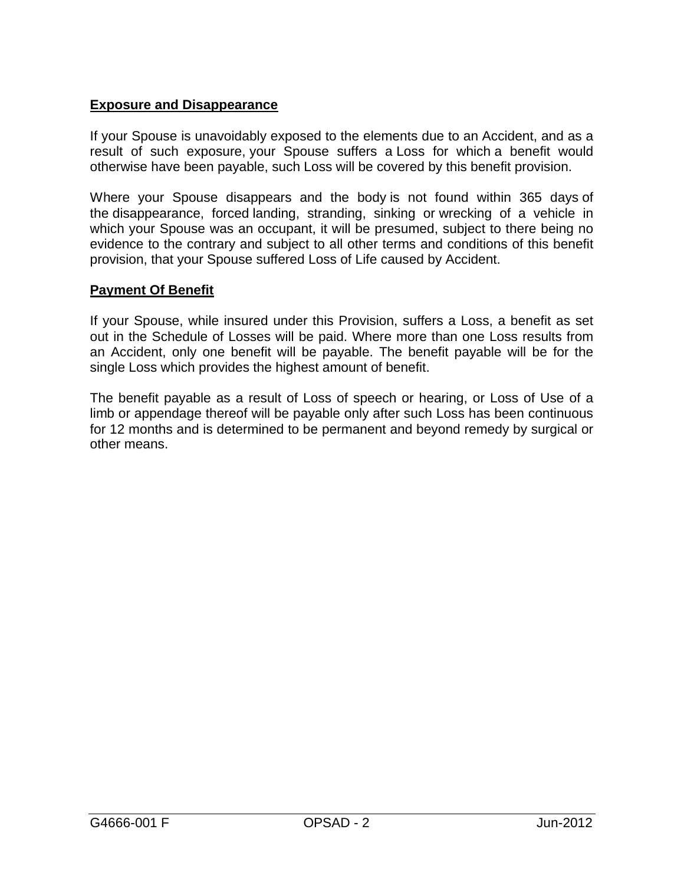**Exposure and Disappearance**

If your Spouse is unavoidably exposed to the elements due to an Accident, and as a result of such exposure, your Spouse suffers a Loss for which a benefit would otherwise have been payable, such Loss will be covered by this benefit provision.

Where your Spouse disappears and the body is not found within 365 days of the disappearance, forced landing, stranding, sinking or wrecking of a vehicle in which your Spouse was an occupant, it will be presumed, subject to there being no evidence to the contrary and subject to all other terms and conditions of this benefit provision, that your Spouse suffered Loss of Life caused by Accident.

**Payment Of Benefit**

If your Spouse, while insured under this Provision, suffers a Loss, a benefit as set out in the Schedule of Losses will be paid. Where more than one Loss results from an Accident, only one benefit will be payable. The benefit payable will be for the single Loss which provides the highest amount of benefit.

The benefit payable as a result of Loss of speech or hearing, or Loss of Use of a limb or appendage thereof will be payable only after such Loss has been continuous for 12 months and is determined to be permanent and beyond remedy by surgical or other means.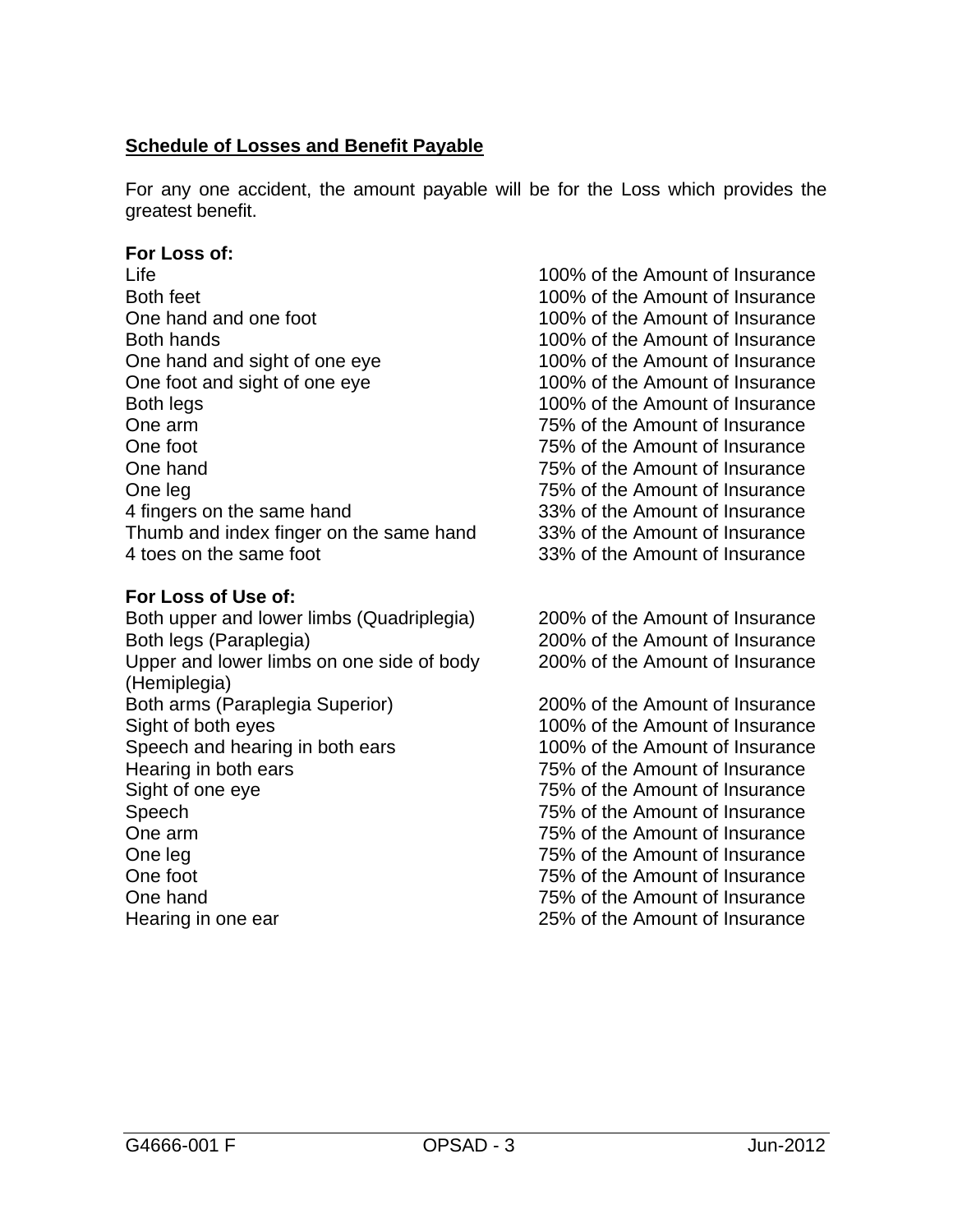**Schedule of Losses and Benefit Payable**

For any one accident, the amount payable will be for the Loss which provides the greatest benefit.

**For Loss of:**

| | |
|---|---|
| Life | 100% of the Amount of Insurance |
| Both feet | 100% of the Amount of Insurance |
| One hand and one foot | 100% of the Amount of Insurance |
| Both hands | 100% of the Amount of Insurance |
| One hand and sight of one eye | 100% of the Amount of Insurance |
| One foot and sight of one eye | 100% of the Amount of Insurance |
| Both legs | 100% of the Amount of Insurance |
| One arm | 75% of the Amount of Insurance |
| One foot | 75% of the Amount of Insurance |
| One hand | 75% of the Amount of Insurance |
| One leg | 75% of the Amount of Insurance |
| 4 fingers on the same hand | 33% of the Amount of Insurance |
| Thumb and index finger on the same hand | 33% of the Amount of Insurance |
| 4 toes on the same foot | 33% of the Amount of Insurance |

**For Loss of Use of:**

| | |
|---|---|
| Both upper and lower limbs (Quadriplegia) | 200% of the Amount of Insurance |
| Both legs (Paraplegia) | 200% of the Amount of Insurance |
| Upper and lower limbs on one side of body (Hemiplegia) | 200% of the Amount of Insurance |
| Both arms (Paraplegia Superior) | 200% of the Amount of Insurance |
| Sight of both eyes | 100% of the Amount of Insurance |
| Speech and hearing in both ears | 100% of the Amount of Insurance |
| Hearing in both ears | 75% of the Amount of Insurance |
| Sight of one eye | 75% of the Amount of Insurance |
| Speech | 75% of the Amount of Insurance |
| One arm | 75% of the Amount of Insurance |
| One leg | 75% of the Amount of Insurance |
| One foot | 75% of the Amount of Insurance |
| One hand | 75% of the Amount of Insurance |
| Hearing in one ear | 25% of the Amount of Insurance |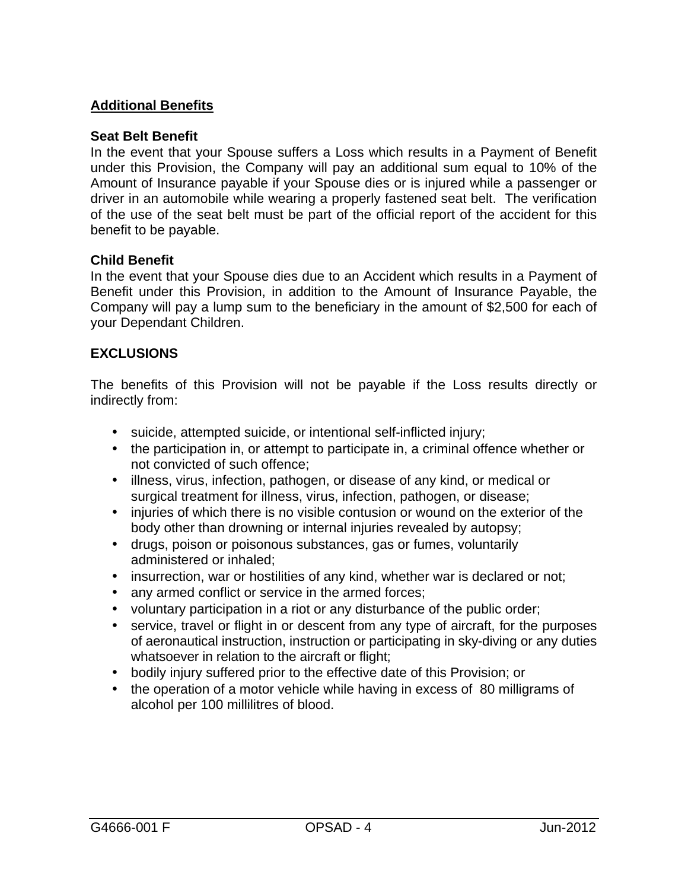## Additional Benefits

**Seat Belt Benefit**

In the event that your Spouse suffers a Loss which results in a Payment of Benefit under this Provision, the Company will pay an additional sum equal to 10% of the Amount of Insurance payable if your Spouse dies or is injured while a passenger or driver in an automobile while wearing a properly fastened seat belt. The verification of the use of the seat belt must be part of the official report of the accident for this benefit to be payable.

**Child Benefit**

In the event that your Spouse dies due to an Accident which results in a Payment of Benefit under this Provision, in addition to the Amount of Insurance Payable, the Company will pay a lump sum to the beneficiary in the amount of $2,500 for each of your Dependant Children.

**EXCLUSIONS**

The benefits of this Provision will not be payable if the Loss results directly or indirectly from:

- suicide, attempted suicide, or intentional self-inflicted injury;
- the participation in, or attempt to participate in, a criminal offence whether or not convicted of such offence;
- illness, virus, infection, pathogen, or disease of any kind, or medical or surgical treatment for illness, virus, infection, pathogen, or disease;
- injuries of which there is no visible contusion or wound on the exterior of the body other than drowning or internal injuries revealed by autopsy;
- drugs, poison or poisonous substances, gas or fumes, voluntarily administered or inhaled;
- insurrection, war or hostilities of any kind, whether war is declared or not;
- any armed conflict or service in the armed forces;
- voluntary participation in a riot or any disturbance of the public order;
- service, travel or flight in or descent from any type of aircraft, for the purposes of aeronautical instruction, instruction or participating in sky-diving or any duties whatsoever in relation to the aircraft or flight;
- bodily injury suffered prior to the effective date of this Provision; or
- the operation of a motor vehicle while having in excess of 80 milligrams of alcohol per 100 millilitres of blood.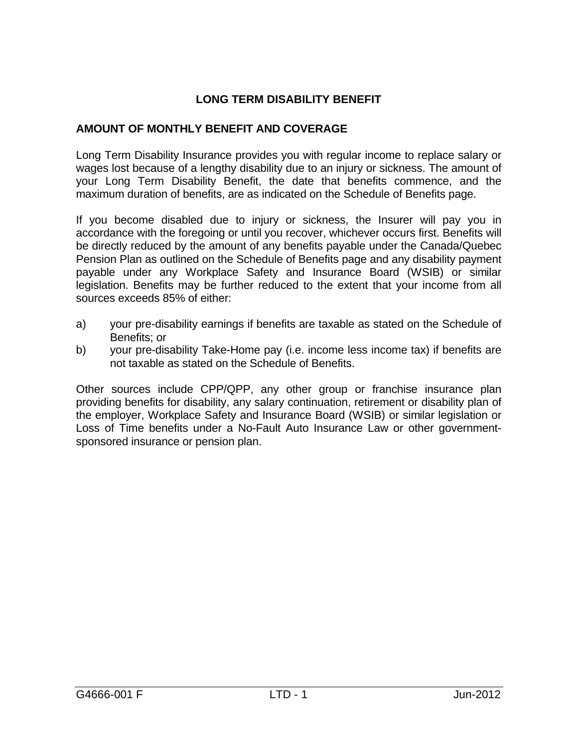# LONG TERM DISABILITY BENEFIT

## AMOUNT OF MONTHLY BENEFIT AND COVERAGE

Long Term Disability Insurance provides you with regular income to replace salary or wages lost because of a lengthy disability due to an injury or sickness. The amount of your Long Term Disability Benefit, the date that benefits commence, and the maximum duration of benefits, are as indicated on the Schedule of Benefits page.

If you become disabled due to injury or sickness, the Insurer will pay you in accordance with the foregoing or until you recover, whichever occurs first. Benefits will be directly reduced by the amount of any benefits payable under the Canada/Quebec Pension Plan as outlined on the Schedule of Benefits page and any disability payment payable under any Workplace Safety and Insurance Board (WSIB) or similar legislation. Benefits may be further reduced to the extent that your income from all sources exceeds 85% of either:

a) your pre-disability earnings if benefits are taxable as stated on the Schedule of Benefits; or
b) your pre-disability Take-Home pay (i.e. income less income tax) if benefits are not taxable as stated on the Schedule of Benefits.

Other sources include CPP/QPP, any other group or franchise insurance plan providing benefits for disability, any salary continuation, retirement or disability plan of the employer, Workplace Safety and Insurance Board (WSIB) or similar legislation or Loss of Time benefits under a No-Fault Auto Insurance Law or other government-sponsored insurance or pension plan.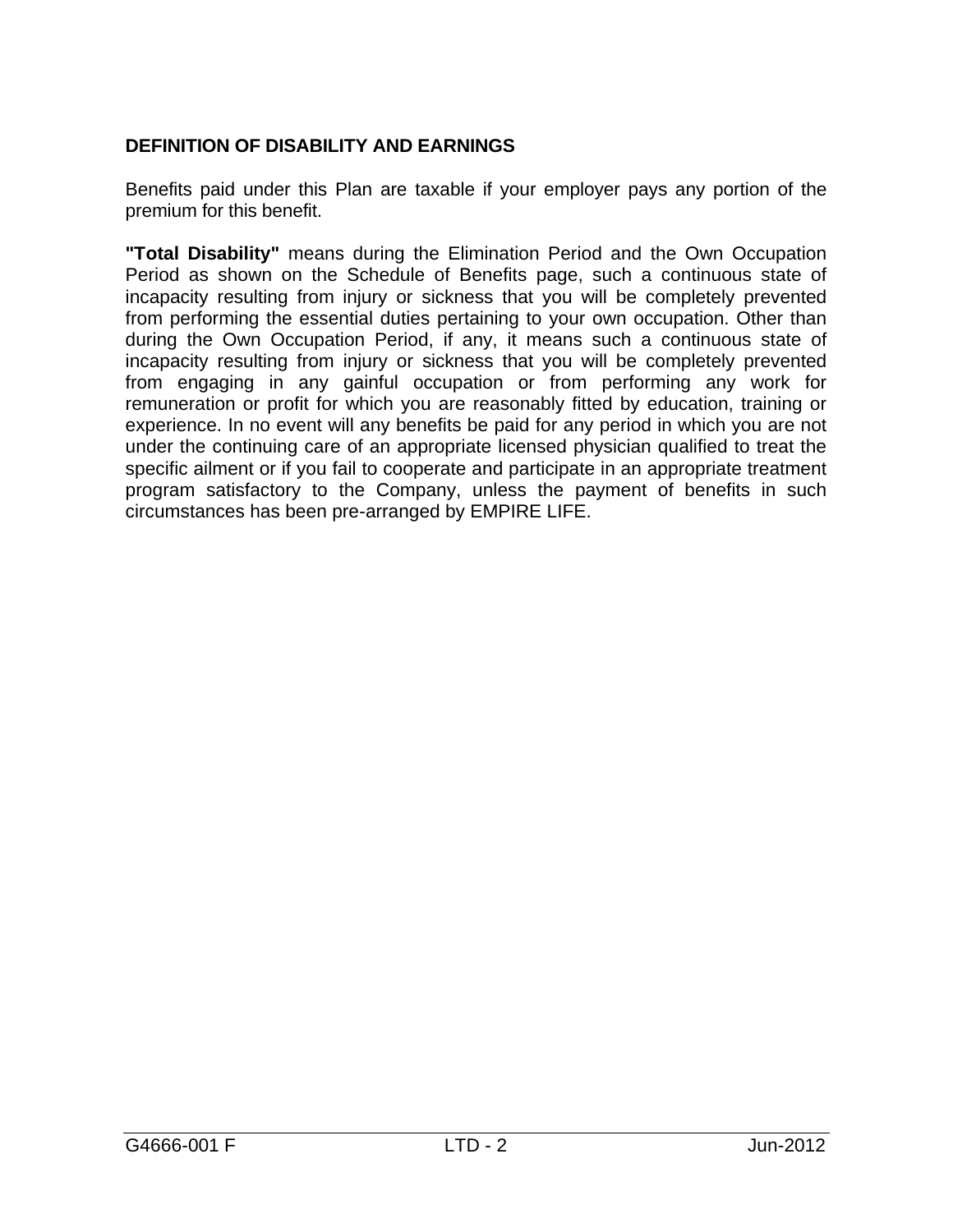## DEFINITION OF DISABILITY AND EARNINGS

Benefits paid under this Plan are taxable if your employer pays any portion of the premium for this benefit.

**"Total Disability"** means during the Elimination Period and the Own Occupation Period as shown on the Schedule of Benefits page, such a continuous state of incapacity resulting from injury or sickness that you will be completely prevented from performing the essential duties pertaining to your own occupation. Other than during the Own Occupation Period, if any, it means such a continuous state of incapacity resulting from injury or sickness that you will be completely prevented from engaging in any gainful occupation or from performing any work for remuneration or profit for which you are reasonably fitted by education, training or experience. In no event will any benefits be paid for any period in which you are not under the continuing care of an appropriate licensed physician qualified to treat the specific ailment or if you fail to cooperate and participate in an appropriate treatment program satisfactory to the Company, unless the payment of benefits in such circumstances has been pre-arranged by EMPIRE LIFE.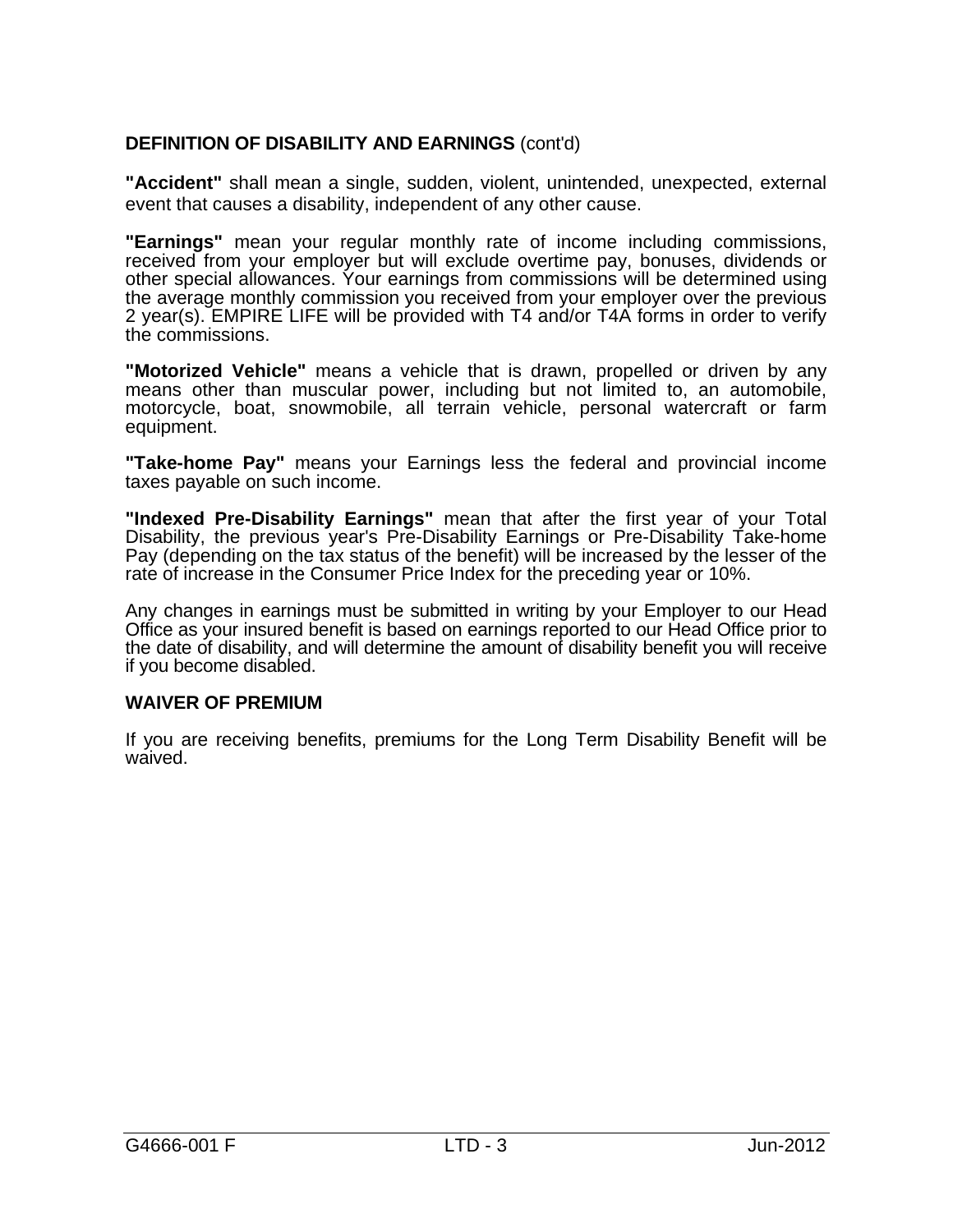## DEFINITION OF DISABILITY AND EARNINGS (cont'd)

**"Accident"** shall mean a single, sudden, violent, unintended, unexpected, external event that causes a disability, independent of any other cause.

**"Earnings"** mean your regular monthly rate of income including commissions, received from your employer but will exclude overtime pay, bonuses, dividends or other special allowances. Your earnings from commissions will be determined using the average monthly commission you received from your employer over the previous 2 year(s). EMPIRE LIFE will be provided with T4 and/or T4A forms in order to verify the commissions.

**"Motorized Vehicle"** means a vehicle that is drawn, propelled or driven by any means other than muscular power, including but not limited to, an automobile, motorcycle, boat, snowmobile, all terrain vehicle, personal watercraft or farm equipment.

**"Take-home Pay"** means your Earnings less the federal and provincial income taxes payable on such income.

**"Indexed Pre-Disability Earnings"** mean that after the first year of your Total Disability, the previous year's Pre-Disability Earnings or Pre-Disability Take-home Pay (depending on the tax status of the benefit) will be increased by the lesser of the rate of increase in the Consumer Price Index for the preceding year or 10%.

Any changes in earnings must be submitted in writing by your Employer to our Head Office as your insured benefit is based on earnings reported to our Head Office prior to the date of disability, and will determine the amount of disability benefit you will receive if you become disabled.

## WAIVER OF PREMIUM

If you are receiving benefits, premiums for the Long Term Disability Benefit will be waived.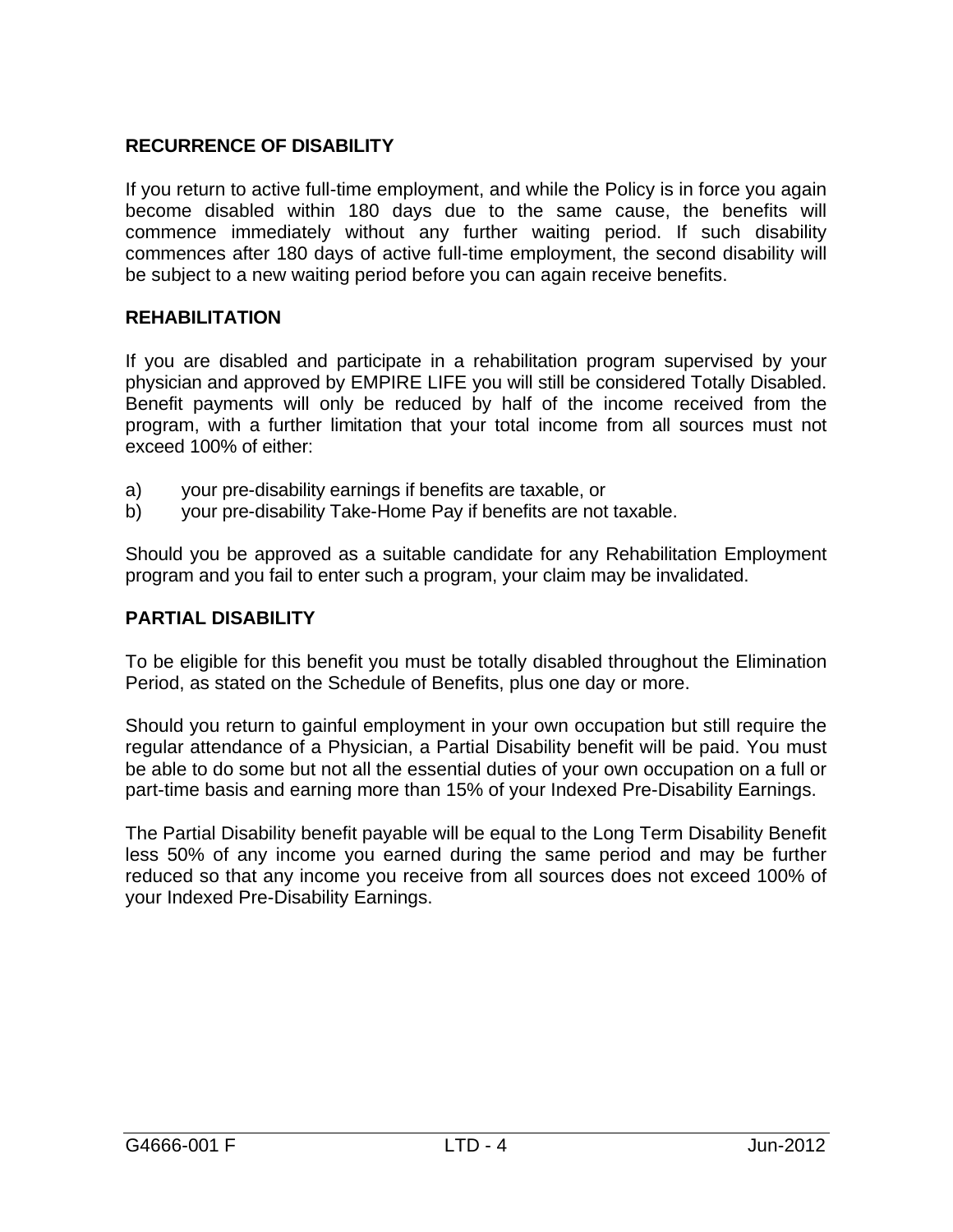## RECURRENCE OF DISABILITY

If you return to active full-time employment, and while the Policy is in force you again become disabled within 180 days due to the same cause, the benefits will commence immediately without any further waiting period. If such disability commences after 180 days of active full-time employment, the second disability will be subject to a new waiting period before you can again receive benefits.

## REHABILITATION

If you are disabled and participate in a rehabilitation program supervised by your physician and approved by EMPIRE LIFE you will still be considered Totally Disabled. Benefit payments will only be reduced by half of the income received from the program, with a further limitation that your total income from all sources must not exceed 100% of either:

a) your pre-disability earnings if benefits are taxable, or
b) your pre-disability Take-Home Pay if benefits are not taxable.

Should you be approved as a suitable candidate for any Rehabilitation Employment program and you fail to enter such a program, your claim may be invalidated.

## PARTIAL DISABILITY

To be eligible for this benefit you must be totally disabled throughout the Elimination Period, as stated on the Schedule of Benefits, plus one day or more.

Should you return to gainful employment in your own occupation but still require the regular attendance of a Physician, a Partial Disability benefit will be paid. You must be able to do some but not all the essential duties of your own occupation on a full or part-time basis and earning more than 15% of your Indexed Pre-Disability Earnings.

The Partial Disability benefit payable will be equal to the Long Term Disability Benefit less 50% of any income you earned during the same period and may be further reduced so that any income you receive from all sources does not exceed 100% of your Indexed Pre-Disability Earnings.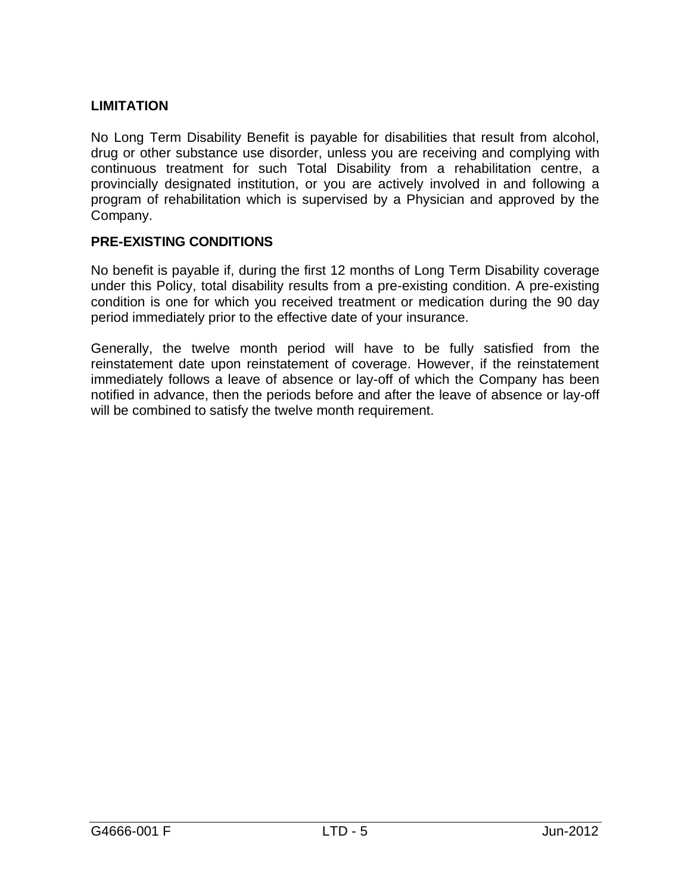## LIMITATION

No Long Term Disability Benefit is payable for disabilities that result from alcohol, drug or other substance use disorder, unless you are receiving and complying with continuous treatment for such Total Disability from a rehabilitation centre, a provincially designated institution, or you are actively involved in and following a program of rehabilitation which is supervised by a Physician and approved by the Company.

## PRE-EXISTING CONDITIONS

No benefit is payable if, during the first 12 months of Long Term Disability coverage under this Policy, total disability results from a pre-existing condition. A pre-existing condition is one for which you received treatment or medication during the 90 day period immediately prior to the effective date of your insurance.

Generally, the twelve month period will have to be fully satisfied from the reinstatement date upon reinstatement of coverage. However, if the reinstatement immediately follows a leave of absence or lay-off of which the Company has been notified in advance, then the periods before and after the leave of absence or lay-off will be combined to satisfy the twelve month requirement.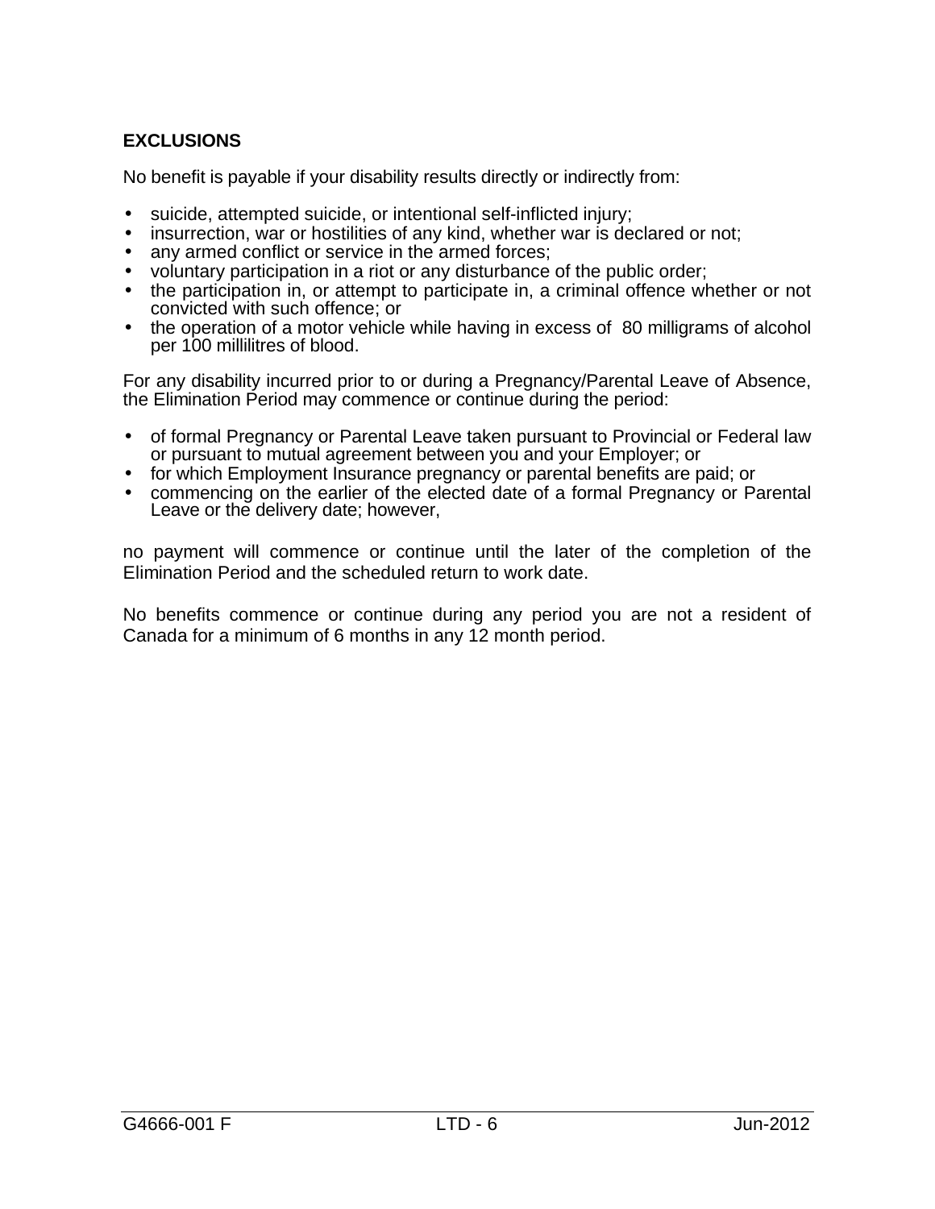## EXCLUSIONS

No benefit is payable if your disability results directly or indirectly from:

- suicide, attempted suicide, or intentional self-inflicted injury;
- insurrection, war or hostilities of any kind, whether war is declared or not;
- any armed conflict or service in the armed forces;
- voluntary participation in a riot or any disturbance of the public order;
- the participation in, or attempt to participate in, a criminal offence whether or not convicted with such offence; or
- the operation of a motor vehicle while having in excess of 80 milligrams of alcohol per 100 millilitres of blood.

For any disability incurred prior to or during a Pregnancy/Parental Leave of Absence, the Elimination Period may commence or continue during the period:

- of formal Pregnancy or Parental Leave taken pursuant to Provincial or Federal law or pursuant to mutual agreement between you and your Employer; or
- for which Employment Insurance pregnancy or parental benefits are paid; or
- commencing on the earlier of the elected date of a formal Pregnancy or Parental Leave or the delivery date; however,

no payment will commence or continue until the later of the completion of the Elimination Period and the scheduled return to work date.

No benefits commence or continue during any period you are not a resident of Canada for a minimum of 6 months in any 12 month period.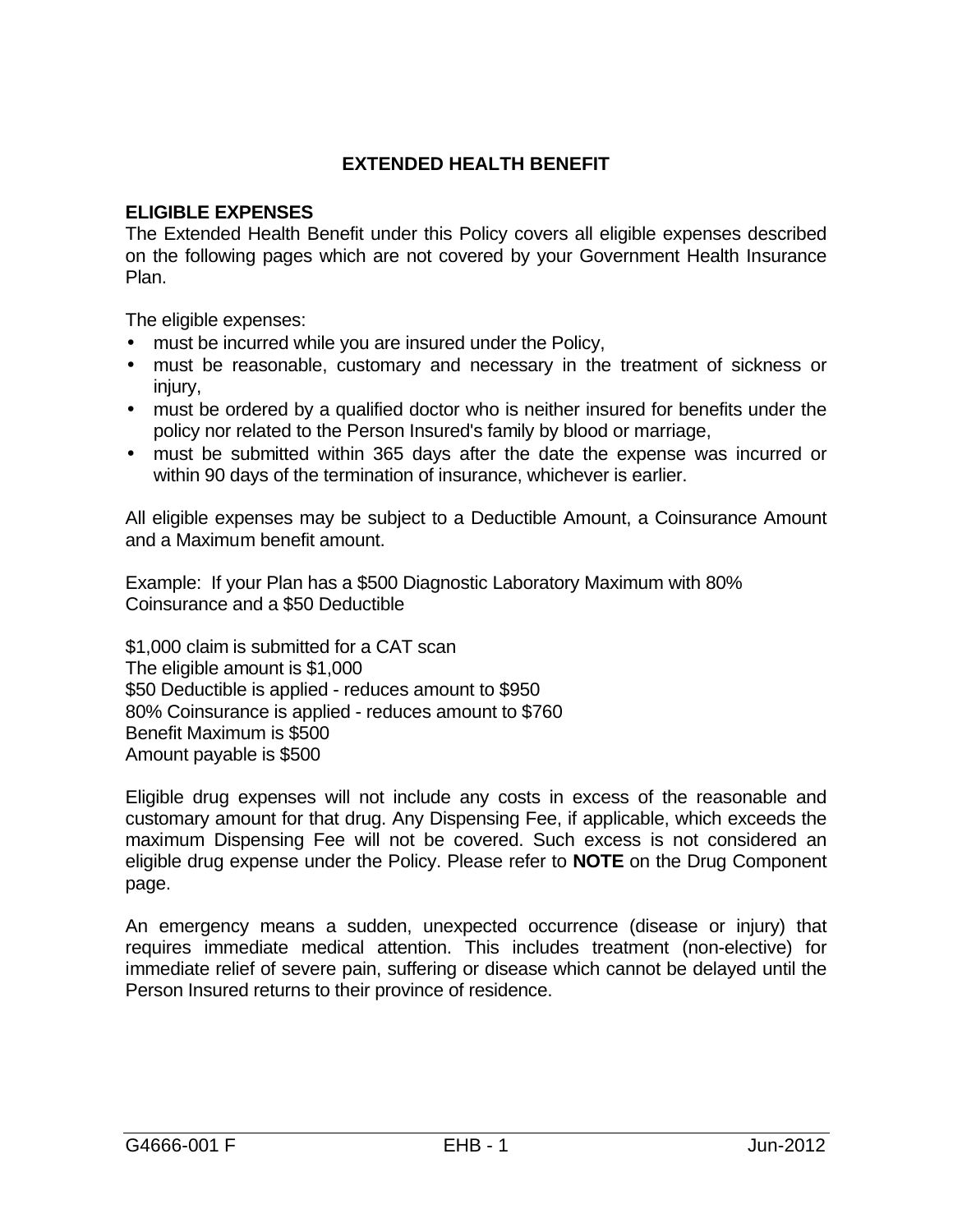# EXTENDED HEALTH BENEFIT

## ELIGIBLE EXPENSES

The Extended Health Benefit under this Policy covers all eligible expenses described on the following pages which are not covered by your Government Health Insurance Plan.

The eligible expenses:

- must be incurred while you are insured under the Policy,
- must be reasonable, customary and necessary in the treatment of sickness or injury,
- must be ordered by a qualified doctor who is neither insured for benefits under the policy nor related to the Person Insured's family by blood or marriage,
- must be submitted within 365 days after the date the expense was incurred or within 90 days of the termination of insurance, whichever is earlier.

All eligible expenses may be subject to a Deductible Amount, a Coinsurance Amount and a Maximum benefit amount.

Example: If your Plan has a $500 Diagnostic Laboratory Maximum with 80% Coinsurance and a $50 Deductible

$1,000 claim is submitted for a CAT scan
The eligible amount is $1,000
$50 Deductible is applied - reduces amount to $950
80% Coinsurance is applied - reduces amount to $760
Benefit Maximum is $500
Amount payable is $500

Eligible drug expenses will not include any costs in excess of the reasonable and customary amount for that drug. Any Dispensing Fee, if applicable, which exceeds the maximum Dispensing Fee will not be covered. Such excess is not considered an eligible drug expense under the Policy. Please refer to **NOTE** on the Drug Component page.

An emergency means a sudden, unexpected occurrence (disease or injury) that requires immediate medical attention. This includes treatment (non-elective) for immediate relief of severe pain, suffering or disease which cannot be delayed until the Person Insured returns to their province of residence.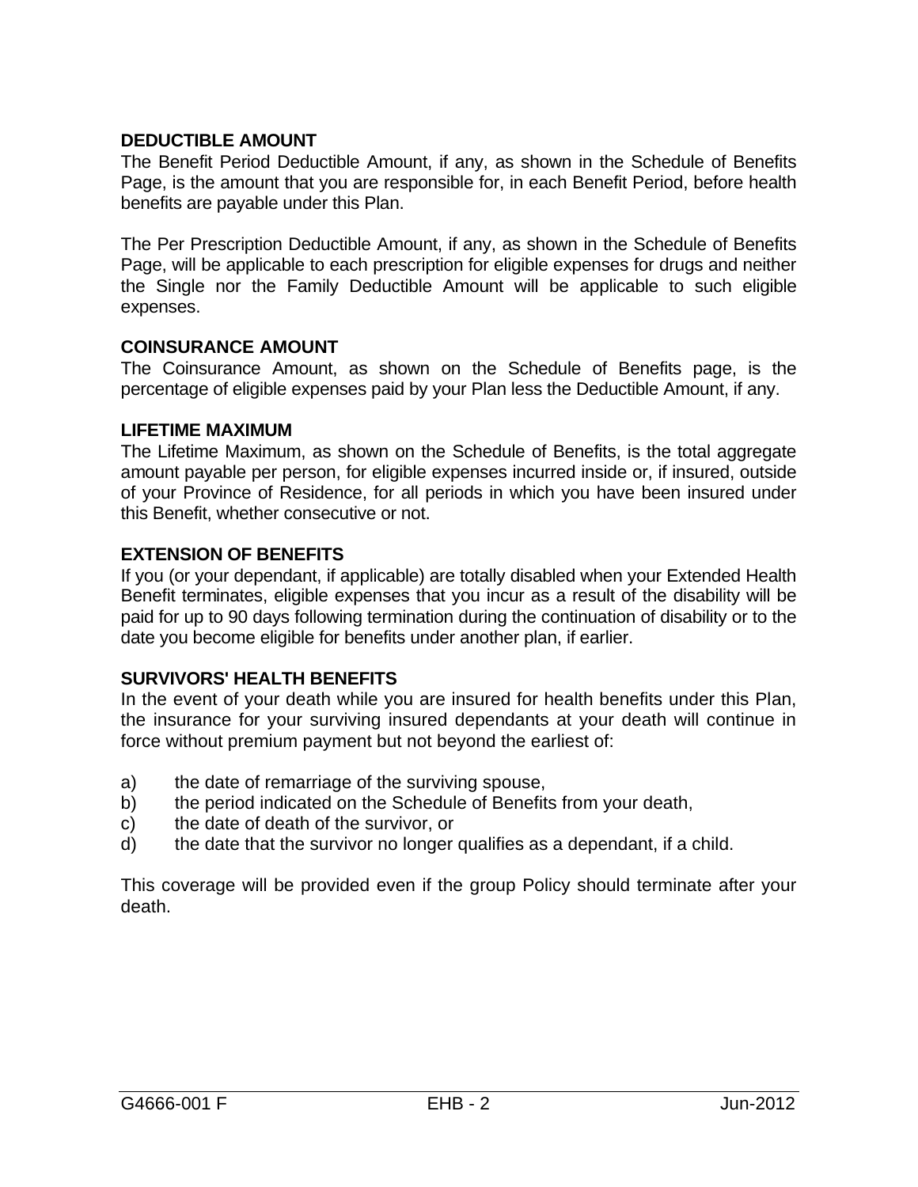### DEDUCTIBLE AMOUNT

The Benefit Period Deductible Amount, if any, as shown in the Schedule of Benefits Page, is the amount that you are responsible for, in each Benefit Period, before health benefits are payable under this Plan.

The Per Prescription Deductible Amount, if any, as shown in the Schedule of Benefits Page, will be applicable to each prescription for eligible expenses for drugs and neither the Single nor the Family Deductible Amount will be applicable to such eligible expenses.

### COINSURANCE AMOUNT

The Coinsurance Amount, as shown on the Schedule of Benefits page, is the percentage of eligible expenses paid by your Plan less the Deductible Amount, if any.

### LIFETIME MAXIMUM

The Lifetime Maximum, as shown on the Schedule of Benefits, is the total aggregate amount payable per person, for eligible expenses incurred inside or, if insured, outside of your Province of Residence, for all periods in which you have been insured under this Benefit, whether consecutive or not.

### EXTENSION OF BENEFITS

If you (or your dependant, if applicable) are totally disabled when your Extended Health Benefit terminates, eligible expenses that you incur as a result of the disability will be paid for up to 90 days following termination during the continuation of disability or to the date you become eligible for benefits under another plan, if earlier.

### SURVIVORS' HEALTH BENEFITS

In the event of your death while you are insured for health benefits under this Plan, the insurance for your surviving insured dependants at your death will continue in force without premium payment but not beyond the earliest of:

a) the date of remarriage of the surviving spouse,
b) the period indicated on the Schedule of Benefits from your death,
c) the date of death of the survivor, or
d) the date that the survivor no longer qualifies as a dependant, if a child.

This coverage will be provided even if the group Policy should terminate after your death.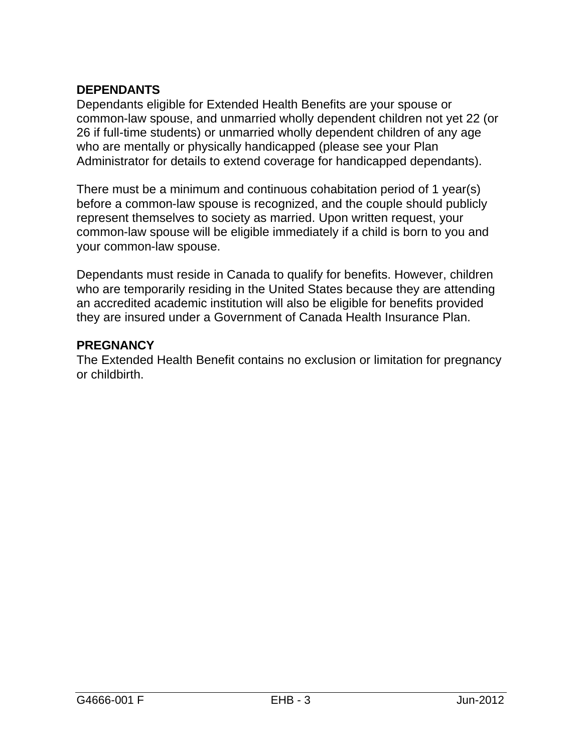## DEPENDANTS

Dependants eligible for Extended Health Benefits are your spouse or common-law spouse, and unmarried wholly dependent children not yet 22 (or 26 if full-time students) or unmarried wholly dependent children of any age who are mentally or physically handicapped (please see your Plan Administrator for details to extend coverage for handicapped dependants).

There must be a minimum and continuous cohabitation period of 1 year(s) before a common-law spouse is recognized, and the couple should publicly represent themselves to society as married. Upon written request, your common-law spouse will be eligible immediately if a child is born to you and your common-law spouse.

Dependants must reside in Canada to qualify for benefits. However, children who are temporarily residing in the United States because they are attending an accredited academic institution will also be eligible for benefits provided they are insured under a Government of Canada Health Insurance Plan.

## PREGNANCY

The Extended Health Benefit contains no exclusion or limitation for pregnancy or childbirth.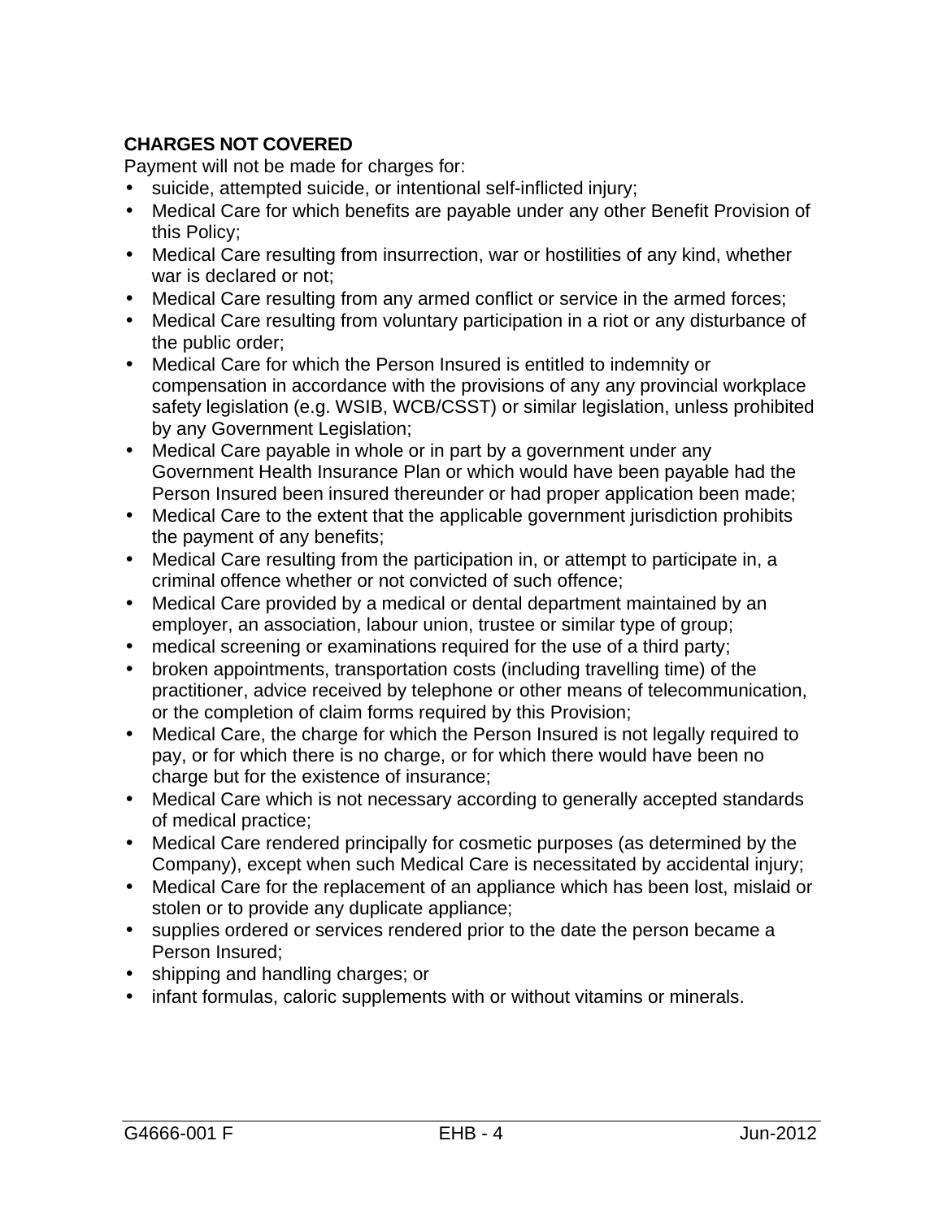**CHARGES NOT COVERED**

Payment will not be made for charges for:

- suicide, attempted suicide, or intentional self-inflicted injury;
- Medical Care for which benefits are payable under any other Benefit Provision of this Policy;
- Medical Care resulting from insurrection, war or hostilities of any kind, whether war is declared or not;
- Medical Care resulting from any armed conflict or service in the armed forces;
- Medical Care resulting from voluntary participation in a riot or any disturbance of the public order;
- Medical Care for which the Person Insured is entitled to indemnity or compensation in accordance with the provisions of any any provincial workplace safety legislation (e.g. WSIB, WCB/CSST) or similar legislation, unless prohibited by any Government Legislation;
- Medical Care payable in whole or in part by a government under any Government Health Insurance Plan or which would have been payable had the Person Insured been insured thereunder or had proper application been made;
- Medical Care to the extent that the applicable government jurisdiction prohibits the payment of any benefits;
- Medical Care resulting from the participation in, or attempt to participate in, a criminal offence whether or not convicted of such offence;
- Medical Care provided by a medical or dental department maintained by an employer, an association, labour union, trustee or similar type of group;
- medical screening or examinations required for the use of a third party;
- broken appointments, transportation costs (including travelling time) of the practitioner, advice received by telephone or other means of telecommunication, or the completion of claim forms required by this Provision;
- Medical Care, the charge for which the Person Insured is not legally required to pay, or for which there is no charge, or for which there would have been no charge but for the existence of insurance;
- Medical Care which is not necessary according to generally accepted standards of medical practice;
- Medical Care rendered principally for cosmetic purposes (as determined by the Company), except when such Medical Care is necessitated by accidental injury;
- Medical Care for the replacement of an appliance which has been lost, mislaid or stolen or to provide any duplicate appliance;
- supplies ordered or services rendered prior to the date the person became a Person Insured;
- shipping and handling charges; or
- infant formulas, caloric supplements with or without vitamins or minerals.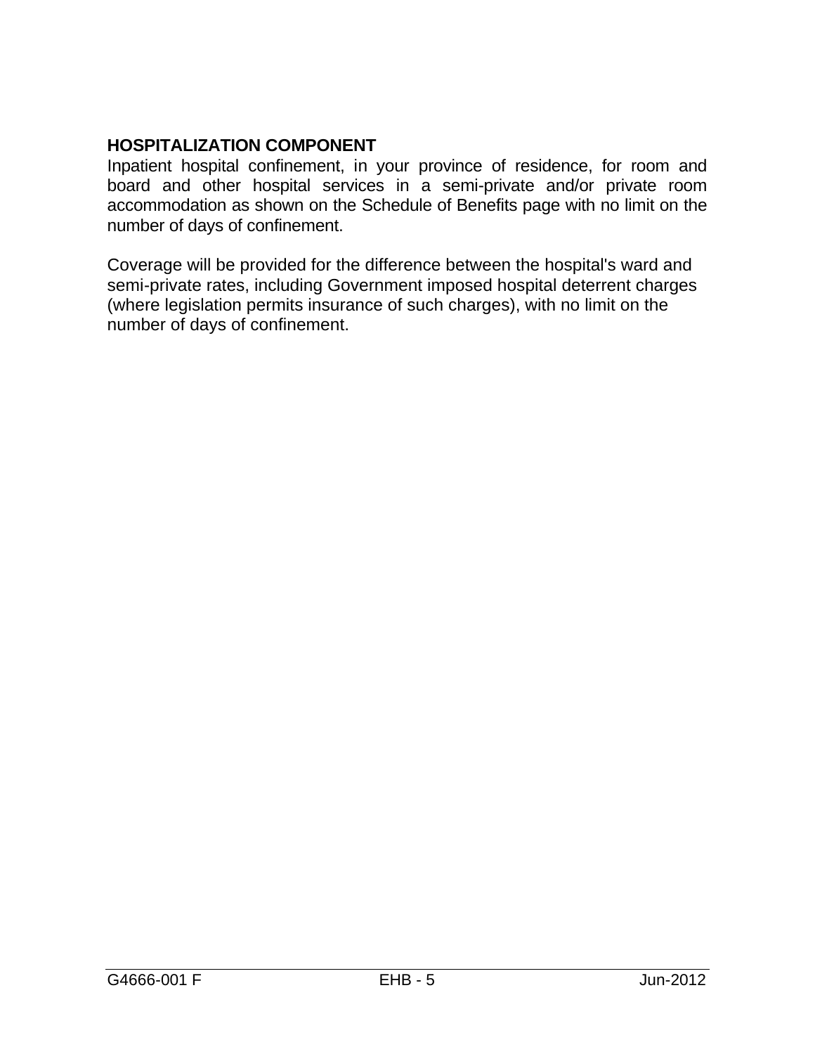## HOSPITALIZATION COMPONENT

Inpatient hospital confinement, in your province of residence, for room and board and other hospital services in a semi-private and/or private room accommodation as shown on the Schedule of Benefits page with no limit on the number of days of confinement.

Coverage will be provided for the difference between the hospital's ward and semi-private rates, including Government imposed hospital deterrent charges (where legislation permits insurance of such charges), with no limit on the number of days of confinement.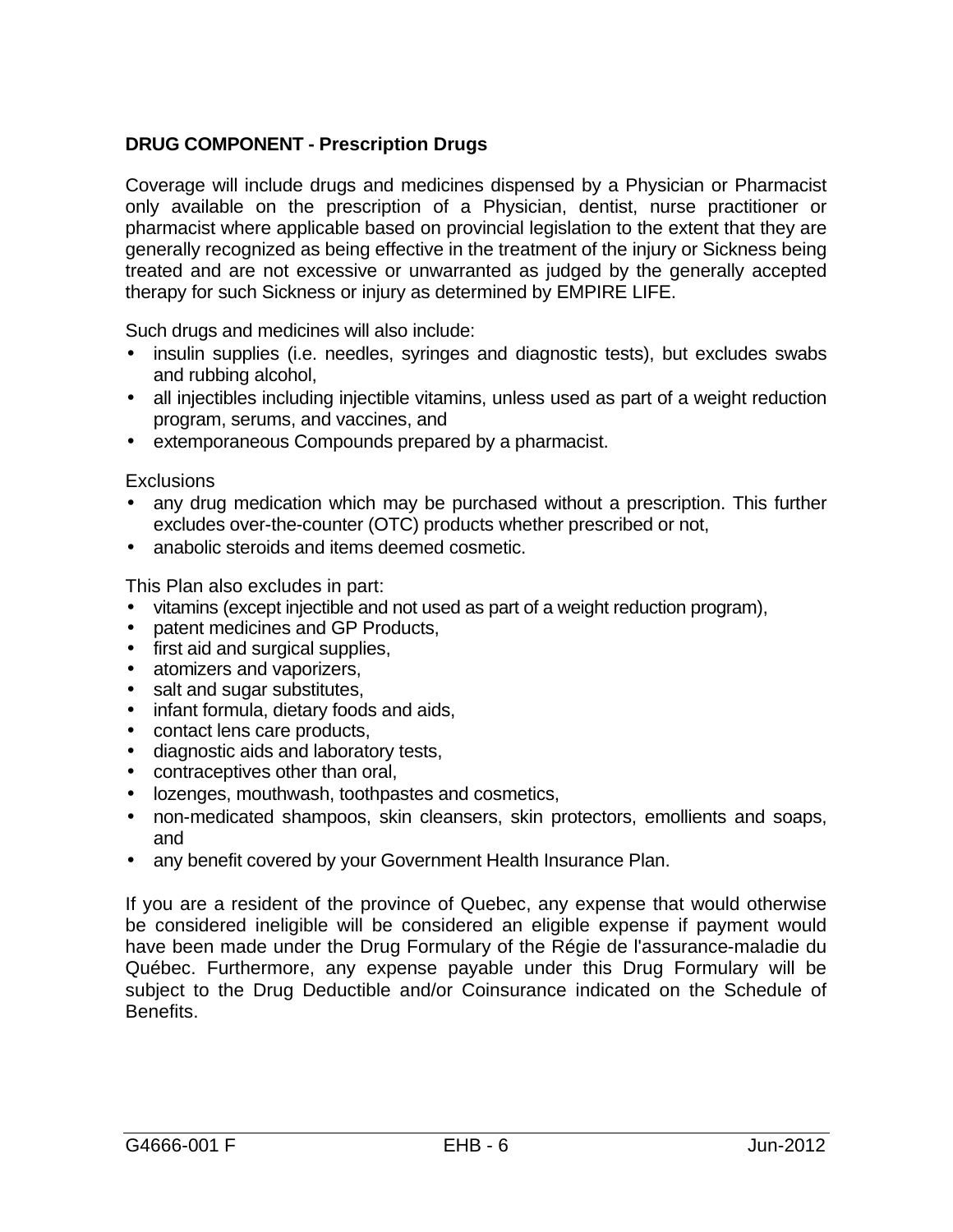**DRUG COMPONENT - Prescription Drugs**

Coverage will include drugs and medicines dispensed by a Physician or Pharmacist only available on the prescription of a Physician, dentist, nurse practitioner or pharmacist where applicable based on provincial legislation to the extent that they are generally recognized as being effective in the treatment of the injury or Sickness being treated and are not excessive or unwarranted as judged by the generally accepted therapy for such Sickness or injury as determined by EMPIRE LIFE.

Such drugs and medicines will also include:

- insulin supplies (i.e. needles, syringes and diagnostic tests), but excludes swabs and rubbing alcohol,
- all injectibles including injectible vitamins, unless used as part of a weight reduction program, serums, and vaccines, and
- extemporaneous Compounds prepared by a pharmacist.

Exclusions

- any drug medication which may be purchased without a prescription. This further excludes over-the-counter (OTC) products whether prescribed or not,
- anabolic steroids and items deemed cosmetic.

This Plan also excludes in part:

- vitamins (except injectible and not used as part of a weight reduction program),
- patent medicines and GP Products,
- first aid and surgical supplies,
- atomizers and vaporizers,
- salt and sugar substitutes,
- infant formula, dietary foods and aids,
- contact lens care products,
- diagnostic aids and laboratory tests,
- contraceptives other than oral,
- lozenges, mouthwash, toothpastes and cosmetics,
- non-medicated shampoos, skin cleansers, skin protectors, emollients and soaps, and
- any benefit covered by your Government Health Insurance Plan.

If you are a resident of the province of Quebec, any expense that would otherwise be considered ineligible will be considered an eligible expense if payment would have been made under the Drug Formulary of the Régie de l'assurance-maladie du Québec. Furthermore, any expense payable under this Drug Formulary will be subject to the Drug Deductible and/or Coinsurance indicated on the Schedule of Benefits.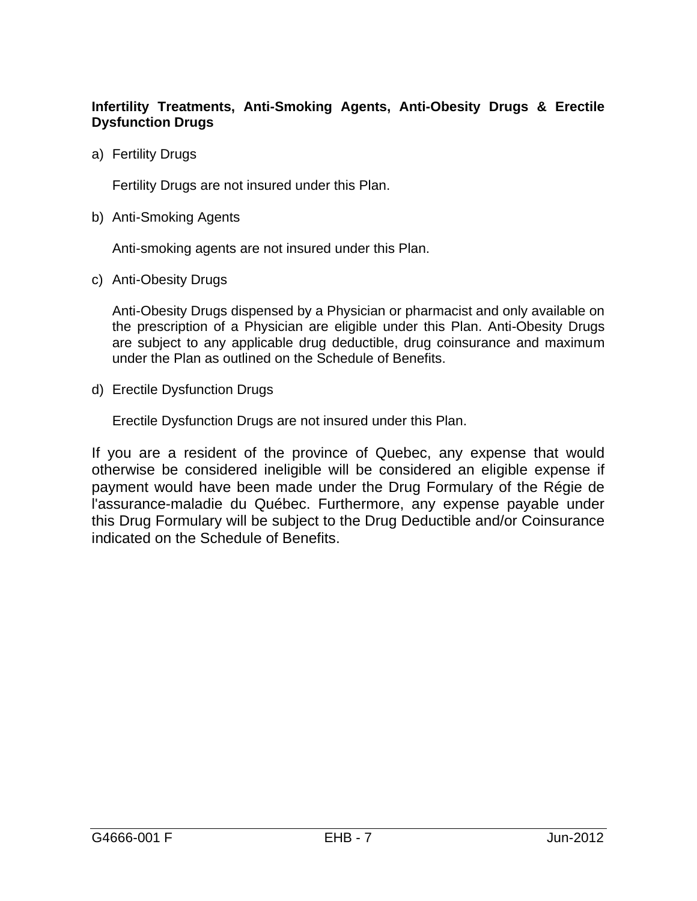**Infertility Treatments, Anti-Smoking Agents, Anti-Obesity Drugs & Erectile Dysfunction Drugs**

a) Fertility Drugs

Fertility Drugs are not insured under this Plan.

b) Anti-Smoking Agents

Anti-smoking agents are not insured under this Plan.

c) Anti-Obesity Drugs

Anti-Obesity Drugs dispensed by a Physician or pharmacist and only available on the prescription of a Physician are eligible under this Plan. Anti-Obesity Drugs are subject to any applicable drug deductible, drug coinsurance and maximum under the Plan as outlined on the Schedule of Benefits.

d) Erectile Dysfunction Drugs

Erectile Dysfunction Drugs are not insured under this Plan.

If you are a resident of the province of Quebec, any expense that would otherwise be considered ineligible will be considered an eligible expense if payment would have been made under the Drug Formulary of the Régie de l'assurance-maladie du Québec. Furthermore, any expense payable under this Drug Formulary will be subject to the Drug Deductible and/or Coinsurance indicated on the Schedule of Benefits.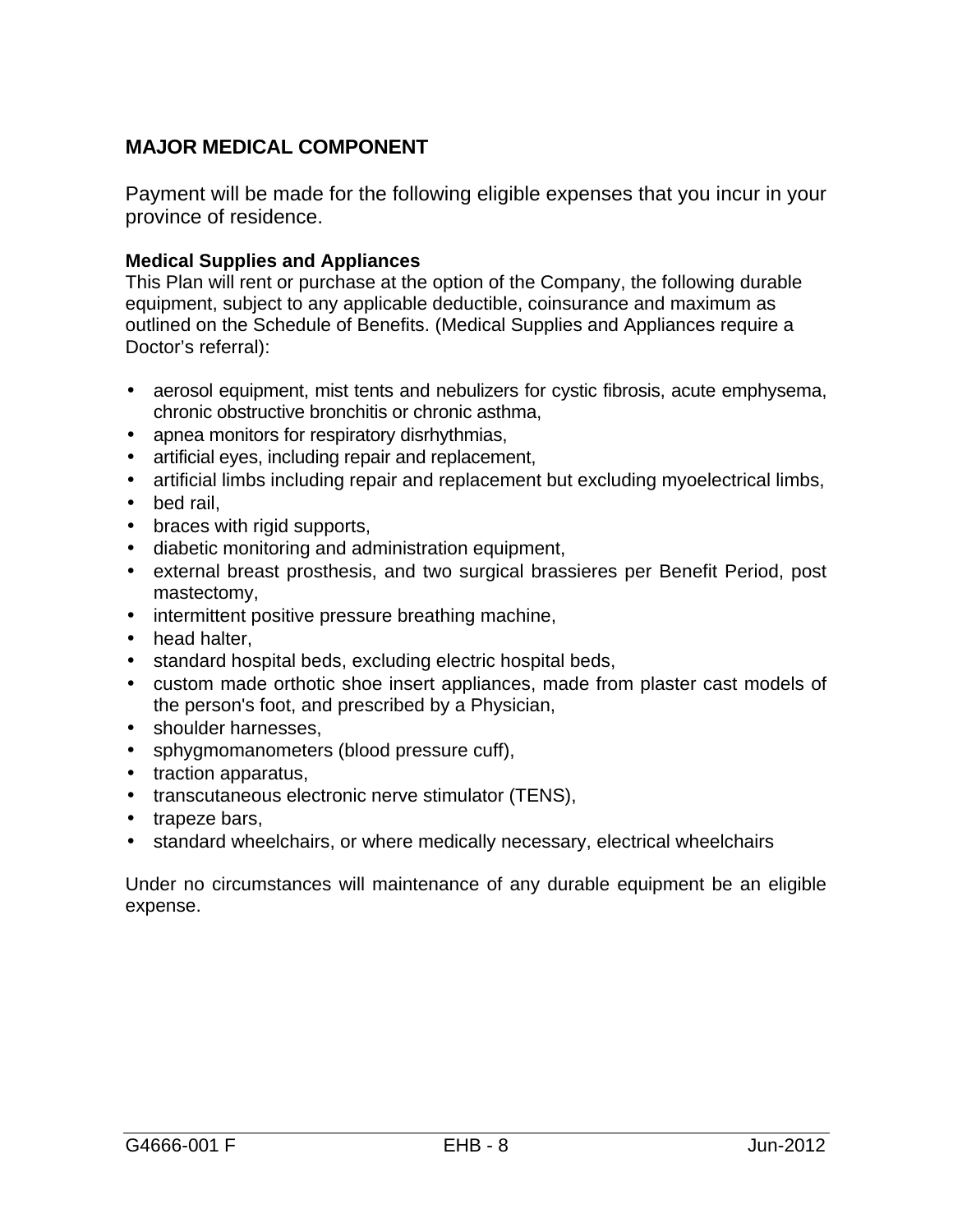## MAJOR MEDICAL COMPONENT

Payment will be made for the following eligible expenses that you incur in your province of residence.

### Medical Supplies and Appliances

This Plan will rent or purchase at the option of the Company, the following durable equipment, subject to any applicable deductible, coinsurance and maximum as outlined on the Schedule of Benefits. (Medical Supplies and Appliances require a Doctor's referral):

- aerosol equipment, mist tents and nebulizers for cystic fibrosis, acute emphysema, chronic obstructive bronchitis or chronic asthma,
- apnea monitors for respiratory disrhythmias,
- artificial eyes, including repair and replacement,
- artificial limbs including repair and replacement but excluding myoelectrical limbs,
- bed rail,
- braces with rigid supports,
- diabetic monitoring and administration equipment,
- external breast prosthesis, and two surgical brassieres per Benefit Period, post mastectomy,
- intermittent positive pressure breathing machine,
- head halter,
- standard hospital beds, excluding electric hospital beds,
- custom made orthotic shoe insert appliances, made from plaster cast models of the person's foot, and prescribed by a Physician,
- shoulder harnesses,
- sphygmomanometers (blood pressure cuff),
- traction apparatus,
- transcutaneous electronic nerve stimulator (TENS),
- trapeze bars,
- standard wheelchairs, or where medically necessary, electrical wheelchairs

Under no circumstances will maintenance of any durable equipment be an eligible expense.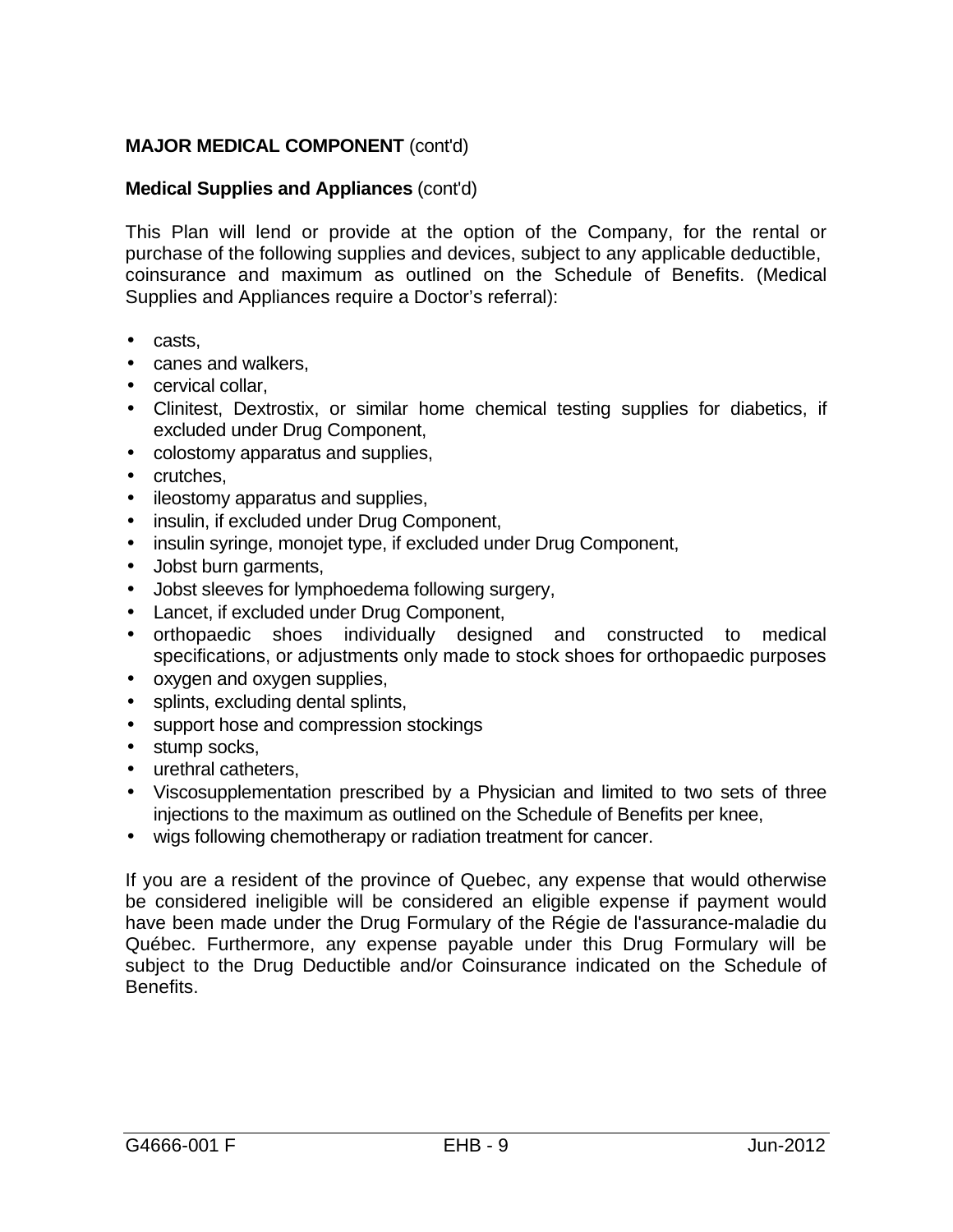**MAJOR MEDICAL COMPONENT** (cont'd)

**Medical Supplies and Appliances** (cont'd)

This Plan will lend or provide at the option of the Company, for the rental or purchase of the following supplies and devices, subject to any applicable deductible, coinsurance and maximum as outlined on the Schedule of Benefits. (Medical Supplies and Appliances require a Doctor's referral):

- casts,
- canes and walkers,
- cervical collar,
- Clinitest, Dextrostix, or similar home chemical testing supplies for diabetics, if excluded under Drug Component,
- colostomy apparatus and supplies,
- crutches,
- ileostomy apparatus and supplies,
- insulin, if excluded under Drug Component,
- insulin syringe, monojet type, if excluded under Drug Component,
- Jobst burn garments,
- Jobst sleeves for lymphoedema following surgery,
- Lancet, if excluded under Drug Component,
- orthopaedic shoes individually designed and constructed to medical specifications, or adjustments only made to stock shoes for orthopaedic purposes
- oxygen and oxygen supplies,
- splints, excluding dental splints,
- support hose and compression stockings
- stump socks,
- urethral catheters,
- Viscosupplementation prescribed by a Physician and limited to two sets of three injections to the maximum as outlined on the Schedule of Benefits per knee,
- wigs following chemotherapy or radiation treatment for cancer.

If you are a resident of the province of Quebec, any expense that would otherwise be considered ineligible will be considered an eligible expense if payment would have been made under the Drug Formulary of the Régie de l'assurance-maladie du Québec. Furthermore, any expense payable under this Drug Formulary will be subject to the Drug Deductible and/or Coinsurance indicated on the Schedule of Benefits.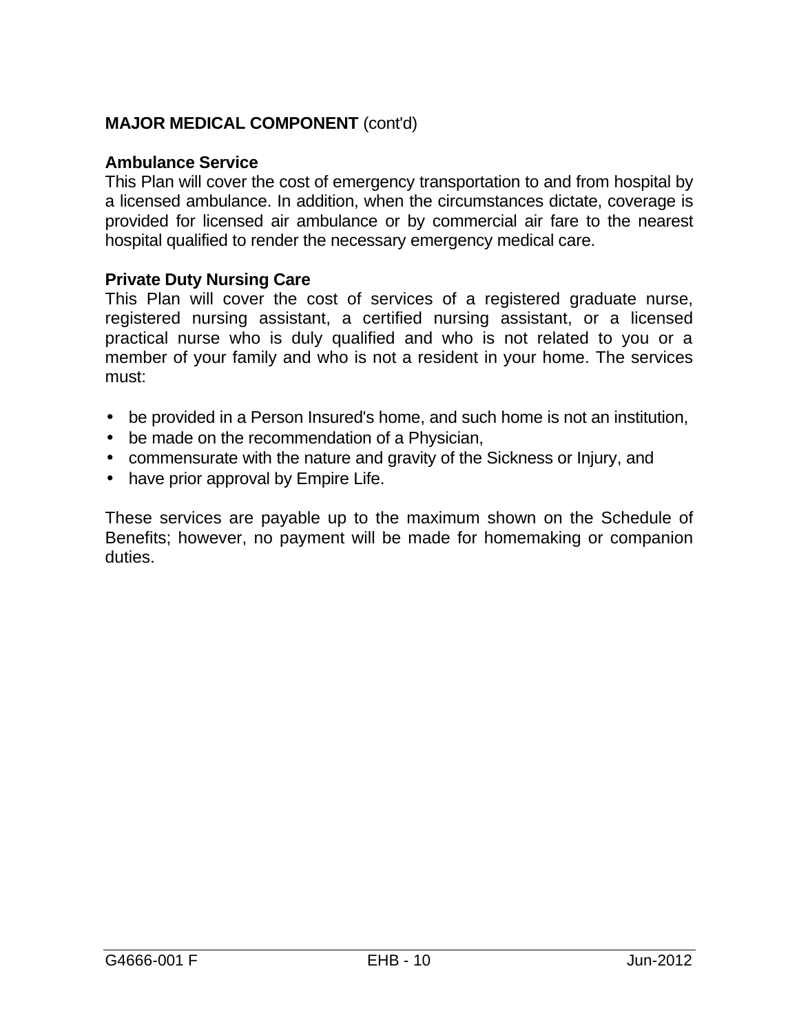**MAJOR MEDICAL COMPONENT** (cont'd)

### Ambulance Service

This Plan will cover the cost of emergency transportation to and from hospital by a licensed ambulance. In addition, when the circumstances dictate, coverage is provided for licensed air ambulance or by commercial air fare to the nearest hospital qualified to render the necessary emergency medical care.

### Private Duty Nursing Care

This Plan will cover the cost of services of a registered graduate nurse, registered nursing assistant, a certified nursing assistant, or a licensed practical nurse who is duly qualified and who is not related to you or a member of your family and who is not a resident in your home. The services must:

- be provided in a Person Insured's home, and such home is not an institution,
- be made on the recommendation of a Physician,
- commensurate with the nature and gravity of the Sickness or Injury, and
- have prior approval by Empire Life.

These services are payable up to the maximum shown on the Schedule of Benefits; however, no payment will be made for homemaking or companion duties.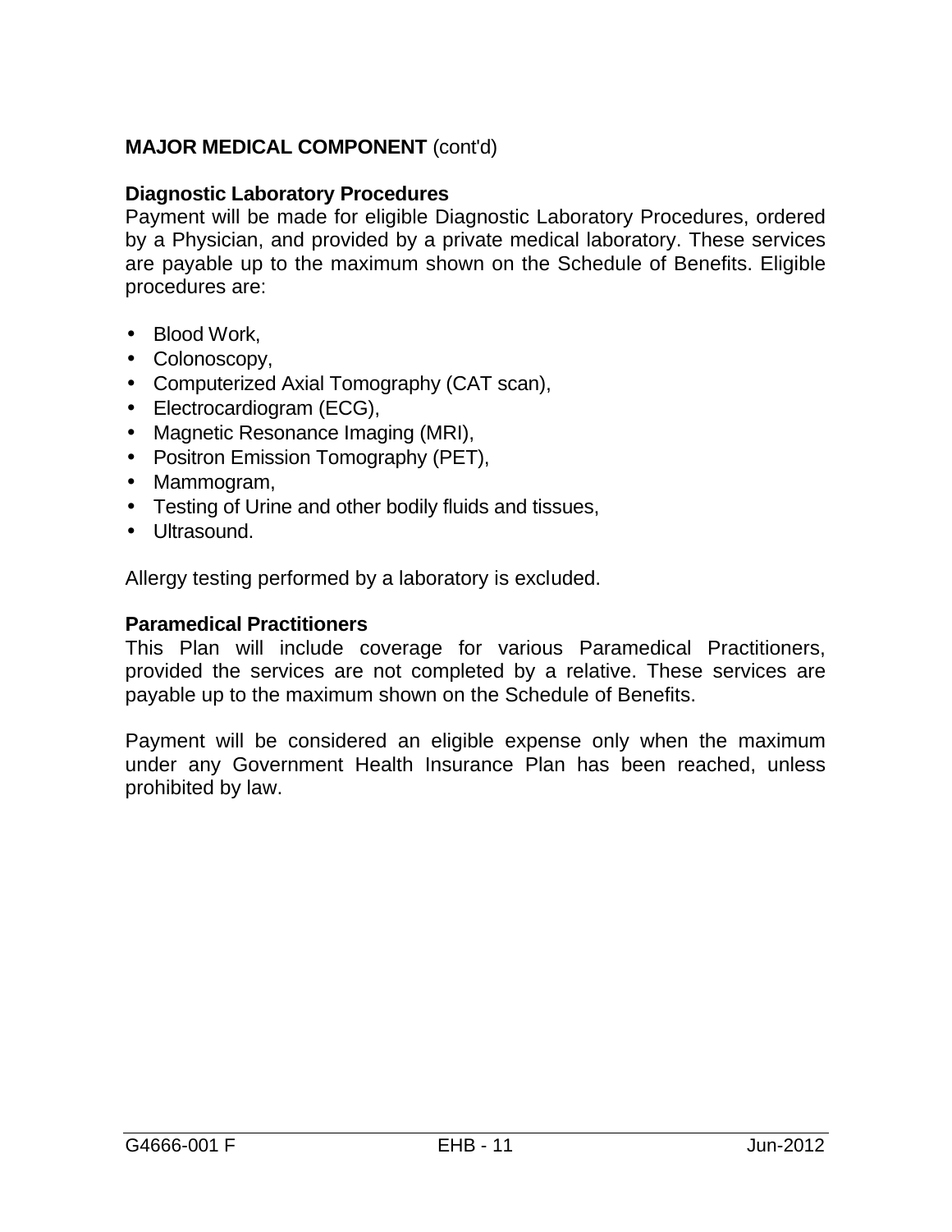**MAJOR MEDICAL COMPONENT** (cont'd)

**Diagnostic Laboratory Procedures**
Payment will be made for eligible Diagnostic Laboratory Procedures, ordered by a Physician, and provided by a private medical laboratory. These services are payable up to the maximum shown on the Schedule of Benefits. Eligible procedures are:

- Blood Work,
- Colonoscopy,
- Computerized Axial Tomography (CAT scan),
- Electrocardiogram (ECG),
- Magnetic Resonance Imaging (MRI),
- Positron Emission Tomography (PET),
- Mammogram,
- Testing of Urine and other bodily fluids and tissues,
- Ultrasound.

Allergy testing performed by a laboratory is excluded.

**Paramedical Practitioners**
This Plan will include coverage for various Paramedical Practitioners, provided the services are not completed by a relative. These services are payable up to the maximum shown on the Schedule of Benefits.

Payment will be considered an eligible expense only when the maximum under any Government Health Insurance Plan has been reached, unless prohibited by law.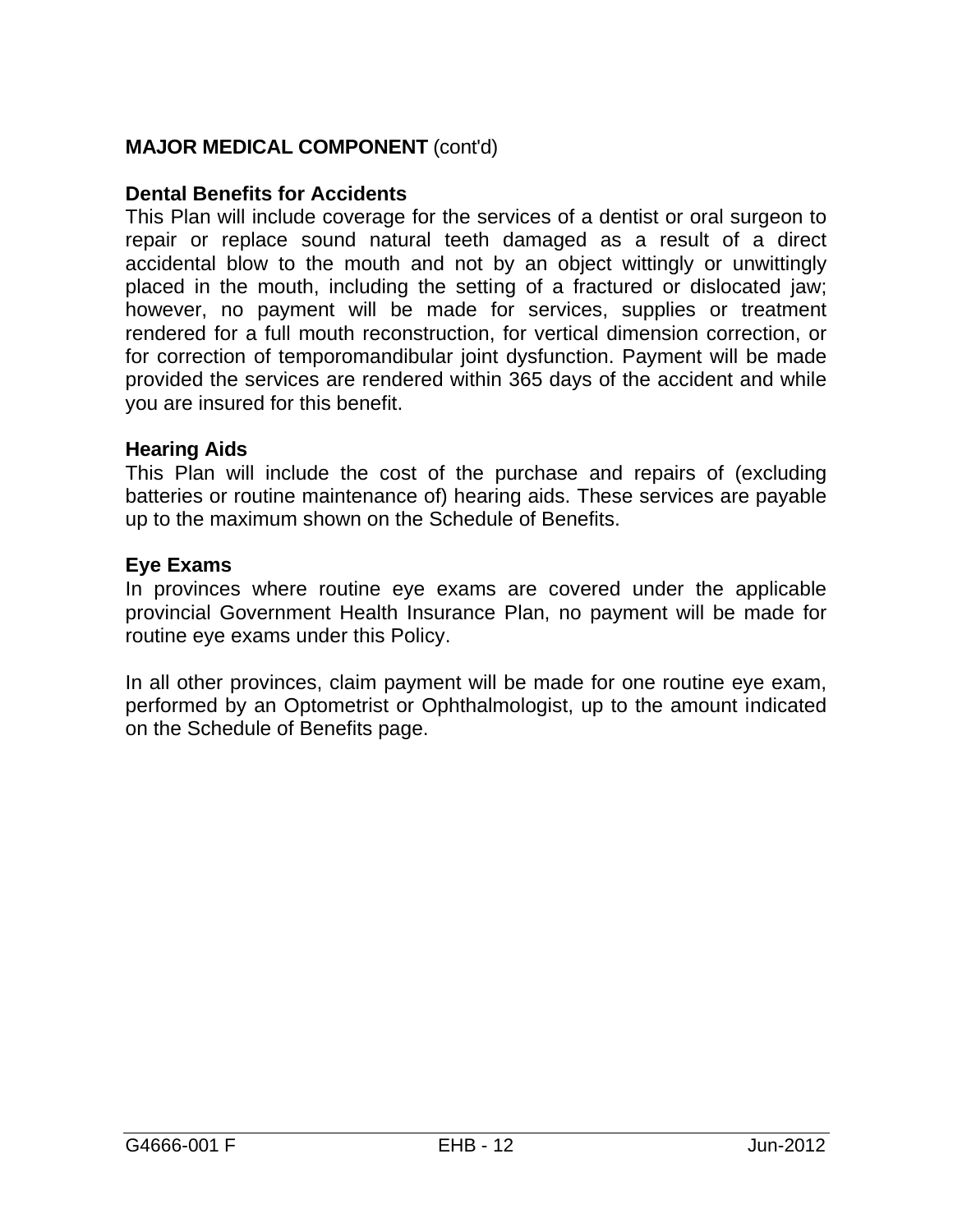**MAJOR MEDICAL COMPONENT** (cont'd)

**Dental Benefits for Accidents**

This Plan will include coverage for the services of a dentist or oral surgeon to repair or replace sound natural teeth damaged as a result of a direct accidental blow to the mouth and not by an object wittingly or unwittingly placed in the mouth, including the setting of a fractured or dislocated jaw; however, no payment will be made for services, supplies or treatment rendered for a full mouth reconstruction, for vertical dimension correction, or for correction of temporomandibular joint dysfunction. Payment will be made provided the services are rendered within 365 days of the accident and while you are insured for this benefit.

**Hearing Aids**

This Plan will include the cost of the purchase and repairs of (excluding batteries or routine maintenance of) hearing aids. These services are payable up to the maximum shown on the Schedule of Benefits.

**Eye Exams**

In provinces where routine eye exams are covered under the applicable provincial Government Health Insurance Plan, no payment will be made for routine eye exams under this Policy.

In all other provinces, claim payment will be made for one routine eye exam, performed by an Optometrist or Ophthalmologist, up to the amount indicated on the Schedule of Benefits page.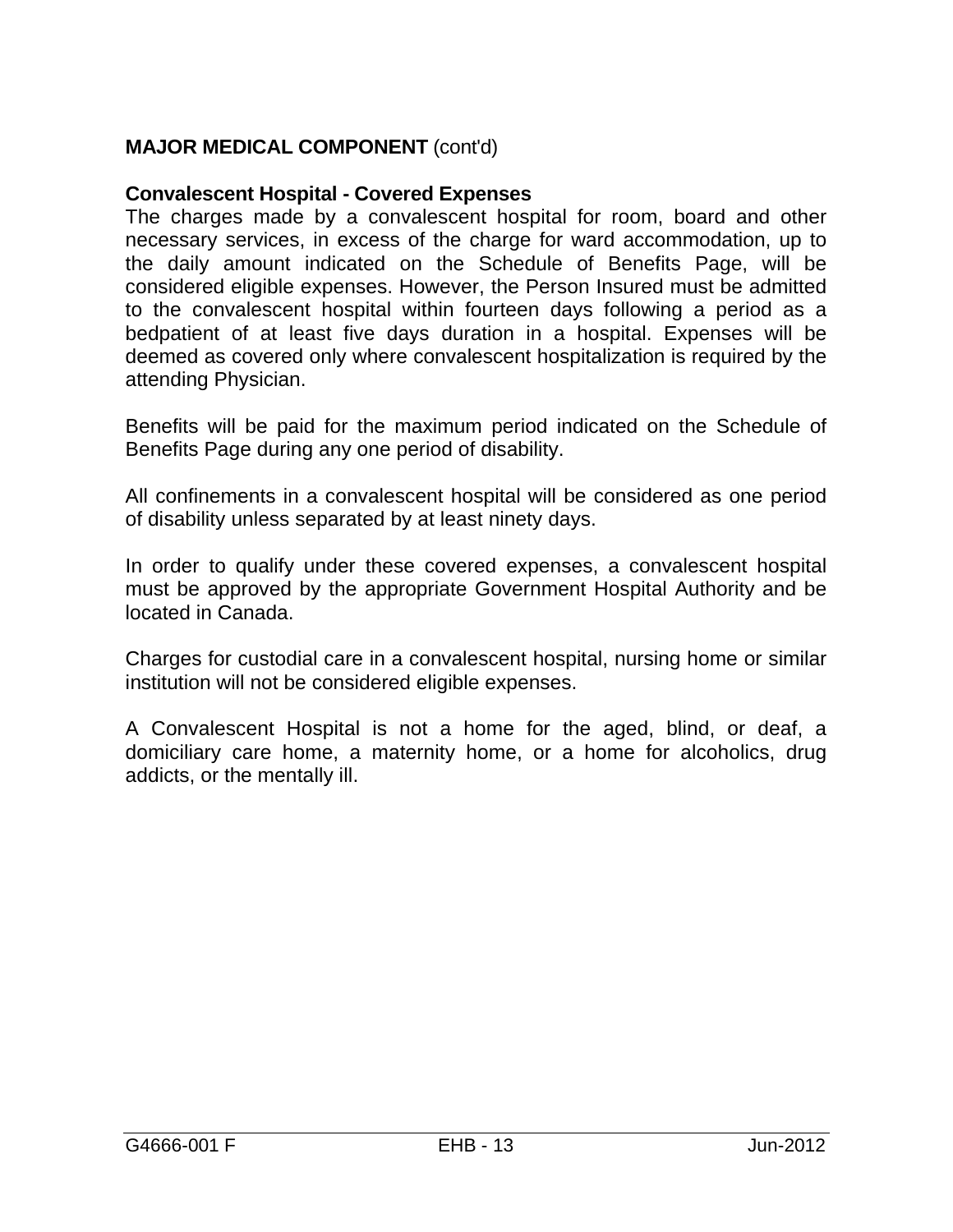**MAJOR MEDICAL COMPONENT** (cont'd)

**Convalescent Hospital - Covered Expenses**

The charges made by a convalescent hospital for room, board and other necessary services, in excess of the charge for ward accommodation, up to the daily amount indicated on the Schedule of Benefits Page, will be considered eligible expenses. However, the Person Insured must be admitted to the convalescent hospital within fourteen days following a period as a bedpatient of at least five days duration in a hospital. Expenses will be deemed as covered only where convalescent hospitalization is required by the attending Physician.

Benefits will be paid for the maximum period indicated on the Schedule of Benefits Page during any one period of disability.

All confinements in a convalescent hospital will be considered as one period of disability unless separated by at least ninety days.

In order to qualify under these covered expenses, a convalescent hospital must be approved by the appropriate Government Hospital Authority and be located in Canada.

Charges for custodial care in a convalescent hospital, nursing home or similar institution will not be considered eligible expenses.

A Convalescent Hospital is not a home for the aged, blind, or deaf, a domiciliary care home, a maternity home, or a home for alcoholics, drug addicts, or the mentally ill.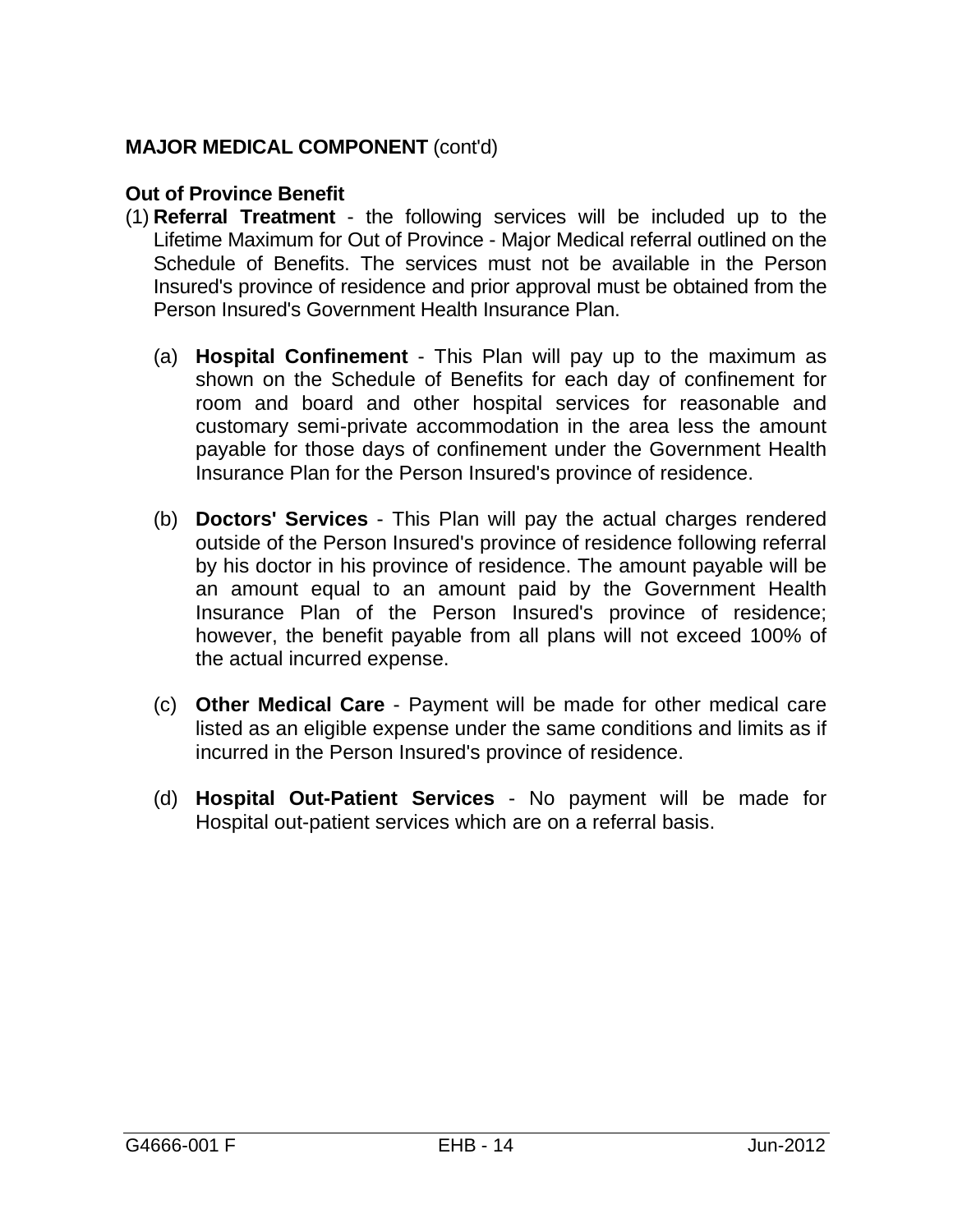**MAJOR MEDICAL COMPONENT** (cont'd)

**Out of Province Benefit**

(1) **Referral Treatment** - the following services will be included up to the Lifetime Maximum for Out of Province - Major Medical referral outlined on the Schedule of Benefits. The services must not be available in the Person Insured's province of residence and prior approval must be obtained from the Person Insured's Government Health Insurance Plan.

   (a) **Hospital Confinement** - This Plan will pay up to the maximum as shown on the Schedule of Benefits for each day of confinement for room and board and other hospital services for reasonable and customary semi-private accommodation in the area less the amount payable for those days of confinement under the Government Health Insurance Plan for the Person Insured's province of residence.

   (b) **Doctors' Services** - This Plan will pay the actual charges rendered outside of the Person Insured's province of residence following referral by his doctor in his province of residence. The amount payable will be an amount equal to an amount paid by the Government Health Insurance Plan of the Person Insured's province of residence; however, the benefit payable from all plans will not exceed 100% of the actual incurred expense.

   (c) **Other Medical Care** - Payment will be made for other medical care listed as an eligible expense under the same conditions and limits as if incurred in the Person Insured's province of residence.

   (d) **Hospital Out-Patient Services** - No payment will be made for Hospital out-patient services which are on a referral basis.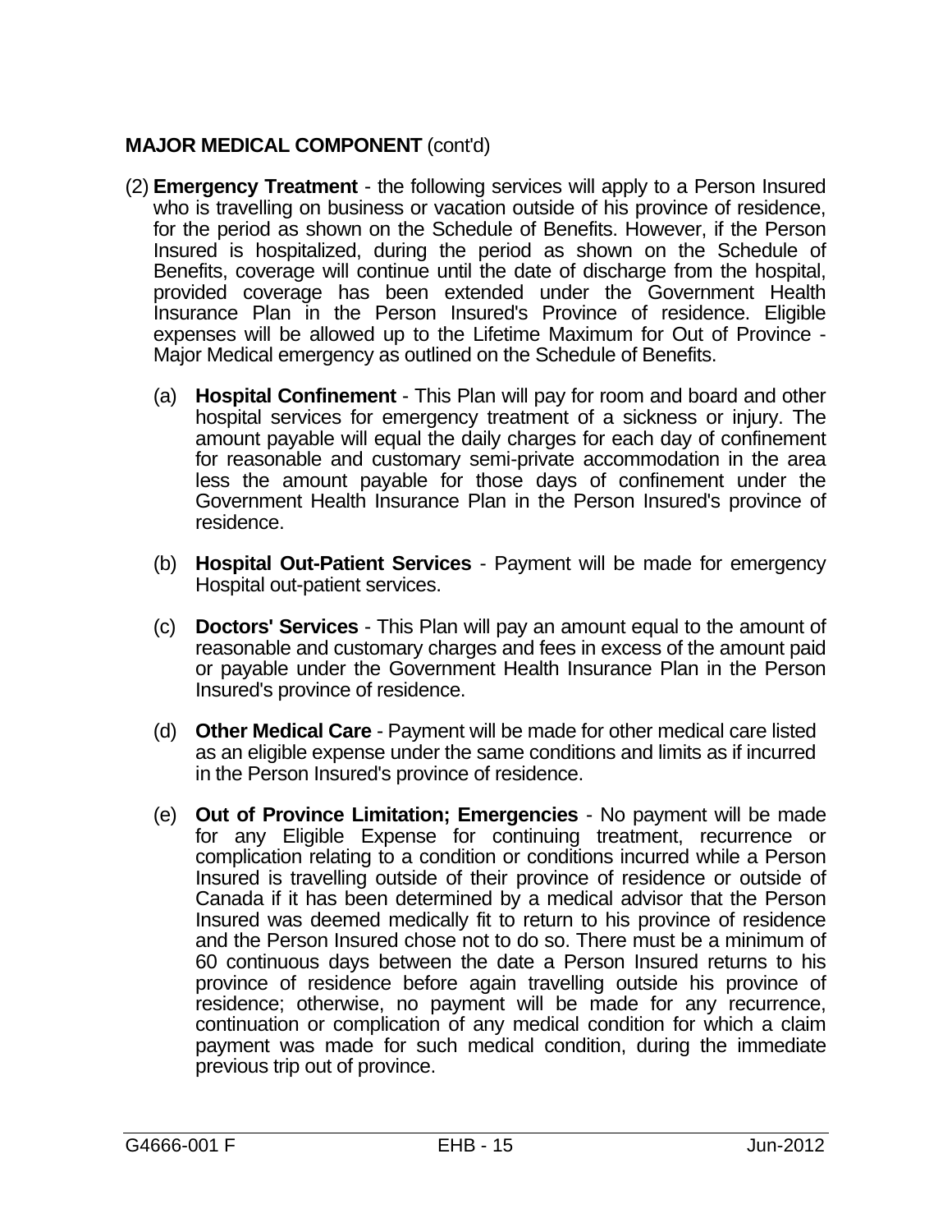**MAJOR MEDICAL COMPONENT** (cont'd)

(2) **Emergency Treatment** - the following services will apply to a Person Insured who is travelling on business or vacation outside of his province of residence, for the period as shown on the Schedule of Benefits. However, if the Person Insured is hospitalized, during the period as shown on the Schedule of Benefits, coverage will continue until the date of discharge from the hospital, provided coverage has been extended under the Government Health Insurance Plan in the Person Insured's Province of residence. Eligible expenses will be allowed up to the Lifetime Maximum for Out of Province - Major Medical emergency as outlined on the Schedule of Benefits.

(a) **Hospital Confinement** - This Plan will pay for room and board and other hospital services for emergency treatment of a sickness or injury. The amount payable will equal the daily charges for each day of confinement for reasonable and customary semi-private accommodation in the area less the amount payable for those days of confinement under the Government Health Insurance Plan in the Person Insured's province of residence.

(b) **Hospital Out-Patient Services** - Payment will be made for emergency Hospital out-patient services.

(c) **Doctors' Services** - This Plan will pay an amount equal to the amount of reasonable and customary charges and fees in excess of the amount paid or payable under the Government Health Insurance Plan in the Person Insured's province of residence.

(d) **Other Medical Care** - Payment will be made for other medical care listed as an eligible expense under the same conditions and limits as if incurred in the Person Insured's province of residence.

(e) **Out of Province Limitation; Emergencies** - No payment will be made for any Eligible Expense for continuing treatment, recurrence or complication relating to a condition or conditions incurred while a Person Insured is travelling outside of their province of residence or outside of Canada if it has been determined by a medical advisor that the Person Insured was deemed medically fit to return to his province of residence and the Person Insured chose not to do so. There must be a minimum of 60 continuous days between the date a Person Insured returns to his province of residence before again travelling outside his province of residence; otherwise, no payment will be made for any recurrence, continuation or complication of any medical condition for which a claim payment was made for such medical condition, during the immediate previous trip out of province.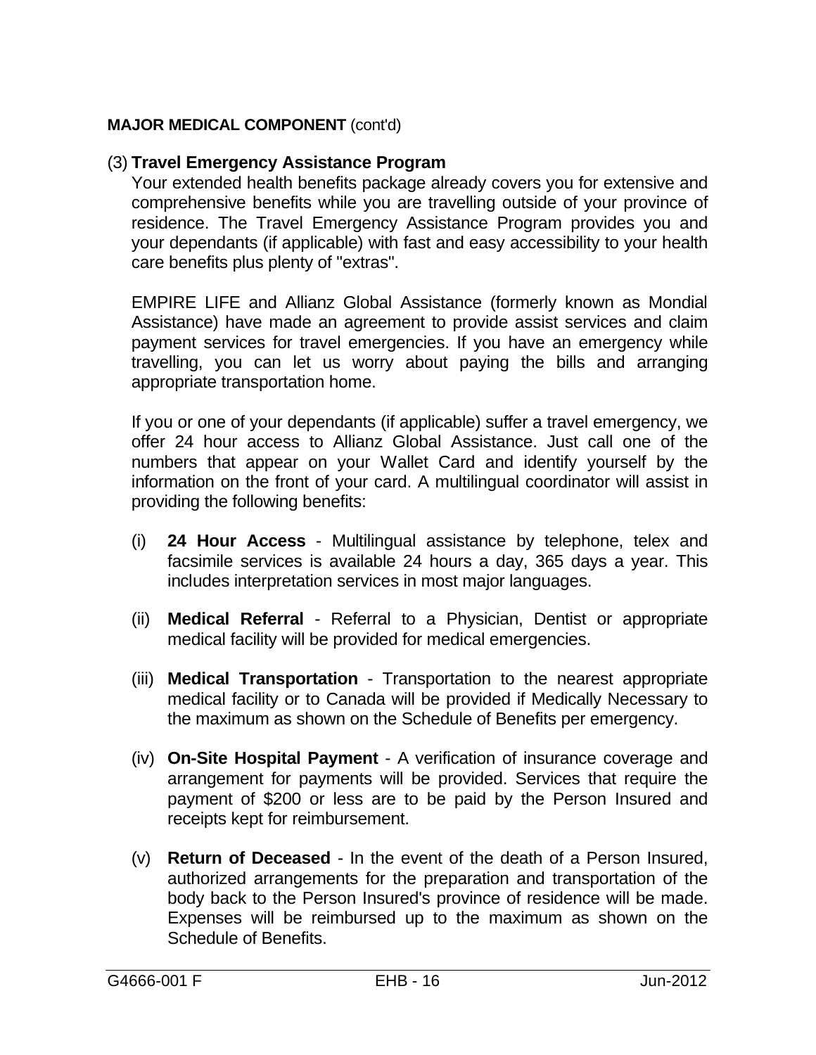**MAJOR MEDICAL COMPONENT** (cont'd)

(3) **Travel Emergency Assistance Program**

Your extended health benefits package already covers you for extensive and comprehensive benefits while you are travelling outside of your province of residence. The Travel Emergency Assistance Program provides you and your dependants (if applicable) with fast and easy accessibility to your health care benefits plus plenty of "extras".

EMPIRE LIFE and Allianz Global Assistance (formerly known as Mondial Assistance) have made an agreement to provide assist services and claim payment services for travel emergencies. If you have an emergency while travelling, you can let us worry about paying the bills and arranging appropriate transportation home.

If you or one of your dependants (if applicable) suffer a travel emergency, we offer 24 hour access to Allianz Global Assistance. Just call one of the numbers that appear on your Wallet Card and identify yourself by the information on the front of your card. A multilingual coordinator will assist in providing the following benefits:

(i) **24 Hour Access** - Multilingual assistance by telephone, telex and facsimile services is available 24 hours a day, 365 days a year. This includes interpretation services in most major languages.

(ii) **Medical Referral** - Referral to a Physician, Dentist or appropriate medical facility will be provided for medical emergencies.

(iii) **Medical Transportation** - Transportation to the nearest appropriate medical facility or to Canada will be provided if Medically Necessary to the maximum as shown on the Schedule of Benefits per emergency.

(iv) **On-Site Hospital Payment** - A verification of insurance coverage and arrangement for payments will be provided. Services that require the payment of $200 or less are to be paid by the Person Insured and receipts kept for reimbursement.

(v) **Return of Deceased** - In the event of the death of a Person Insured, authorized arrangements for the preparation and transportation of the body back to the Person Insured's province of residence will be made. Expenses will be reimbursed up to the maximum as shown on the Schedule of Benefits.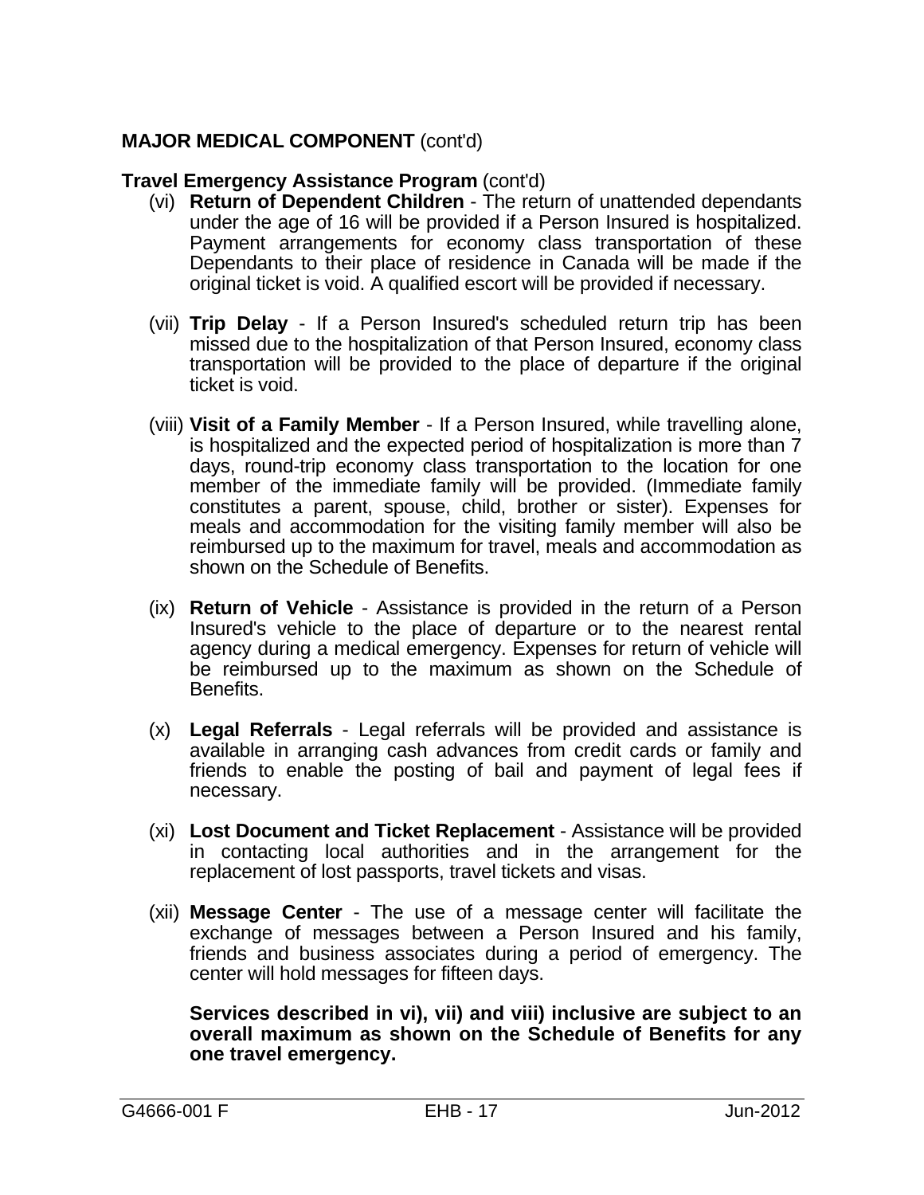## MAJOR MEDICAL COMPONENT (cont'd)

**Travel Emergency Assistance Program** (cont'd)

(vi) **Return of Dependent Children** - The return of unattended dependants under the age of 16 will be provided if a Person Insured is hospitalized. Payment arrangements for economy class transportation of these Dependants to their place of residence in Canada will be made if the original ticket is void. A qualified escort will be provided if necessary.

(vii) **Trip Delay** - If a Person Insured's scheduled return trip has been missed due to the hospitalization of that Person Insured, economy class transportation will be provided to the place of departure if the original ticket is void.

(viii) **Visit of a Family Member** - If a Person Insured, while travelling alone, is hospitalized and the expected period of hospitalization is more than 7 days, round-trip economy class transportation to the location for one member of the immediate family will be provided. (Immediate family constitutes a parent, spouse, child, brother or sister). Expenses for meals and accommodation for the visiting family member will also be reimbursed up to the maximum for travel, meals and accommodation as shown on the Schedule of Benefits.

(ix) **Return of Vehicle** - Assistance is provided in the return of a Person Insured's vehicle to the place of departure or to the nearest rental agency during a medical emergency. Expenses for return of vehicle will be reimbursed up to the maximum as shown on the Schedule of Benefits.

(x) **Legal Referrals** - Legal referrals will be provided and assistance is available in arranging cash advances from credit cards or family and friends to enable the posting of bail and payment of legal fees if necessary.

(xi) **Lost Document and Ticket Replacement** - Assistance will be provided in contacting local authorities and in the arrangement for the replacement of lost passports, travel tickets and visas.

(xii) **Message Center** - The use of a message center will facilitate the exchange of messages between a Person Insured and his family, friends and business associates during a period of emergency. The center will hold messages for fifteen days.

**Services described in vi), vii) and viii) inclusive are subject to an overall maximum as shown on the Schedule of Benefits for any one travel emergency.**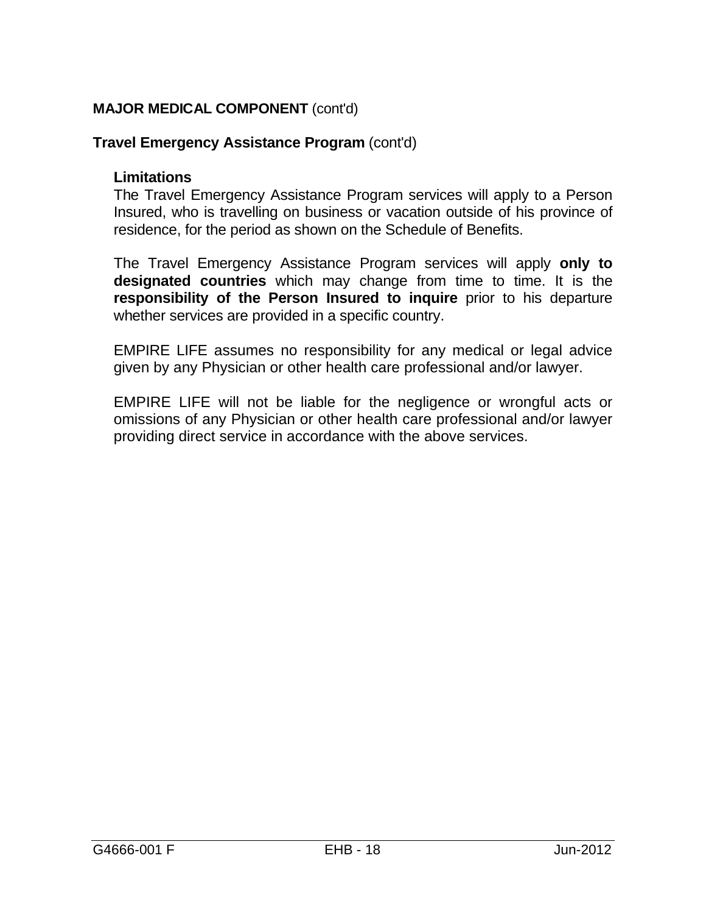**MAJOR MEDICAL COMPONENT** (cont'd)

**Travel Emergency Assistance Program** (cont'd)

**Limitations**

The Travel Emergency Assistance Program services will apply to a Person Insured, who is travelling on business or vacation outside of his province of residence, for the period as shown on the Schedule of Benefits.

The Travel Emergency Assistance Program services will apply **only to designated countries** which may change from time to time. It is the **responsibility of the Person Insured to inquire** prior to his departure whether services are provided in a specific country.

EMPIRE LIFE assumes no responsibility for any medical or legal advice given by any Physician or other health care professional and/or lawyer.

EMPIRE LIFE will not be liable for the negligence or wrongful acts or omissions of any Physician or other health care professional and/or lawyer providing direct service in accordance with the above services.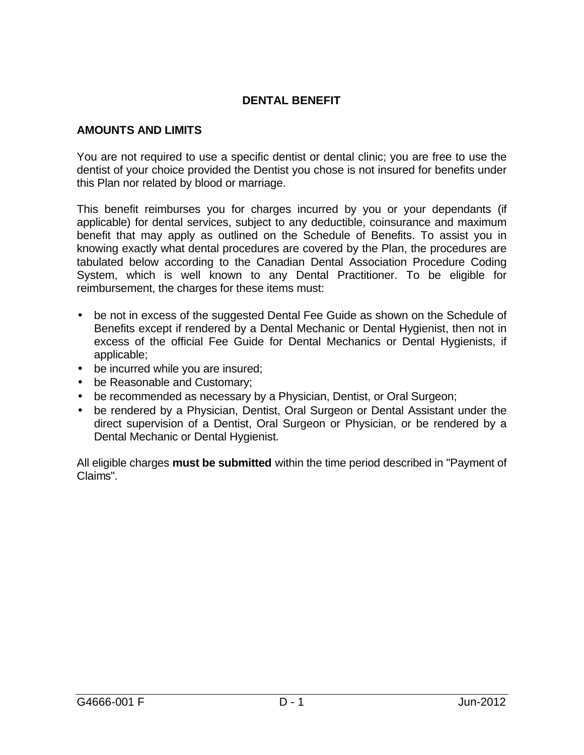# DENTAL BENEFIT

## AMOUNTS AND LIMITS

You are not required to use a specific dentist or dental clinic; you are free to use the dentist of your choice provided the Dentist you chose is not insured for benefits under this Plan nor related by blood or marriage.

This benefit reimburses you for charges incurred by you or your dependants (if applicable) for dental services, subject to any deductible, coinsurance and maximum benefit that may apply as outlined on the Schedule of Benefits. To assist you in knowing exactly what dental procedures are covered by the Plan, the procedures are tabulated below according to the Canadian Dental Association Procedure Coding System, which is well known to any Dental Practitioner. To be eligible for reimbursement, the charges for these items must:

- be not in excess of the suggested Dental Fee Guide as shown on the Schedule of Benefits except if rendered by a Dental Mechanic or Dental Hygienist, then not in excess of the official Fee Guide for Dental Mechanics or Dental Hygienists, if applicable;
- be incurred while you are insured;
- be Reasonable and Customary;
- be recommended as necessary by a Physician, Dentist, or Oral Surgeon;
- be rendered by a Physician, Dentist, Oral Surgeon or Dental Assistant under the direct supervision of a Dentist, Oral Surgeon or Physician, or be rendered by a Dental Mechanic or Dental Hygienist.

All eligible charges **must be submitted** within the time period described in "Payment of Claims".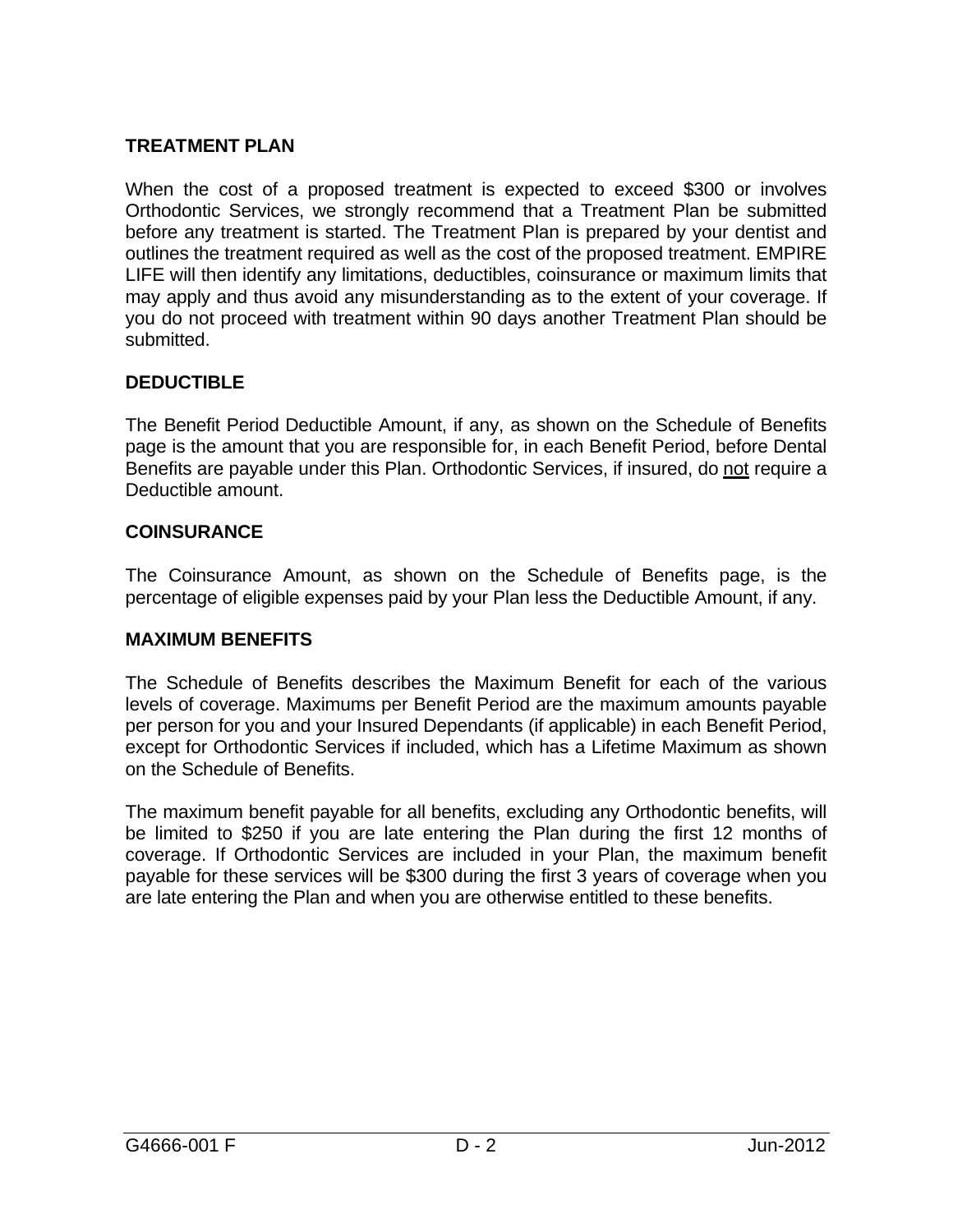## TREATMENT PLAN

When the cost of a proposed treatment is expected to exceed $300 or involves Orthodontic Services, we strongly recommend that a Treatment Plan be submitted before any treatment is started. The Treatment Plan is prepared by your dentist and outlines the treatment required as well as the cost of the proposed treatment. EMPIRE LIFE will then identify any limitations, deductibles, coinsurance or maximum limits that may apply and thus avoid any misunderstanding as to the extent of your coverage. If you do not proceed with treatment within 90 days another Treatment Plan should be submitted.

## DEDUCTIBLE

The Benefit Period Deductible Amount, if any, as shown on the Schedule of Benefits page is the amount that you are responsible for, in each Benefit Period, before Dental Benefits are payable under this Plan. Orthodontic Services, if insured, do <u>not</u> require a Deductible amount.

## COINSURANCE

The Coinsurance Amount, as shown on the Schedule of Benefits page, is the percentage of eligible expenses paid by your Plan less the Deductible Amount, if any.

## MAXIMUM BENEFITS

The Schedule of Benefits describes the Maximum Benefit for each of the various levels of coverage. Maximums per Benefit Period are the maximum amounts payable per person for you and your Insured Dependants (if applicable) in each Benefit Period, except for Orthodontic Services if included, which has a Lifetime Maximum as shown on the Schedule of Benefits.

The maximum benefit payable for all benefits, excluding any Orthodontic benefits, will be limited to $250 if you are late entering the Plan during the first 12 months of coverage. If Orthodontic Services are included in your Plan, the maximum benefit payable for these services will be $300 during the first 3 years of coverage when you are late entering the Plan and when you are otherwise entitled to these benefits.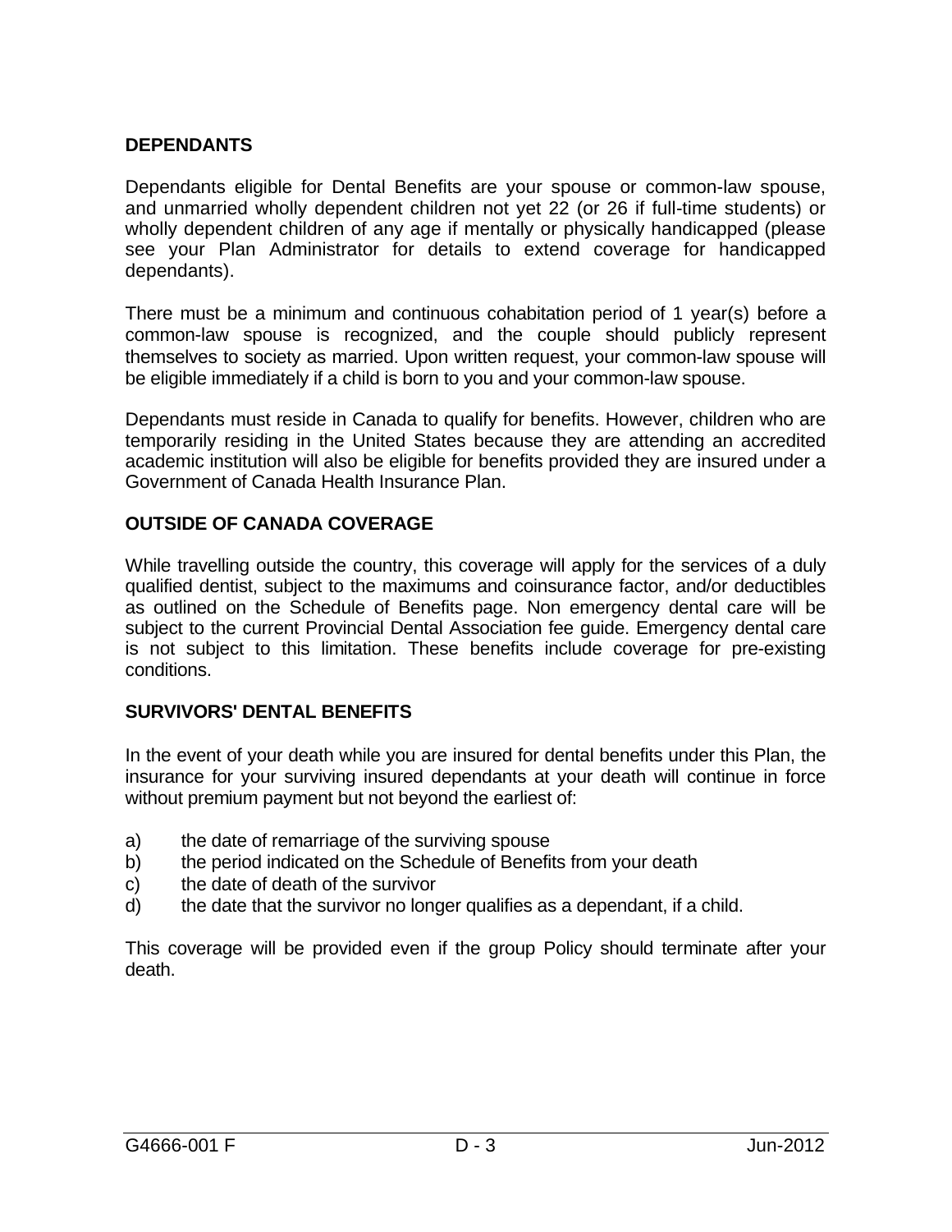## DEPENDANTS

Dependants eligible for Dental Benefits are your spouse or common-law spouse, and unmarried wholly dependent children not yet 22 (or 26 if full-time students) or wholly dependent children of any age if mentally or physically handicapped (please see your Plan Administrator for details to extend coverage for handicapped dependants).

There must be a minimum and continuous cohabitation period of 1 year(s) before a common-law spouse is recognized, and the couple should publicly represent themselves to society as married. Upon written request, your common-law spouse will be eligible immediately if a child is born to you and your common-law spouse.

Dependants must reside in Canada to qualify for benefits. However, children who are temporarily residing in the United States because they are attending an accredited academic institution will also be eligible for benefits provided they are insured under a Government of Canada Health Insurance Plan.

## OUTSIDE OF CANADA COVERAGE

While travelling outside the country, this coverage will apply for the services of a duly qualified dentist, subject to the maximums and coinsurance factor, and/or deductibles as outlined on the Schedule of Benefits page. Non emergency dental care will be subject to the current Provincial Dental Association fee guide. Emergency dental care is not subject to this limitation. These benefits include coverage for pre-existing conditions.

## SURVIVORS' DENTAL BENEFITS

In the event of your death while you are insured for dental benefits under this Plan, the insurance for your surviving insured dependants at your death will continue in force without premium payment but not beyond the earliest of:

a) the date of remarriage of the surviving spouse
b) the period indicated on the Schedule of Benefits from your death
c) the date of death of the survivor
d) the date that the survivor no longer qualifies as a dependant, if a child.

This coverage will be provided even if the group Policy should terminate after your death.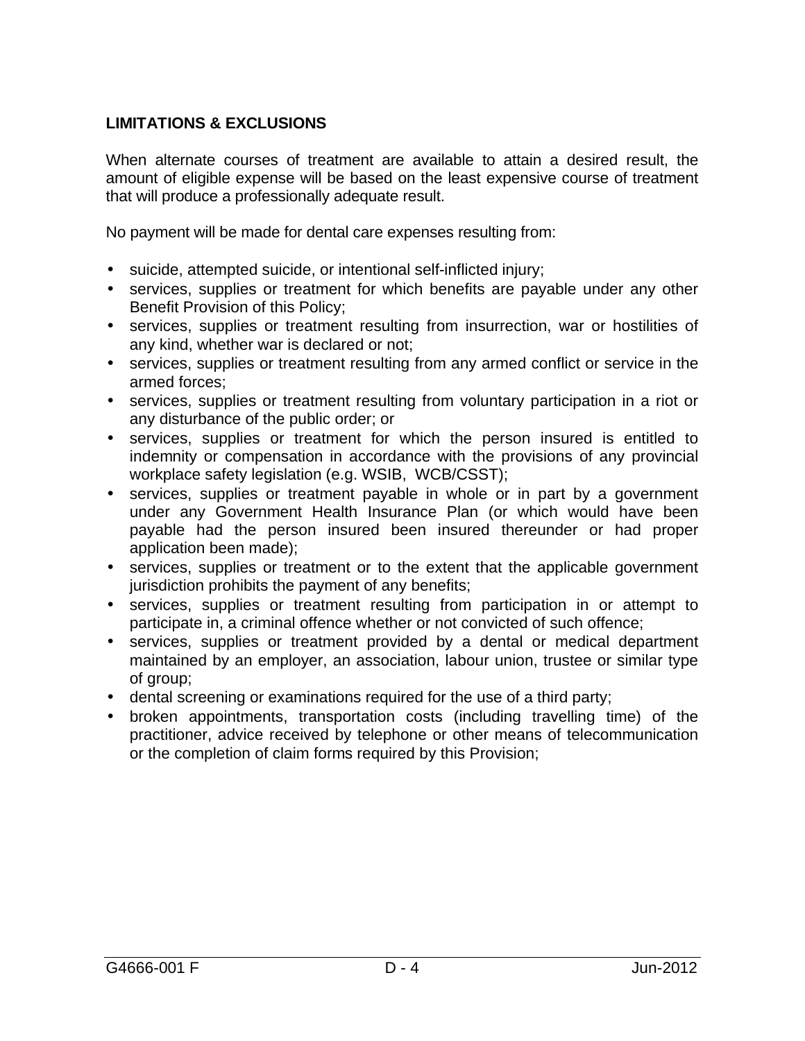**LIMITATIONS & EXCLUSIONS**

When alternate courses of treatment are available to attain a desired result, the amount of eligible expense will be based on the least expensive course of treatment that will produce a professionally adequate result.

No payment will be made for dental care expenses resulting from:

- suicide, attempted suicide, or intentional self-inflicted injury;
- services, supplies or treatment for which benefits are payable under any other Benefit Provision of this Policy;
- services, supplies or treatment resulting from insurrection, war or hostilities of any kind, whether war is declared or not;
- services, supplies or treatment resulting from any armed conflict or service in the armed forces;
- services, supplies or treatment resulting from voluntary participation in a riot or any disturbance of the public order; or
- services, supplies or treatment for which the person insured is entitled to indemnity or compensation in accordance with the provisions of any provincial workplace safety legislation (e.g. WSIB, WCB/CSST);
- services, supplies or treatment payable in whole or in part by a government under any Government Health Insurance Plan (or which would have been payable had the person insured been insured thereunder or had proper application been made);
- services, supplies or treatment or to the extent that the applicable government jurisdiction prohibits the payment of any benefits;
- services, supplies or treatment resulting from participation in or attempt to participate in, a criminal offence whether or not convicted of such offence;
- services, supplies or treatment provided by a dental or medical department maintained by an employer, an association, labour union, trustee or similar type of group;
- dental screening or examinations required for the use of a third party;
- broken appointments, transportation costs (including travelling time) of the practitioner, advice received by telephone or other means of telecommunication or the completion of claim forms required by this Provision;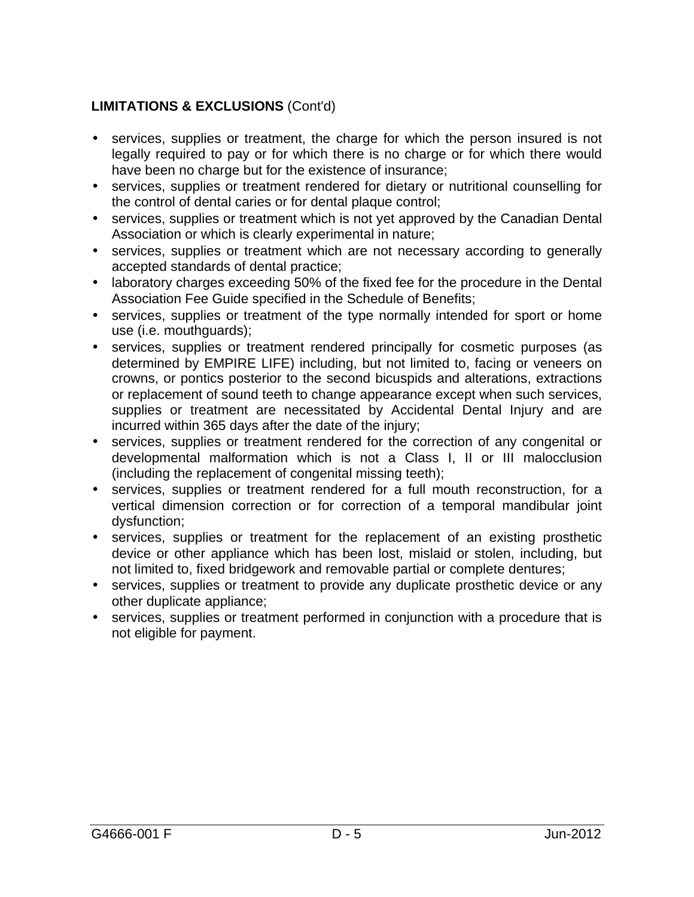**LIMITATIONS & EXCLUSIONS** (Cont'd)

- services, supplies or treatment, the charge for which the person insured is not legally required to pay or for which there is no charge or for which there would have been no charge but for the existence of insurance;
- services, supplies or treatment rendered for dietary or nutritional counselling for the control of dental caries or for dental plaque control;
- services, supplies or treatment which is not yet approved by the Canadian Dental Association or which is clearly experimental in nature;
- services, supplies or treatment which are not necessary according to generally accepted standards of dental practice;
- laboratory charges exceeding 50% of the fixed fee for the procedure in the Dental Association Fee Guide specified in the Schedule of Benefits;
- services, supplies or treatment of the type normally intended for sport or home use (i.e. mouthguards);
- services, supplies or treatment rendered principally for cosmetic purposes (as determined by EMPIRE LIFE) including, but not limited to, facing or veneers on crowns, or pontics posterior to the second bicuspids and alterations, extractions or replacement of sound teeth to change appearance except when such services, supplies or treatment are necessitated by Accidental Dental Injury and are incurred within 365 days after the date of the injury;
- services, supplies or treatment rendered for the correction of any congenital or developmental malformation which is not a Class I, II or III malocclusion (including the replacement of congenital missing teeth);
- services, supplies or treatment rendered for a full mouth reconstruction, for a vertical dimension correction or for correction of a temporal mandibular joint dysfunction;
- services, supplies or treatment for the replacement of an existing prosthetic device or other appliance which has been lost, mislaid or stolen, including, but not limited to, fixed bridgework and removable partial or complete dentures;
- services, supplies or treatment to provide any duplicate prosthetic device or any other duplicate appliance;
- services, supplies or treatment performed in conjunction with a procedure that is not eligible for payment.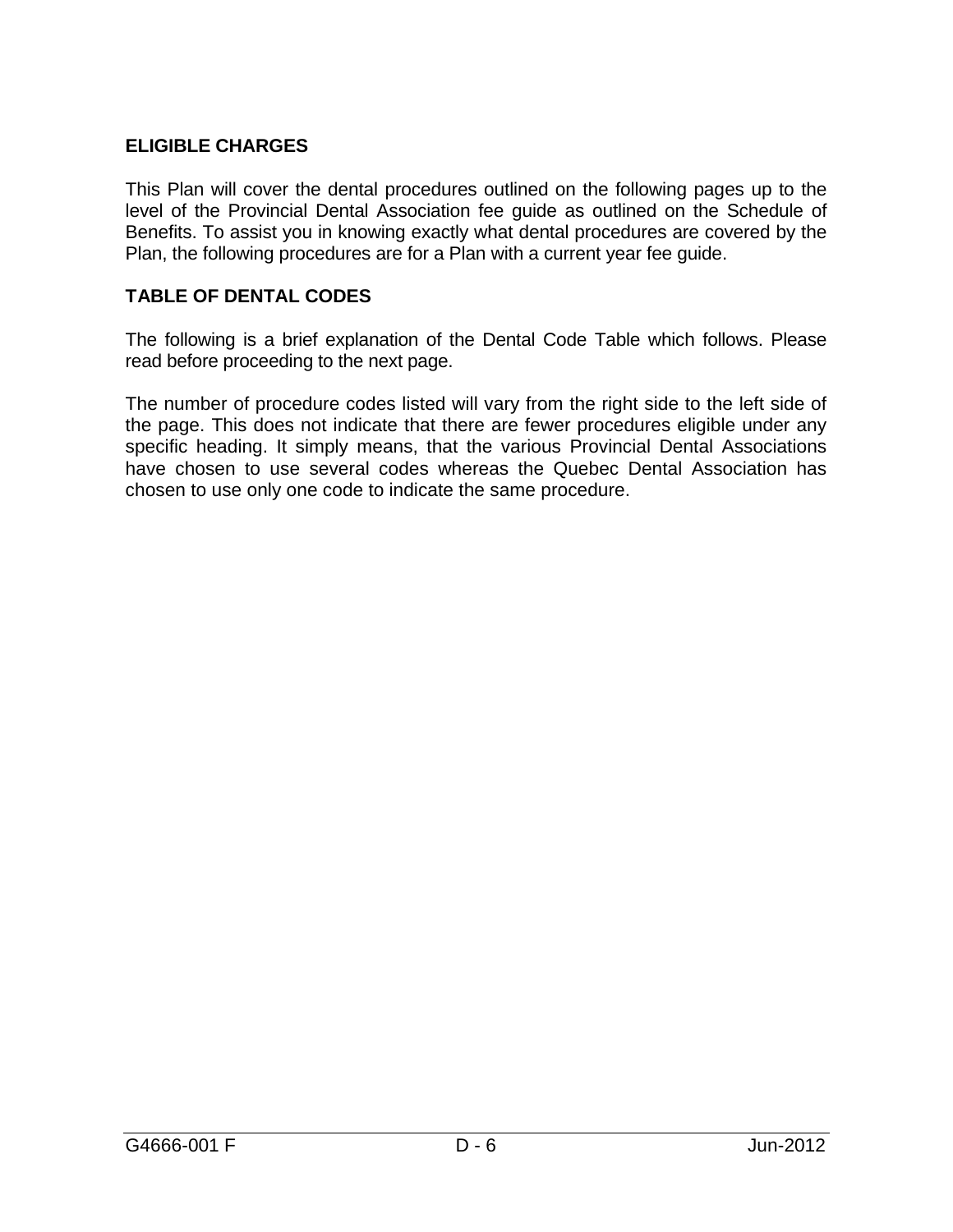## ELIGIBLE CHARGES

This Plan will cover the dental procedures outlined on the following pages up to the level of the Provincial Dental Association fee guide as outlined on the Schedule of Benefits. To assist you in knowing exactly what dental procedures are covered by the Plan, the following procedures are for a Plan with a current year fee guide.

## TABLE OF DENTAL CODES

The following is a brief explanation of the Dental Code Table which follows. Please read before proceeding to the next page.

The number of procedure codes listed will vary from the right side to the left side of the page. This does not indicate that there are fewer procedures eligible under any specific heading. It simply means, that the various Provincial Dental Associations have chosen to use several codes whereas the Quebec Dental Association has chosen to use only one code to indicate the same procedure.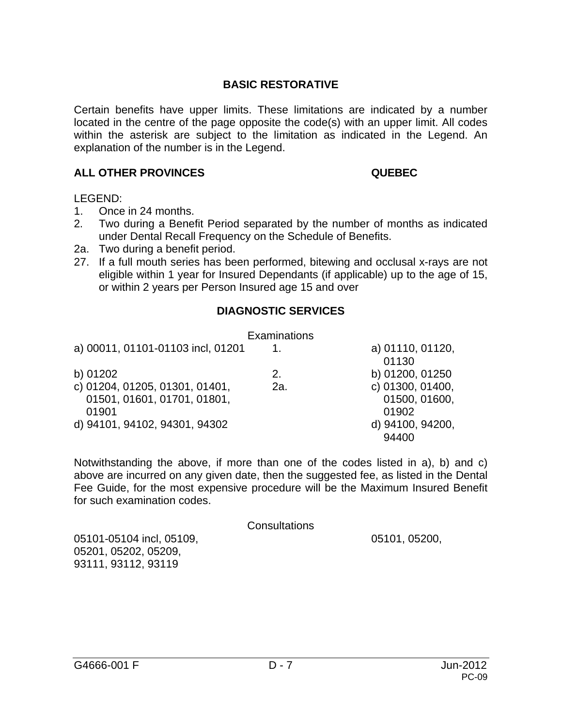## BASIC RESTORATIVE

Certain benefits have upper limits. These limitations are indicated by a number located in the centre of the page opposite the code(s) with an upper limit. All codes within the asterisk are subject to the limitation as indicated in the Legend. An explanation of the number is in the Legend.

**ALL OTHER PROVINCES** **QUEBEC**

LEGEND:

1. Once in 24 months.
2. Two during a Benefit Period separated by the number of months as indicated under Dental Recall Frequency on the Schedule of Benefits.

2a. Two during a benefit period.

27. If a full mouth series has been performed, bitewing and occlusal x-rays are not eligible within 1 year for Insured Dependants (if applicable) up to the age of 15, or within 2 years per Person Insured age 15 and over

### DIAGNOSTIC SERVICES

Examinations

| All Other Provinces | Limit | Quebec |
|---|---|---|
| a) 00011, 01101-01103 incl, 01201 | 1. | a) 01110, 01120, 01130 |
| b) 01202 | 2. | b) 01200, 01250 |
| c) 01204, 01205, 01301, 01401, 01501, 01601, 01701, 01801, 01901 | 2a. | c) 01300, 01400, 01500, 01600, 01902 |
| d) 94101, 94102, 94301, 94302 | | d) 94100, 94200, 94400 |

Notwithstanding the above, if more than one of the codes listed in a), b) and c) above are incurred on any given date, then the suggested fee, as listed in the Dental Fee Guide, for the most expensive procedure will be the Maximum Insured Benefit for such examination codes.

Consultations

| All Other Provinces | Limit | Quebec |
|---|---|---|
| 05101-05104 incl, 05109, 05201, 05202, 05209, 93111, 93112, 93119 | | 05101, 05200, |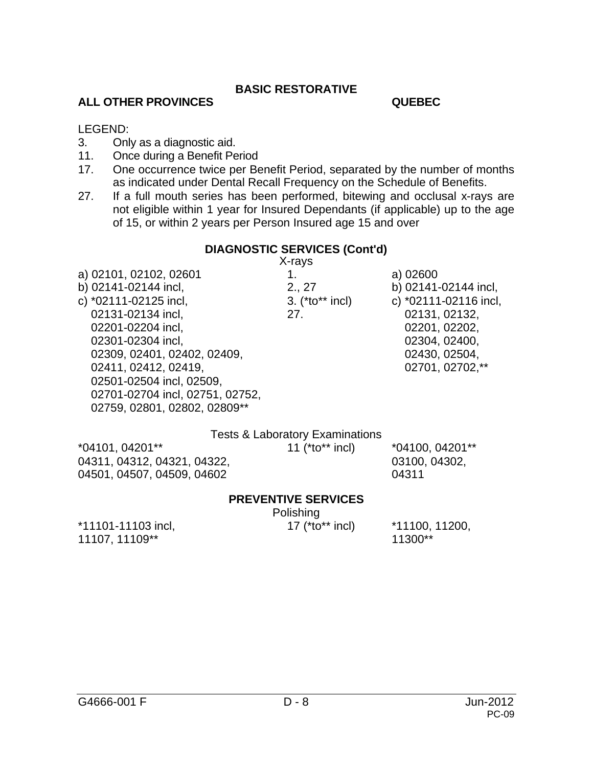## BASIC RESTORATIVE

**ALL OTHER PROVINCES** **QUEBEC**

LEGEND:

3. Only as a diagnostic aid.
11. Once during a Benefit Period
17. One occurrence twice per Benefit Period, separated by the number of months as indicated under Dental Recall Frequency on the Schedule of Benefits.
27. If a full mouth series has been performed, bitewing and occlusal x-rays are not eligible within 1 year for Insured Dependants (if applicable) up to the age of 15, or within 2 years per Person Insured age 15 and over

### DIAGNOSTIC SERVICES (Cont'd)

X-rays

| All Other Provinces | Legend | Quebec |
|---|---|---|
| a) 02101, 02102, 02601 | 1. | a) 02600 |
| b) 02141-02144 incl, | 2., 27 | b) 02141-02144 incl, |
| c) *02111-02125 incl, 02131-02134 incl, 02201-02204 incl, 02301-02304 incl, 02309, 02401, 02402, 02409, 02411, 02412, 02419, 02501-02504 incl, 02509, 02701-02704 incl, 02751, 02752, 02759, 02801, 02802, 02809** | 3. (*to** incl) 27. | c) *02111-02116 incl, 02131, 02132, 02201, 02202, 02304, 02400, 02430, 02504, 02701, 02702,** |

Tests & Laboratory Examinations

| All Other Provinces | Legend | Quebec |
|---|---|---|
| *04101, 04201** 04311, 04312, 04321, 04322, 04501, 04507, 04509, 04602 | 11 (*to** incl) | *04100, 04201** 03100, 04302, 04311 |

### PREVENTIVE SERVICES

Polishing

| All Other Provinces | Legend | Quebec |
|---|---|---|
| *11101-11103 incl, 11107, 11109** | 17 (*to** incl) | *11100, 11200, 11300** |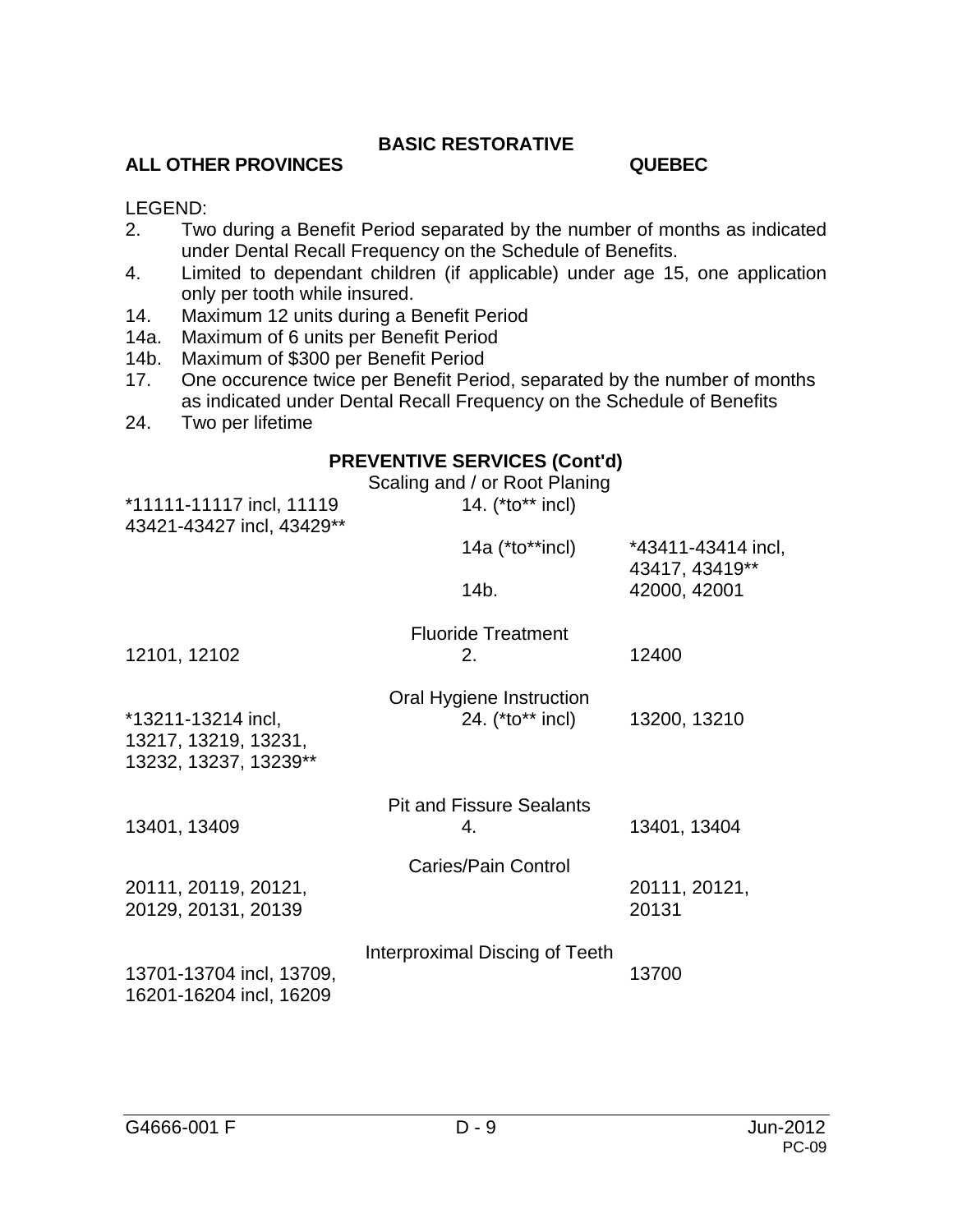# BASIC RESTORATIVE

**ALL OTHER PROVINCES** **QUEBEC**

LEGEND:

2. Two during a Benefit Period separated by the number of months as indicated under Dental Recall Frequency on the Schedule of Benefits.
4. Limited to dependant children (if applicable) under age 15, one application only per tooth while insured.
14. Maximum 12 units during a Benefit Period
14a. Maximum of 6 units per Benefit Period
14b. Maximum of $300 per Benefit Period
17. One occurence twice per Benefit Period, separated by the number of months as indicated under Dental Recall Frequency on the Schedule of Benefits
24. Two per lifetime

## PREVENTIVE SERVICES (Cont'd)

| ALL OTHER PROVINCES | | QUEBEC |
|---|---|---|
| | Scaling and / or Root Planing | |
| *11111-11117 incl, 11119 43421-43427 incl, 43429** | 14. (*to** incl) | |
| | 14a (*to**incl) | *43411-43414 incl, 43417, 43419** |
| | 14b. | 42000, 42001 |
| | Fluoride Treatment | |
| 12101, 12102 | 2. | 12400 |
| | Oral Hygiene Instruction | |
| *13211-13214 incl, 13217, 13219, 13231, 13232, 13237, 13239** | 24. (*to** incl) | 13200, 13210 |
| | Pit and Fissure Sealants | |
| 13401, 13409 | 4. | 13401, 13404 |
| | Caries/Pain Control | |
| 20111, 20119, 20121, 20129, 20131, 20139 | | 20111, 20121, 20131 |
| | Interproximal Discing of Teeth | |
| 13701-13704 incl, 13709, 16201-16204 incl, 16209 | | 13700 |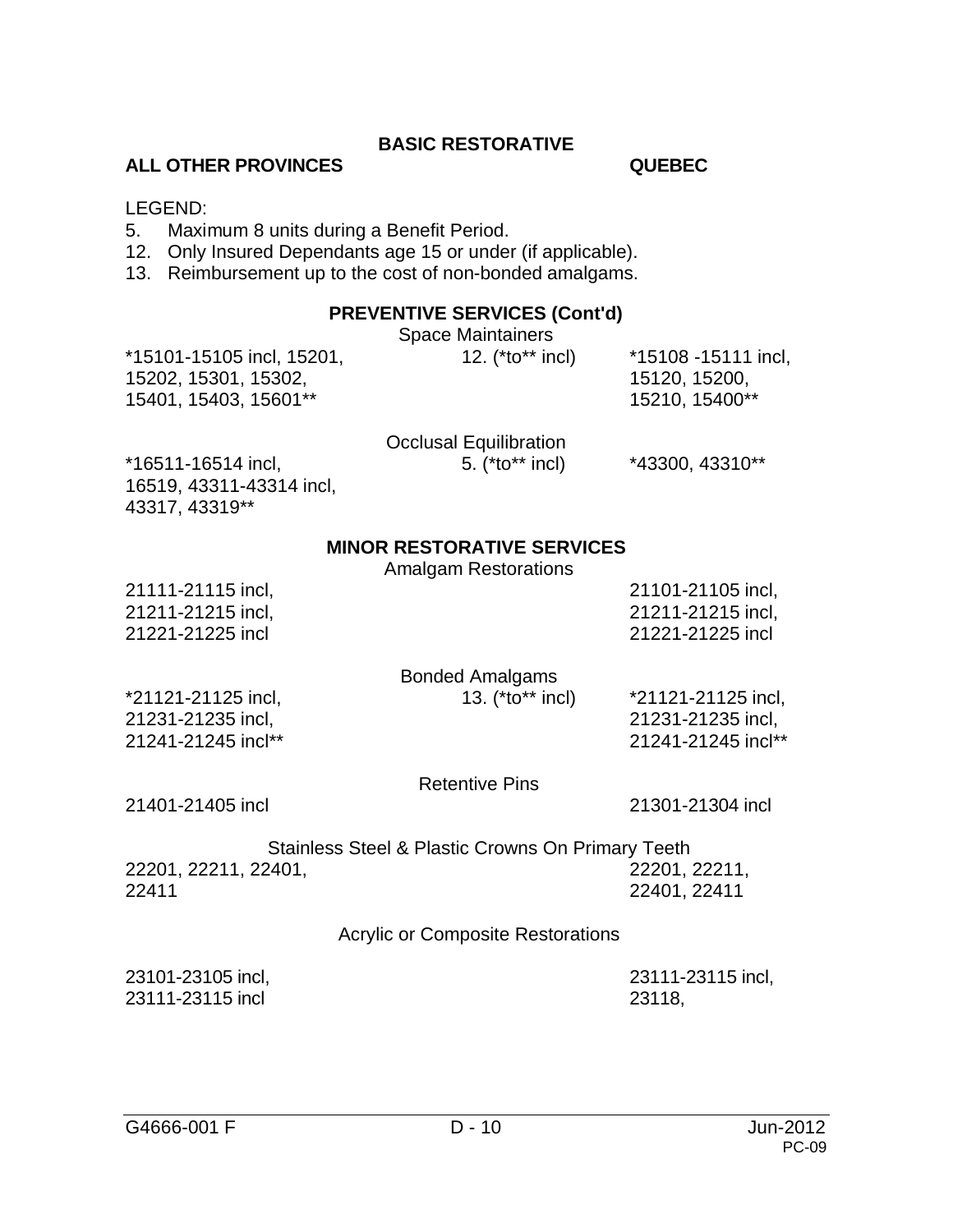## BASIC RESTORATIVE

| ALL OTHER PROVINCES | | QUEBEC |
|---|---|---|

LEGEND:

5. Maximum 8 units during a Benefit Period.
12. Only Insured Dependants age 15 or under (if applicable).
13. Reimbursement up to the cost of non-bonded amalgams.

### PREVENTIVE SERVICES (Cont'd)

| ALL OTHER PROVINCES | | QUEBEC |
|---|---|---|
| | **Space Maintainers** | |
| *15101-15105 incl, 15201, 15202, 15301, 15302, 15401, 15403, 15601** | 12. (*to** incl) | *15108 -15111 incl, 15120, 15200, 15210, 15400** |
| | **Occlusal Equilibration** | |
| *16511-16514 incl, 16519, 43311-43314 incl, 43317, 43319** | 5. (*to** incl) | *43300, 43310** |

### MINOR RESTORATIVE SERVICES

| ALL OTHER PROVINCES | | QUEBEC |
|---|---|---|
| | **Amalgam Restorations** | |
| 21111-21115 incl, 21211-21215 incl, 21221-21225 incl | | 21101-21105 incl, 21211-21215 incl, 21221-21225 incl |
| | **Bonded Amalgams** | |
| *21121-21125 incl, 21231-21235 incl, 21241-21245 incl** | 13. (*to** incl) | *21121-21125 incl, 21231-21235 incl, 21241-21245 incl** |
| | **Retentive Pins** | |
| 21401-21405 incl | | 21301-21304 incl |
| | **Stainless Steel & Plastic Crowns On Primary Teeth** | |
| 22201, 22211, 22401, 22411 | | 22201, 22211, 22401, 22411 |
| | **Acrylic or Composite Restorations** | |
| 23101-23105 incl, 23111-23115 incl | | 23111-23115 incl, 23118, |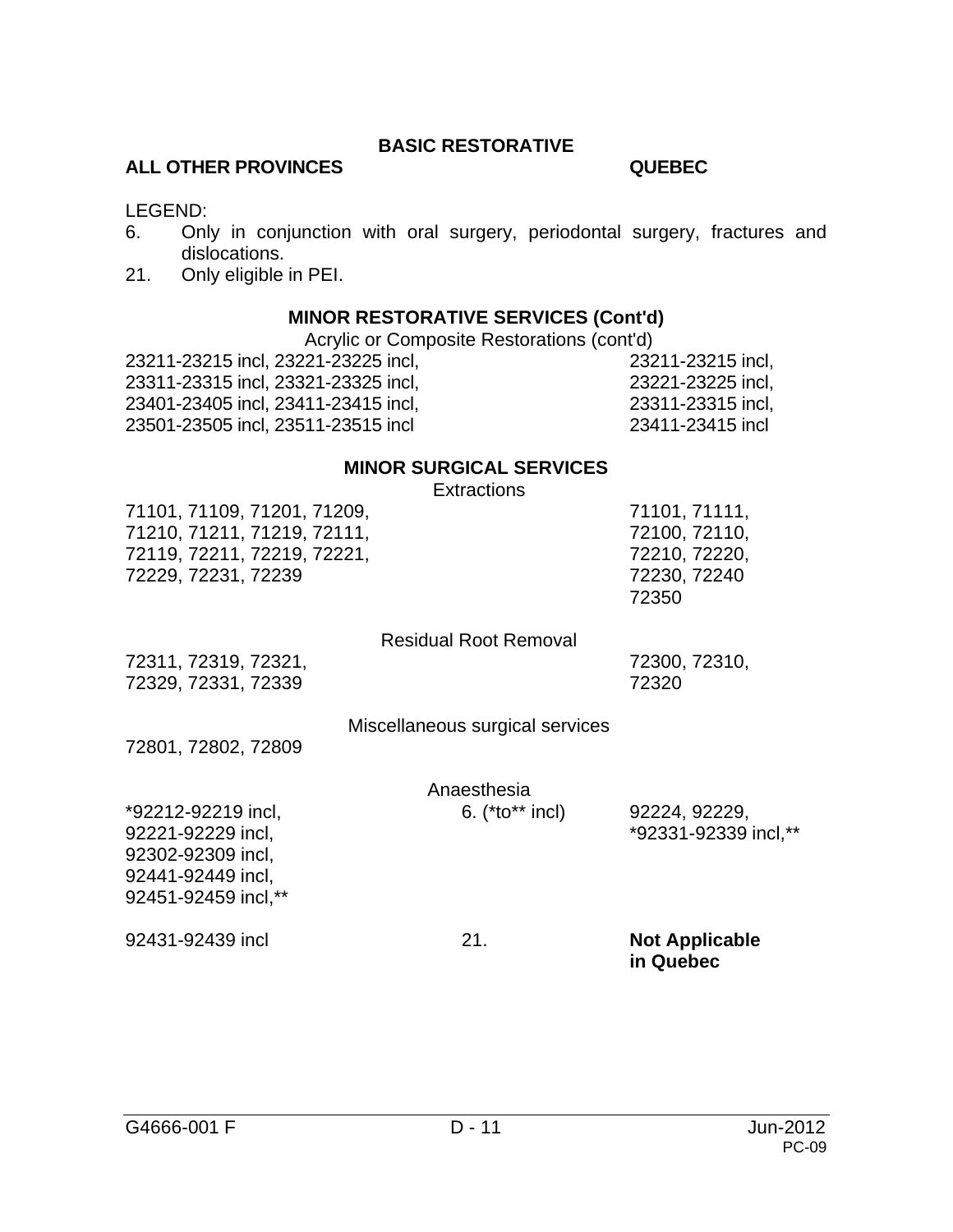## BASIC RESTORATIVE

**ALL OTHER PROVINCES** | **QUEBEC**

LEGEND:

6. Only in conjunction with oral surgery, periodontal surgery, fractures and dislocations.
21. Only eligible in PEI.

### MINOR RESTORATIVE SERVICES (Cont'd)

Acrylic or Composite Restorations (cont'd)

| All Other Provinces | | Quebec |
|---|---|---|
| 23211-23215 incl, 23221-23225 incl, 23311-23315 incl, 23321-23325 incl, 23401-23405 incl, 23411-23415 incl, 23501-23505 incl, 23511-23515 incl | | 23211-23215 incl, 23221-23225 incl, 23311-23315 incl, 23411-23415 incl |

### MINOR SURGICAL SERVICES

| All Other Provinces | | Quebec |
|---|---|---|
| | Extractions | |
| 71101, 71109, 71201, 71209, 71210, 71211, 71219, 72111, 72119, 72211, 72219, 72221, 72229, 72231, 72239 | | 71101, 71111, 72100, 72110, 72210, 72220, 72230, 72240 72350 |
| | Residual Root Removal | |
| 72311, 72319, 72321, 72329, 72331, 72339 | | 72300, 72310, 72320 |
| | Miscellaneous surgical services | |
| 72801, 72802, 72809 | | |
| | Anaesthesia | |
| *92212-92219 incl, 92221-92229 incl, 92302-92309 incl, 92441-92449 incl, 92451-92459 incl,** | 6. (*to** incl) | 92224, 92229, *92331-92339 incl,** |
| 92431-92439 incl | 21. | **Not Applicable in Quebec** |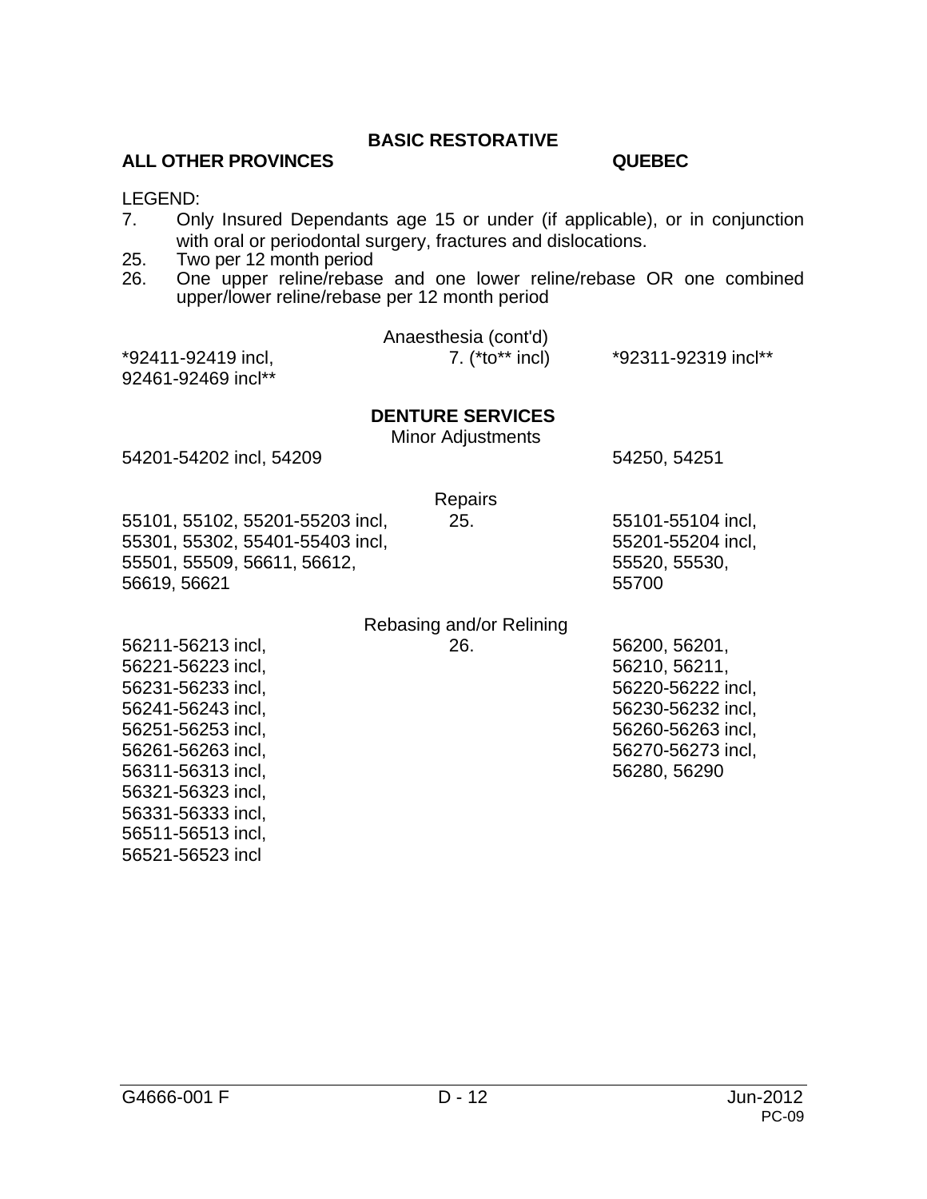## BASIC RESTORATIVE

**ALL OTHER PROVINCES** **QUEBEC**

LEGEND:

7. Only Insured Dependants age 15 or under (if applicable), or in conjunction with oral or periodontal surgery, fractures and dislocations.
25. Two per 12 month period
26. One upper reline/rebase and one lower reline/rebase OR one combined upper/lower reline/rebase per 12 month period

| ALL OTHER PROVINCES | | QUEBEC |
|---|---|---|
| | Anaesthesia (cont'd) | |
| *92411-92419 incl, 92461-92469 incl** | 7. (*to** incl) | *92311-92319 incl** |

### DENTURE SERVICES

| ALL OTHER PROVINCES | | QUEBEC |
|---|---|---|
| | Minor Adjustments | |
| 54201-54202 incl, 54209 | | 54250, 54251 |
| | Repairs | |
| 55101, 55102, 55201-55203 incl, 55301, 55302, 55401-55403 incl, 55501, 55509, 56611, 56612, 56619, 56621 | 25. | 55101-55104 incl, 55201-55204 incl, 55520, 55530, 55700 |
| | Rebasing and/or Relining | |
| 56211-56213 incl, 56221-56223 incl, 56231-56233 incl, 56241-56243 incl, 56251-56253 incl, 56261-56263 incl, 56311-56313 incl, 56321-56323 incl, 56331-56333 incl, 56511-56513 incl, 56521-56523 incl | 26. | 56200, 56201, 56210, 56211, 56220-56222 incl, 56230-56232 incl, 56260-56263 incl, 56270-56273 incl, 56280, 56290 |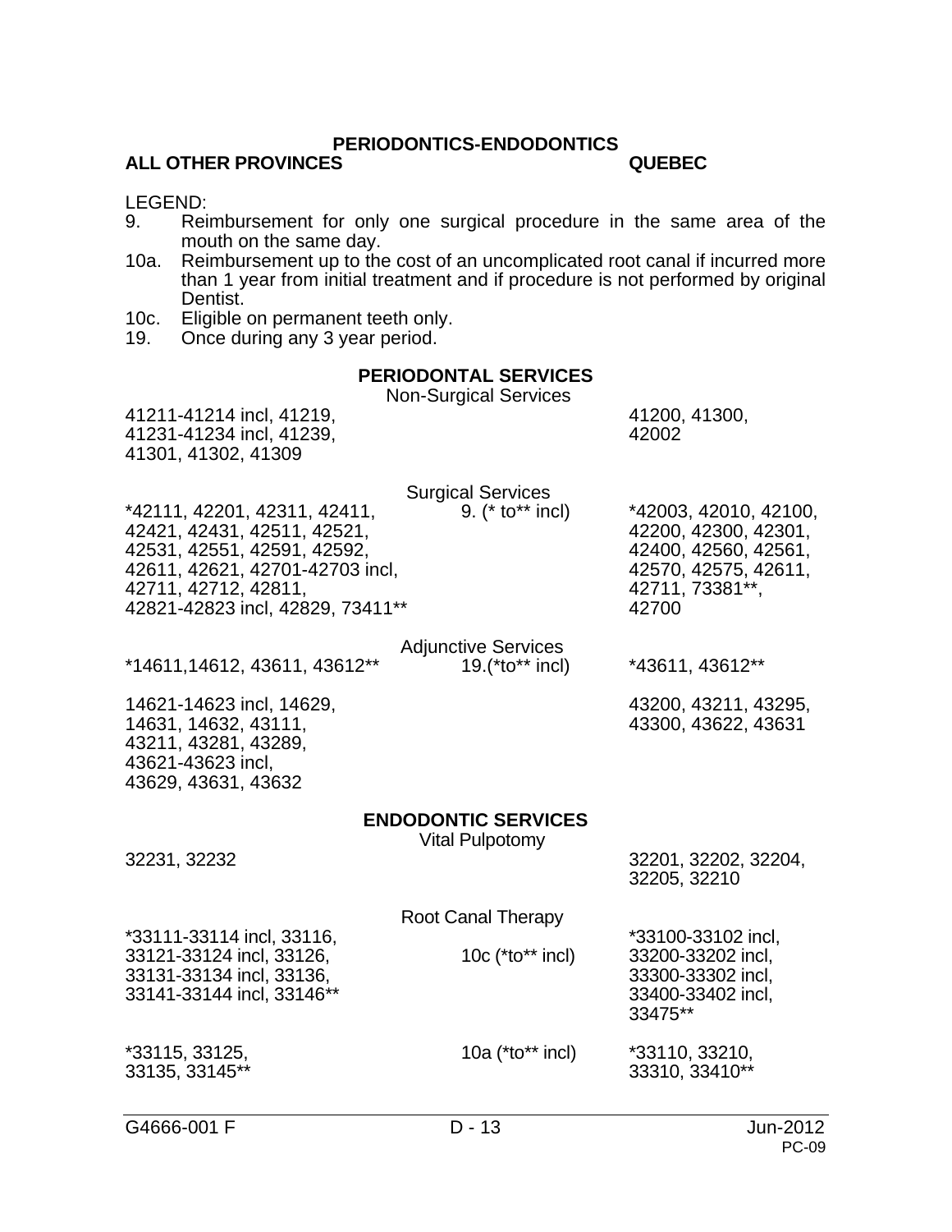## PERIODONTICS-ENDODONTICS

**ALL OTHER PROVINCES** | **QUEBEC**

LEGEND:

- 9. Reimbursement for only one surgical procedure in the same area of the mouth on the same day.
- 10a. Reimbursement up to the cost of an uncomplicated root canal if incurred more than 1 year from initial treatment and if procedure is not performed by original Dentist.
- 10c. Eligible on permanent teeth only.
- 19. Once during any 3 year period.

### PERIODONTAL SERVICES

| ALL OTHER PROVINCES | | QUEBEC |
|---|---|---|
| | **Non-Surgical Services** | |
| 41211-41214 incl, 41219, 41231-41234 incl, 41239, 41301, 41302, 41309 | | 41200, 41300, 42002 |
| | **Surgical Services** | |
| *42111, 42201, 42311, 42411, 42421, 42431, 42511, 42521, 42531, 42551, 42591, 42592, 42611, 42621, 42701-42703 incl, 42711, 42712, 42811, 42821-42823 incl, 42829, 73411** | 9. (* to** incl) | *42003, 42010, 42100, 42200, 42300, 42301, 42400, 42560, 42561, 42570, 42575, 42611, 42711, 73381**, 42700 |
| | **Adjunctive Services** | |
| *14611,14612, 43611, 43612** | 19.(*to** incl) | *43611, 43612** |
| 14621-14623 incl, 14629, 14631, 14632, 43111, 43211, 43281, 43289, 43621-43623 incl, 43629, 43631, 43632 | | 43200, 43211, 43295, 43300, 43622, 43631 |

### ENDODONTIC SERVICES

| ALL OTHER PROVINCES | | QUEBEC |
|---|---|---|
| | **Vital Pulpotomy** | |
| 32231, 32232 | | 32201, 32202, 32204, 32205, 32210 |
| | **Root Canal Therapy** | |
| *33111-33114 incl, 33116, 33121-33124 incl, 33126, 33131-33134 incl, 33136, 33141-33144 incl, 33146** | 10c (*to** incl) | *33100-33102 incl, 33200-33202 incl, 33300-33302 incl, 33400-33402 incl, 33475** |
| *33115, 33125, 33135, 33145** | 10a (*to** incl) | *33110, 33210, 33310, 33410** |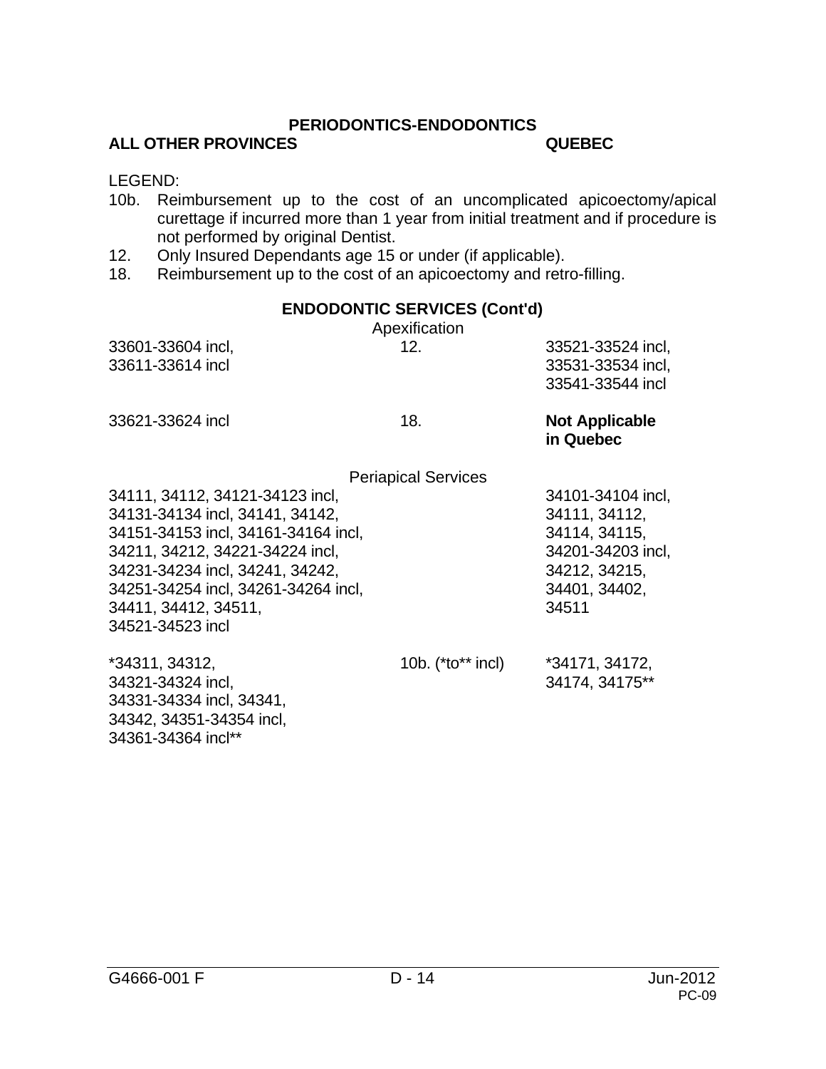# PERIODONTICS-ENDODONTICS

**ALL OTHER PROVINCES** | **QUEBEC**

LEGEND:

10b. Reimbursement up to the cost of an uncomplicated apicoectomy/apical curettage if incurred more than 1 year from initial treatment and if procedure is not performed by original Dentist.

12. Only Insured Dependants age 15 or under (if applicable).

18. Reimbursement up to the cost of an apicoectomy and retro-filling.

## ENDODONTIC SERVICES (Cont'd)

| ALL OTHER PROVINCES | | QUEBEC |
|---|---|---|
| **Apexification** | | |
| 33601-33604 incl, 33611-33614 incl | 12. | 33521-33524 incl, 33531-33534 incl, 33541-33544 incl |
| 33621-33624 incl | 18. | **Not Applicable in Quebec** |
| **Periapical Services** | | |
| 34111, 34112, 34121-34123 incl, 34131-34134 incl, 34141, 34142, 34151-34153 incl, 34161-34164 incl, 34211, 34212, 34221-34224 incl, 34231-34234 incl, 34241, 34242, 34251-34254 incl, 34261-34264 incl, 34411, 34412, 34511, 34521-34523 incl | | 34101-34104 incl, 34111, 34112, 34114, 34115, 34201-34203 incl, 34212, 34215, 34401, 34402, 34511 |
| *34311, 34312, 34321-34324 incl, 34331-34334 incl, 34341, 34342, 34351-34354 incl, 34361-34364 incl** | 10b. (*to** incl) | *34171, 34172, 34174, 34175** |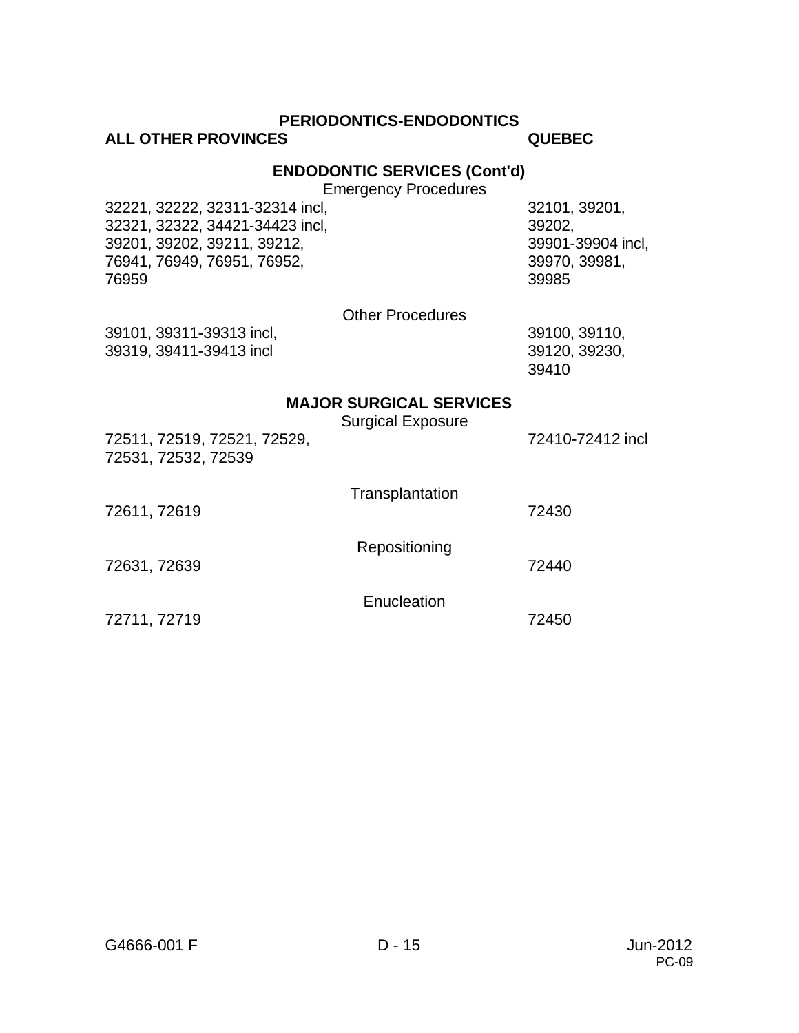# PERIODONTICS-ENDODONTICS

| ALL OTHER PROVINCES | | QUEBEC |
|---|---|---|

## ENDODONTIC SERVICES (Cont'd)

| ALL OTHER PROVINCES | | QUEBEC |
|---|---|---|
| | **Emergency Procedures** | |
| 32221, 32222, 32311-32314 incl, 32321, 32322, 34421-34423 incl, 39201, 39202, 39211, 39212, 76941, 76949, 76951, 76952, 76959 | | 32101, 39201, 39202, 39901-39904 incl, 39970, 39981, 39985 |
| | **Other Procedures** | |
| 39101, 39311-39313 incl, 39319, 39411-39413 incl | | 39100, 39110, 39120, 39230, 39410 |

## MAJOR SURGICAL SERVICES

| ALL OTHER PROVINCES | | QUEBEC |
|---|---|---|
| | **Surgical Exposure** | |
| 72511, 72519, 72521, 72529, 72531, 72532, 72539 | | 72410-72412 incl |
| | **Transplantation** | |
| 72611, 72619 | | 72430 |
| | **Repositioning** | |
| 72631, 72639 | | 72440 |
| | **Enucleation** | |
| 72711, 72719 | | 72450 |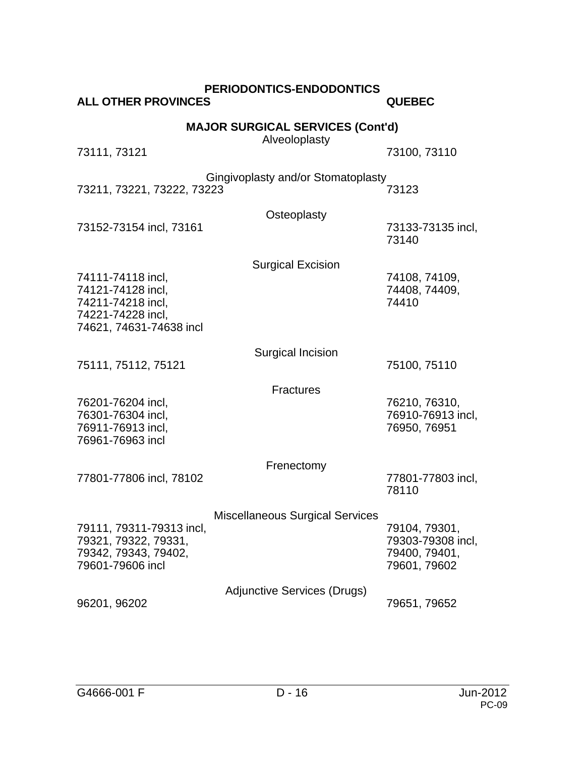## PERIODONTICS-ENDODONTICS

| ALL OTHER PROVINCES | | QUEBEC |
|---|---|---|

### MAJOR SURGICAL SERVICES (Cont'd)

| ALL OTHER PROVINCES | Service | QUEBEC |
|---|---|---|
| 73111, 73121 | Alveoloplasty | 73100, 73110 |
| 73211, 73221, 73222, 73223 | Gingivoplasty and/or Stomatoplasty | 73123 |
| 73152-73154 incl, 73161 | Osteoplasty | 73133-73135 incl, 73140 |
| 74111-74118 incl, 74121-74128 incl, 74211-74218 incl, 74221-74228 incl, 74621, 74631-74638 incl | Surgical Excision | 74108, 74109, 74408, 74409, 74410 |
| 75111, 75112, 75121 | Surgical Incision | 75100, 75110 |
| 76201-76204 incl, 76301-76304 incl, 76911-76913 incl, 76961-76963 incl | Fractures | 76210, 76310, 76910-76913 incl, 76950, 76951 |
| 77801-77806 incl, 78102 | Frenectomy | 77801-77803 incl, 78110 |
| 79111, 79311-79313 incl, 79321, 79322, 79331, 79342, 79343, 79402, 79601-79606 incl | Miscellaneous Surgical Services | 79104, 79301, 79303-79308 incl, 79400, 79401, 79601, 79602 |
| 96201, 96202 | Adjunctive Services (Drugs) | 79651, 79652 |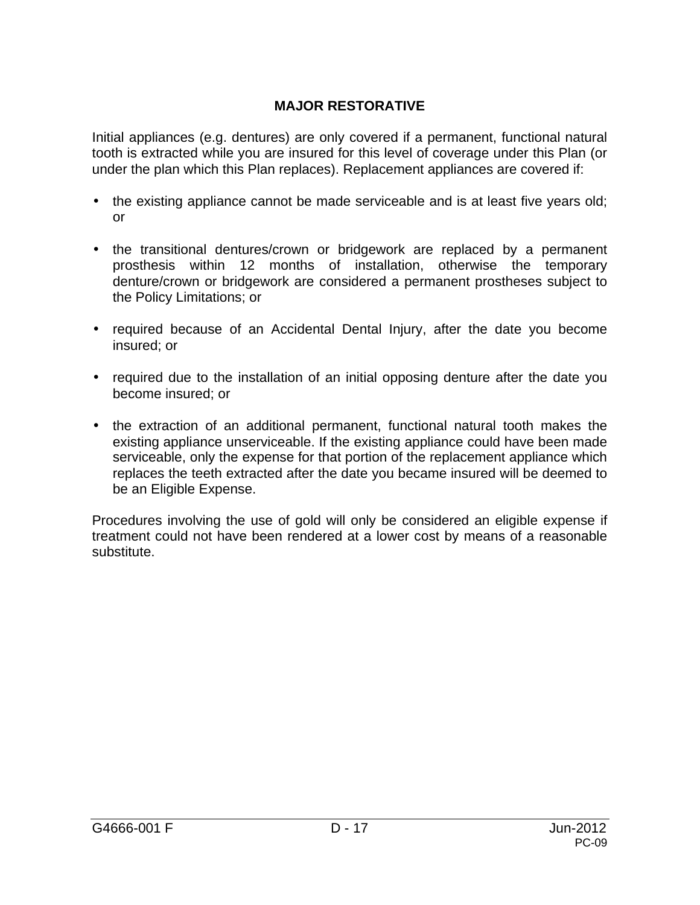## MAJOR RESTORATIVE

Initial appliances (e.g. dentures) are only covered if a permanent, functional natural tooth is extracted while you are insured for this level of coverage under this Plan (or under the plan which this Plan replaces). Replacement appliances are covered if:

- the existing appliance cannot be made serviceable and is at least five years old; or
- the transitional dentures/crown or bridgework are replaced by a permanent prosthesis within 12 months of installation, otherwise the temporary denture/crown or bridgework are considered a permanent prostheses subject to the Policy Limitations; or
- required because of an Accidental Dental Injury, after the date you become insured; or
- required due to the installation of an initial opposing denture after the date you become insured; or
- the extraction of an additional permanent, functional natural tooth makes the existing appliance unserviceable. If the existing appliance could have been made serviceable, only the expense for that portion of the replacement appliance which replaces the teeth extracted after the date you became insured will be deemed to be an Eligible Expense.

Procedures involving the use of gold will only be considered an eligible expense if treatment could not have been rendered at a lower cost by means of a reasonable substitute.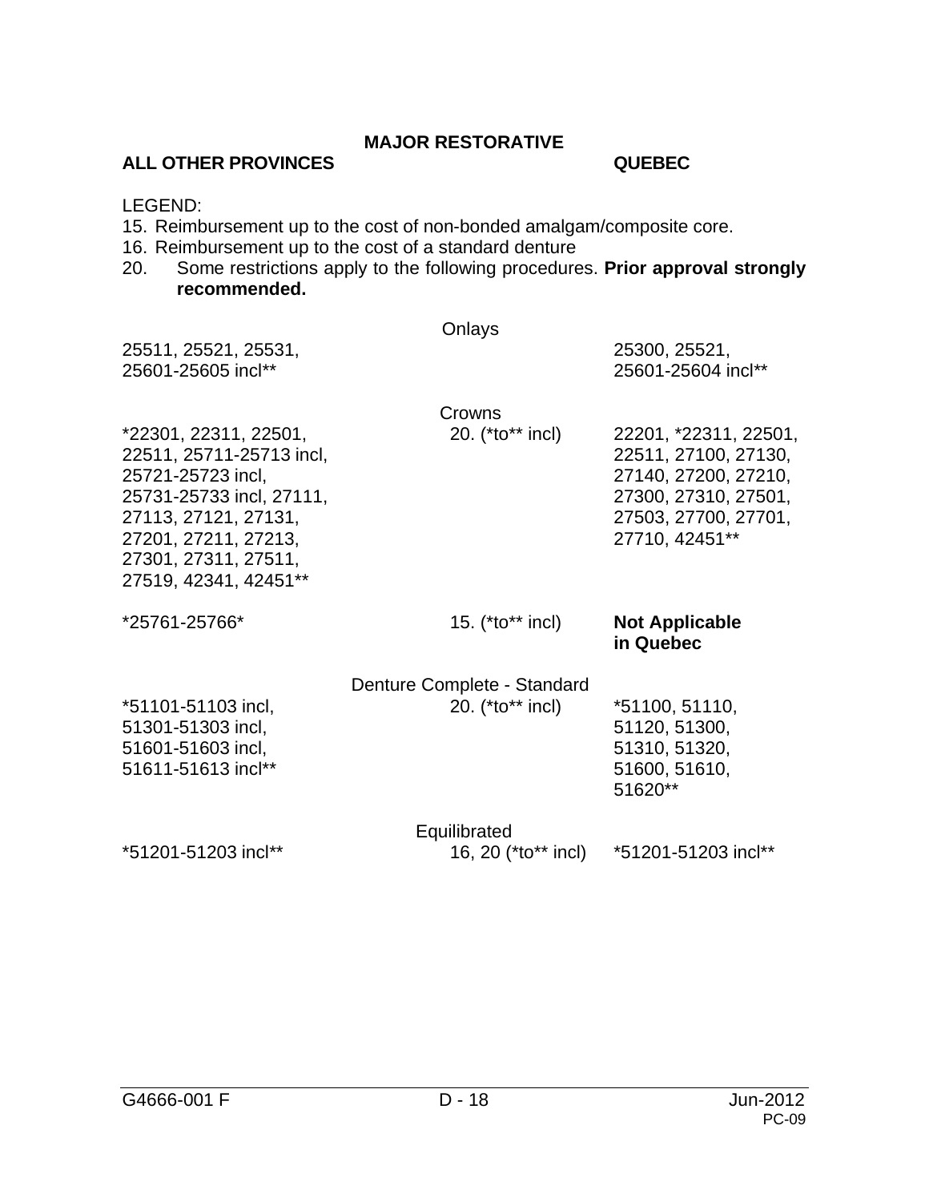# MAJOR RESTORATIVE

LEGEND:

15. Reimbursement up to the cost of non-bonded amalgam/composite core.
16. Reimbursement up to the cost of a standard denture
20. Some restrictions apply to the following procedures. **Prior approval strongly recommended.**

| ALL OTHER PROVINCES | | QUEBEC |
|---|---|---|
| | Onlays | |
| 25511, 25521, 25531, 25601-25605 incl** | | 25300, 25521, 25601-25604 incl** |
| | Crowns | |
| *22301, 22311, 22501, 22511, 25711-25713 incl, 25721-25723 incl, 25731-25733 incl, 27111, 27113, 27121, 27131, 27201, 27211, 27213, 27301, 27311, 27511, 27519, 42341, 42451** | 20. (*to** incl) | 22201, *22311, 22501, 22511, 27100, 27130, 27140, 27200, 27210, 27300, 27310, 27501, 27503, 27700, 27701, 27710, 42451** |
| *25761-25766* | 15. (*to** incl) | **Not Applicable in Quebec** |
| | Denture Complete - Standard | |
| *51101-51103 incl, 51301-51303 incl, 51601-51603 incl, 51611-51613 incl** | 20. (*to** incl) | *51100, 51110, 51120, 51300, 51310, 51320, 51600, 51610, 51620** |
| | Equilibrated | |
| *51201-51203 incl** | 16, 20 (*to** incl) | *51201-51203 incl** |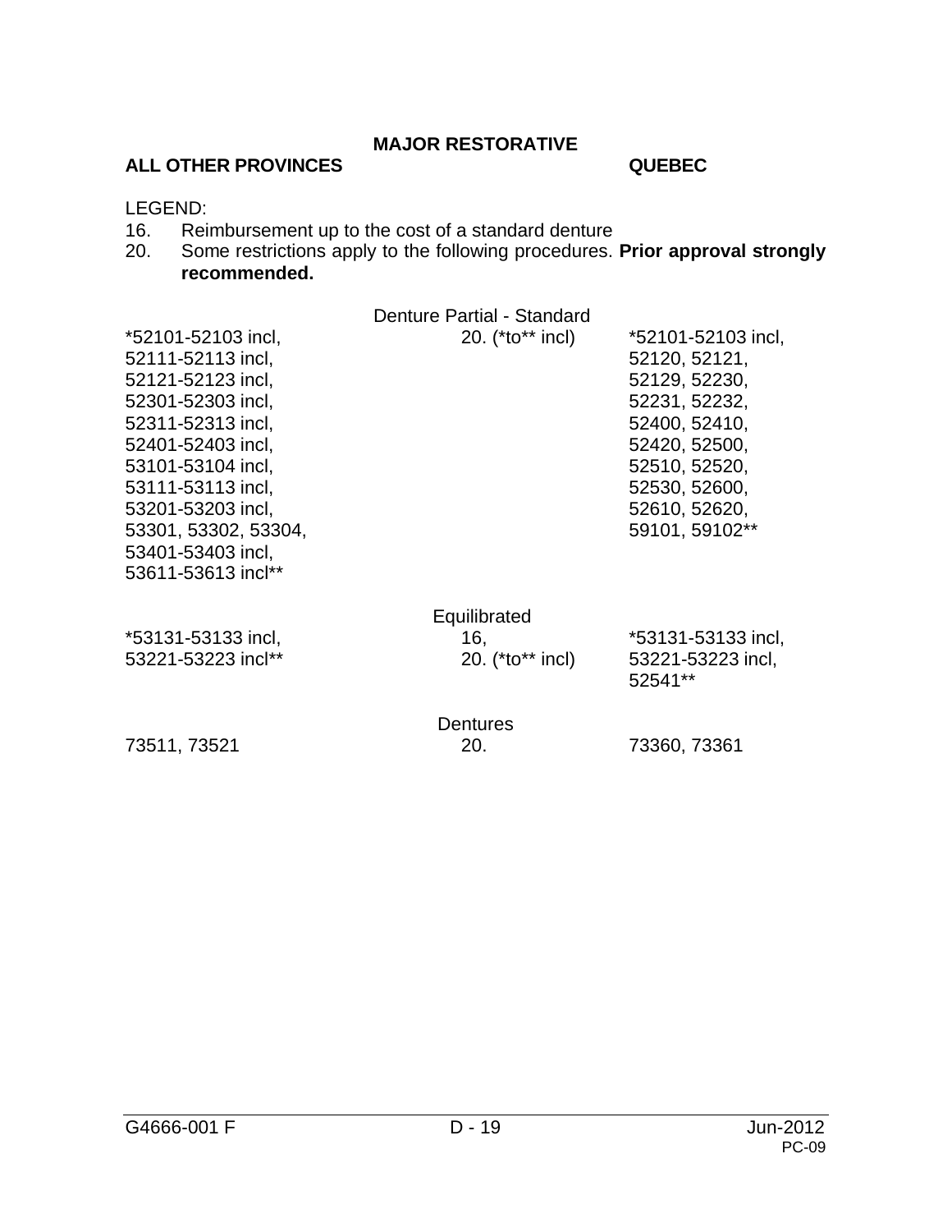## MAJOR RESTORATIVE

**ALL OTHER PROVINCES** | **QUEBEC**

LEGEND:

16. Reimbursement up to the cost of a standard denture
20. Some restrictions apply to the following procedures. **Prior approval strongly recommended.**

| All Other Provinces | | Quebec |
|---|---|---|
| | Denture Partial - Standard | |
| *52101-52103 incl, 52111-52113 incl, 52121-52123 incl, 52301-52303 incl, 52311-52313 incl, 52401-52403 incl, 53101-53104 incl, 53111-53113 incl, 53201-53203 incl, 53301, 53302, 53304, 53401-53403 incl, 53611-53613 incl** | 20. (*to** incl) | *52101-52103 incl, 52120, 52121, 52129, 52230, 52231, 52232, 52400, 52410, 52420, 52500, 52510, 52520, 52530, 52600, 52610, 52620, 59101, 59102** |
| | Equilibrated | |
| *53131-53133 incl, 53221-53223 incl** | 16, 20. (*to** incl) | *53131-53133 incl, 53221-53223 incl, 52541** |
| | Dentures | |
| 73511, 73521 | 20. | 73360, 73361 |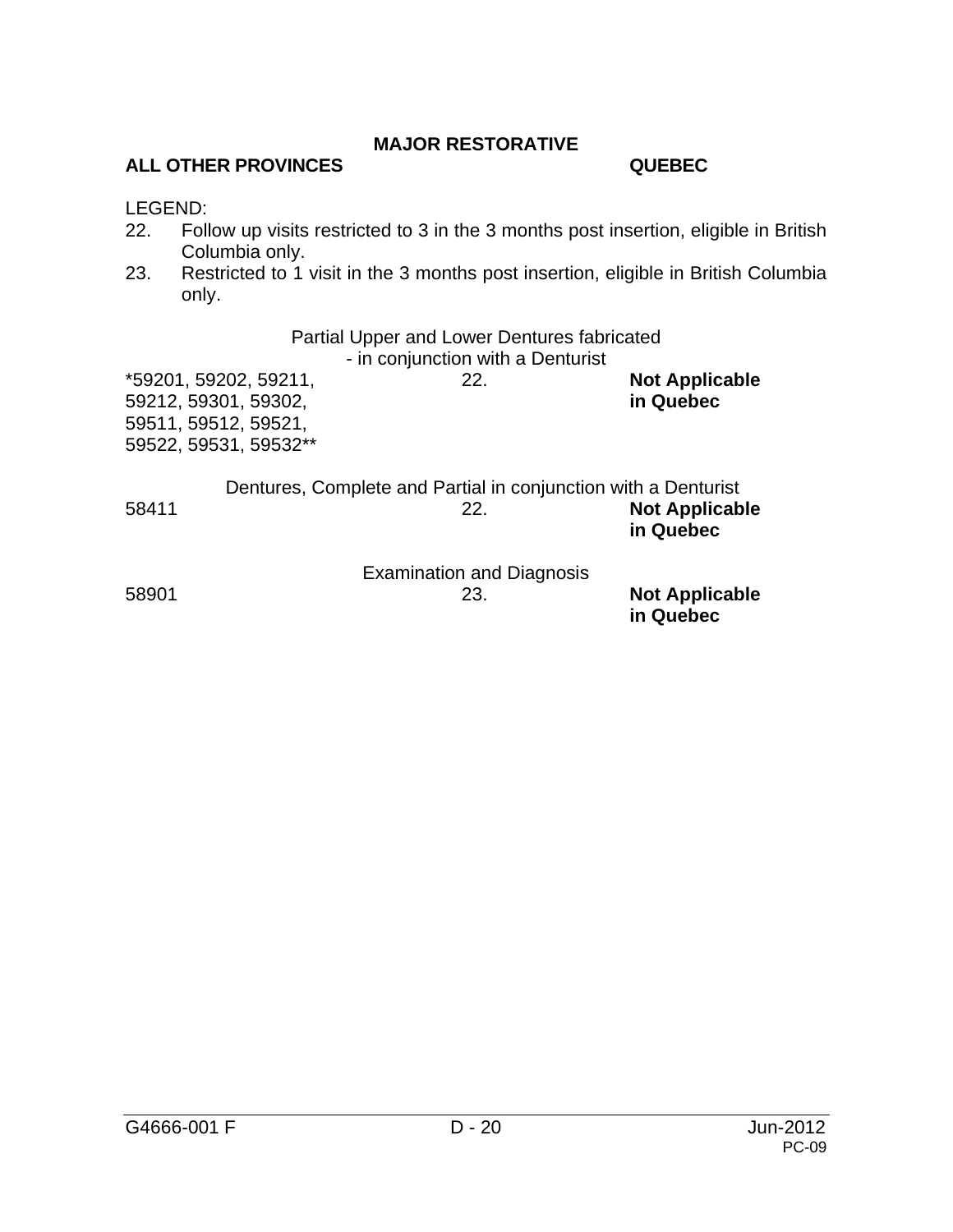## MAJOR RESTORATIVE

**ALL OTHER PROVINCES** | **QUEBEC**

LEGEND:

22. Follow up visits restricted to 3 in the 3 months post insertion, eligible in British Columbia only.
23. Restricted to 1 visit in the 3 months post insertion, eligible in British Columbia only.

| ALL OTHER PROVINCES | | QUEBEC |
|---|---|---|
| **Partial Upper and Lower Dentures fabricated - in conjunction with a Denturist** | | |
| *59201, 59202, 59211, 59212, 59301, 59302, 59511, 59512, 59521, 59522, 59531, 59532** | 22. | **Not Applicable in Quebec** |
| **Dentures, Complete and Partial in conjunction with a Denturist** | | |
| 58411 | 22. | **Not Applicable in Quebec** |
| **Examination and Diagnosis** | | |
| 58901 | 23. | **Not Applicable in Quebec** |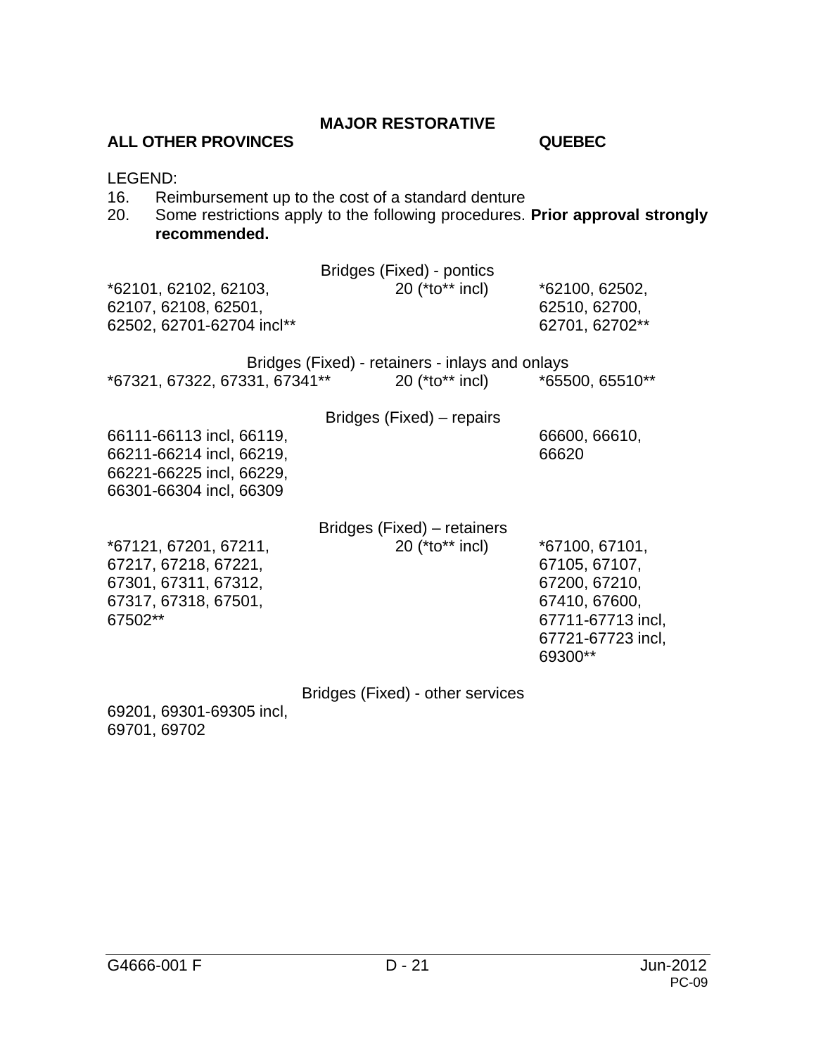## MAJOR RESTORATIVE

**ALL OTHER PROVINCES** | **QUEBEC**

LEGEND:

16. Reimbursement up to the cost of a standard denture
20. Some restrictions apply to the following procedures. **Prior approval strongly recommended.**

| All Other Provinces | Legend | Quebec |
|---|---|---|
| **Bridges (Fixed) - pontics** | | |
| *62101, 62102, 62103, 62107, 62108, 62501, 62502, 62701-62704 incl** | 20 (*to** incl) | *62100, 62502, 62510, 62700, 62701, 62702** |
| **Bridges (Fixed) - retainers - inlays and onlays** | | |
| *67321, 67322, 67331, 67341** | 20 (*to** incl) | *65500, 65510** |
| **Bridges (Fixed) – repairs** | | |
| 66111-66113 incl, 66119, 66211-66214 incl, 66219, 66221-66225 incl, 66229, 66301-66304 incl, 66309 | | 66600, 66610, 66620 |
| **Bridges (Fixed) – retainers** | | |
| *67121, 67201, 67211, 67217, 67218, 67221, 67301, 67311, 67312, 67317, 67318, 67501, 67502** | 20 (*to** incl) | *67100, 67101, 67105, 67107, 67200, 67210, 67410, 67600, 67711-67713 incl, 67721-67723 incl, 69300** |
| **Bridges (Fixed) - other services** | | |
| 69201, 69301-69305 incl, 69701, 69702 | | |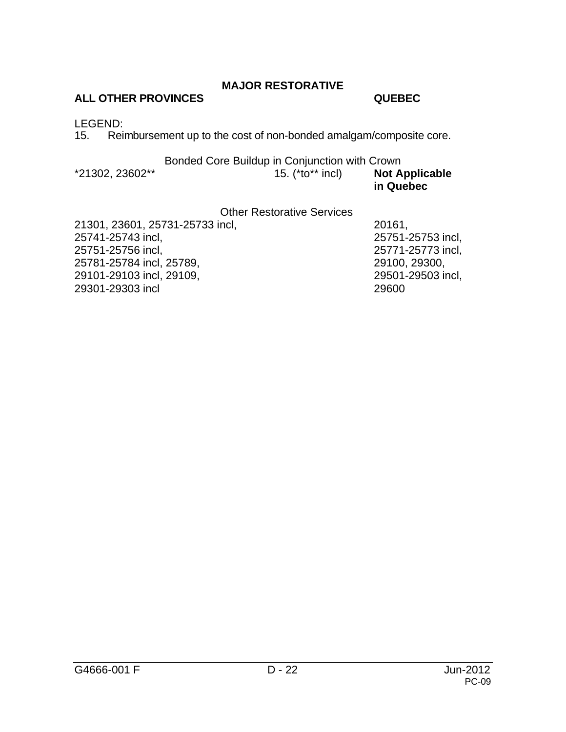## MAJOR RESTORATIVE

| ALL OTHER PROVINCES | | QUEBEC |
|---|---|---|

LEGEND:
15. Reimbursement up to the cost of non-bonded amalgam/composite core.

| ALL OTHER PROVINCES | | QUEBEC |
|---|---|---|
| **Bonded Core Buildup in Conjunction with Crown** | | |
| *21302, 23602** | 15. (*to** incl) | **Not Applicable in Quebec** |
| **Other Restorative Services** | | |
| 21301, 23601, 25731-25733 incl, 25741-25743 incl, 25751-25756 incl, 25781-25784 incl, 25789, 29101-29103 incl, 29109, 29301-29303 incl | | 20161, 25751-25753 incl, 25771-25773 incl, 29100, 29300, 29501-29503 incl, 29600 |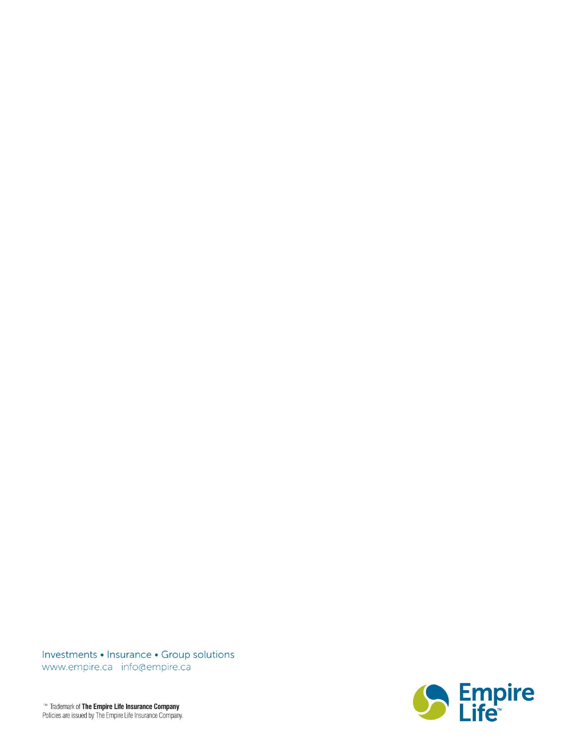Investments • Insurance • Group solutions
www.empire.ca info@empire.ca

™ Trademark of **The Empire Life Insurance Company**
Policies are issued by The Empire Life Insurance Company.

Empire Life™